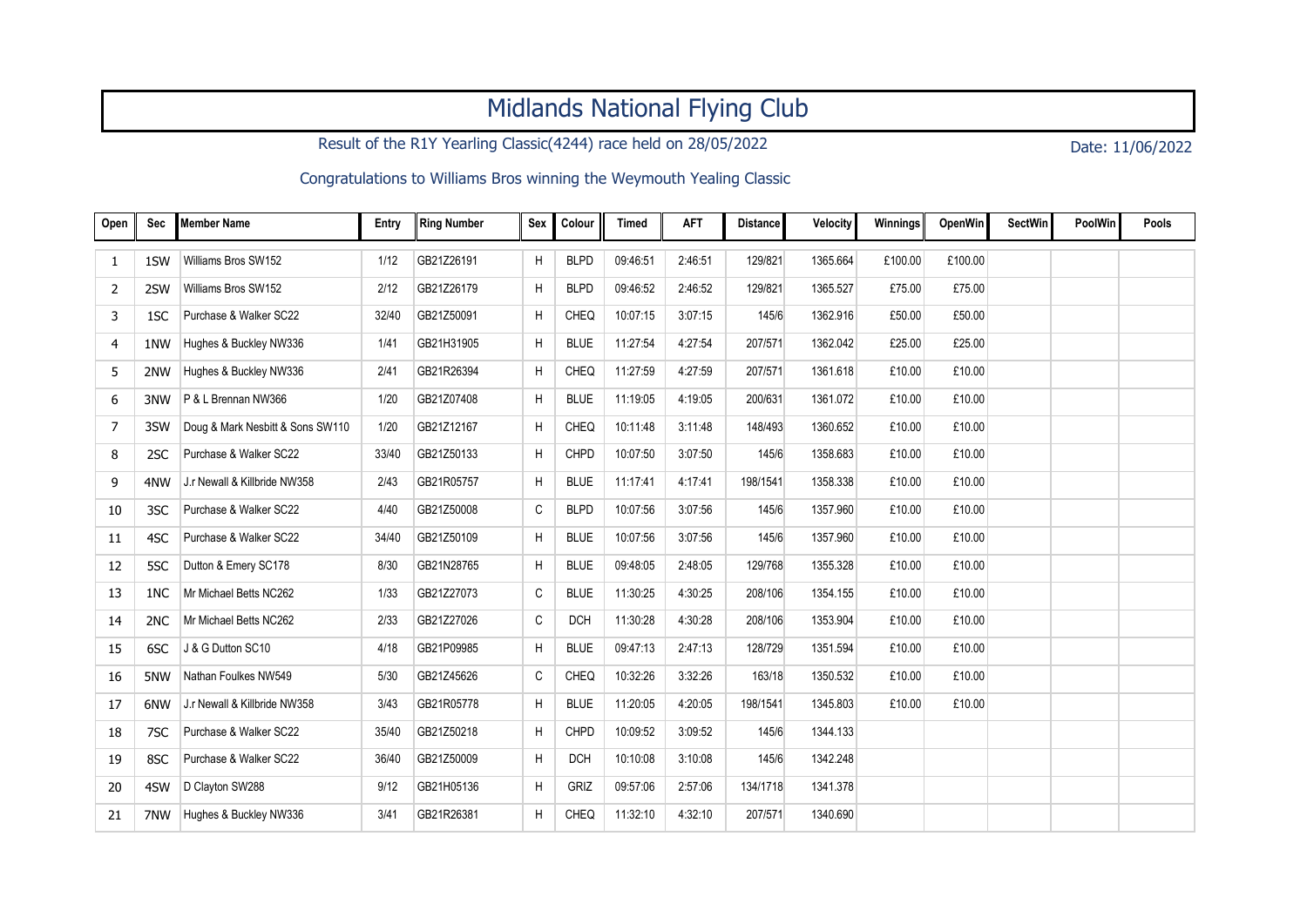# Midlands National Flying Club

Result of the R1Y Yearling Classic(4244) race held on 28/05/2022

Date: 11/06/2022

Congratulations to Williams Bros winning the Weymouth Yealing Classic

| Open | Sec | Member Name | Entry | Ring Number | Sex | Colour | Timed | AFT | Distance | Velocity | Winnings | OpenWin | SectWin | PoolWin | Pools |
|---|---|---|---|---|---|---|---|---|---|---|---|---|---|---|---|
| 1 | 1SW | Williams Bros SW152 | 1/12 | GB21Z26191 | H | BLPD | 09:46:51 | 2:46:51 | 129/821 | 1365.664 | £100.00 | £100.00 | | | |
| 2 | 2SW | Williams Bros SW152 | 2/12 | GB21Z26179 | H | BLPD | 09:46:52 | 2:46:52 | 129/821 | 1365.527 | £75.00 | £75.00 | | | |
| 3 | 1SC | Purchase & Walker SC22 | 32/40 | GB21Z50091 | H | CHEQ | 10:07:15 | 3:07:15 | 145/6 | 1362.916 | £50.00 | £50.00 | | | |
| 4 | 1NW | Hughes & Buckley NW336 | 1/41 | GB21H31905 | H | BLUE | 11:27:54 | 4:27:54 | 207/571 | 1362.042 | £25.00 | £25.00 | | | |
| 5 | 2NW | Hughes & Buckley NW336 | 2/41 | GB21R26394 | H | CHEQ | 11:27:59 | 4:27:59 | 207/571 | 1361.618 | £10.00 | £10.00 | | | |
| 6 | 3NW | P & L Brennan NW366 | 1/20 | GB21Z07408 | H | BLUE | 11:19:05 | 4:19:05 | 200/631 | 1361.072 | £10.00 | £10.00 | | | |
| 7 | 3SW | Doug & Mark Nesbitt & Sons SW110 | 1/20 | GB21Z12167 | H | CHEQ | 10:11:48 | 3:11:48 | 148/493 | 1360.652 | £10.00 | £10.00 | | | |
| 8 | 2SC | Purchase & Walker SC22 | 33/40 | GB21Z50133 | H | CHPD | 10:07:50 | 3:07:50 | 145/6 | 1358.683 | £10.00 | £10.00 | | | |
| 9 | 4NW | J.r Newall & Killbride NW358 | 2/43 | GB21R05757 | H | BLUE | 11:17:41 | 4:17:41 | 198/1541 | 1358.338 | £10.00 | £10.00 | | | |
| 10 | 3SC | Purchase & Walker SC22 | 4/40 | GB21Z50008 | C | BLPD | 10:07:56 | 3:07:56 | 145/6 | 1357.960 | £10.00 | £10.00 | | | |
| 11 | 4SC | Purchase & Walker SC22 | 34/40 | GB21Z50109 | H | BLUE | 10:07:56 | 3:07:56 | 145/6 | 1357.960 | £10.00 | £10.00 | | | |
| 12 | 5SC | Dutton & Emery SC178 | 8/30 | GB21N28765 | H | BLUE | 09:48:05 | 2:48:05 | 129/768 | 1355.328 | £10.00 | £10.00 | | | |
| 13 | 1NC | Mr Michael Betts NC262 | 1/33 | GB21Z27073 | C | BLUE | 11:30:25 | 4:30:25 | 208/106 | 1354.155 | £10.00 | £10.00 | | | |
| 14 | 2NC | Mr Michael Betts NC262 | 2/33 | GB21Z27026 | C | DCH | 11:30:28 | 4:30:28 | 208/106 | 1353.904 | £10.00 | £10.00 | | | |
| 15 | 6SC | J & G Dutton SC10 | 4/18 | GB21P09985 | H | BLUE | 09:47:13 | 2:47:13 | 128/729 | 1351.594 | £10.00 | £10.00 | | | |
| 16 | 5NW | Nathan Foulkes NW549 | 5/30 | GB21Z45626 | C | CHEQ | 10:32:26 | 3:32:26 | 163/18 | 1350.532 | £10.00 | £10.00 | | | |
| 17 | 6NW | J.r Newall & Killbride NW358 | 3/43 | GB21R05778 | H | BLUE | 11:20:05 | 4:20:05 | 198/1541 | 1345.803 | £10.00 | £10.00 | | | |
| 18 | 7SC | Purchase & Walker SC22 | 35/40 | GB21Z50218 | H | CHPD | 10:09:52 | 3:09:52 | 145/6 | 1344.133 | | | | | |
| 19 | 8SC | Purchase & Walker SC22 | 36/40 | GB21Z50009 | H | DCH | 10:10:08 | 3:10:08 | 145/6 | 1342.248 | | | | | |
| 20 | 4SW | D Clayton SW288 | 9/12 | GB21H05136 | H | GRIZ | 09:57:06 | 2:57:06 | 134/1718 | 1341.378 | | | | | |
| 21 | 7NW | Hughes & Buckley NW336 | 3/41 | GB21R26381 | H | CHEQ | 11:32:10 | 4:32:10 | 207/571 | 1340.690 | | | | | |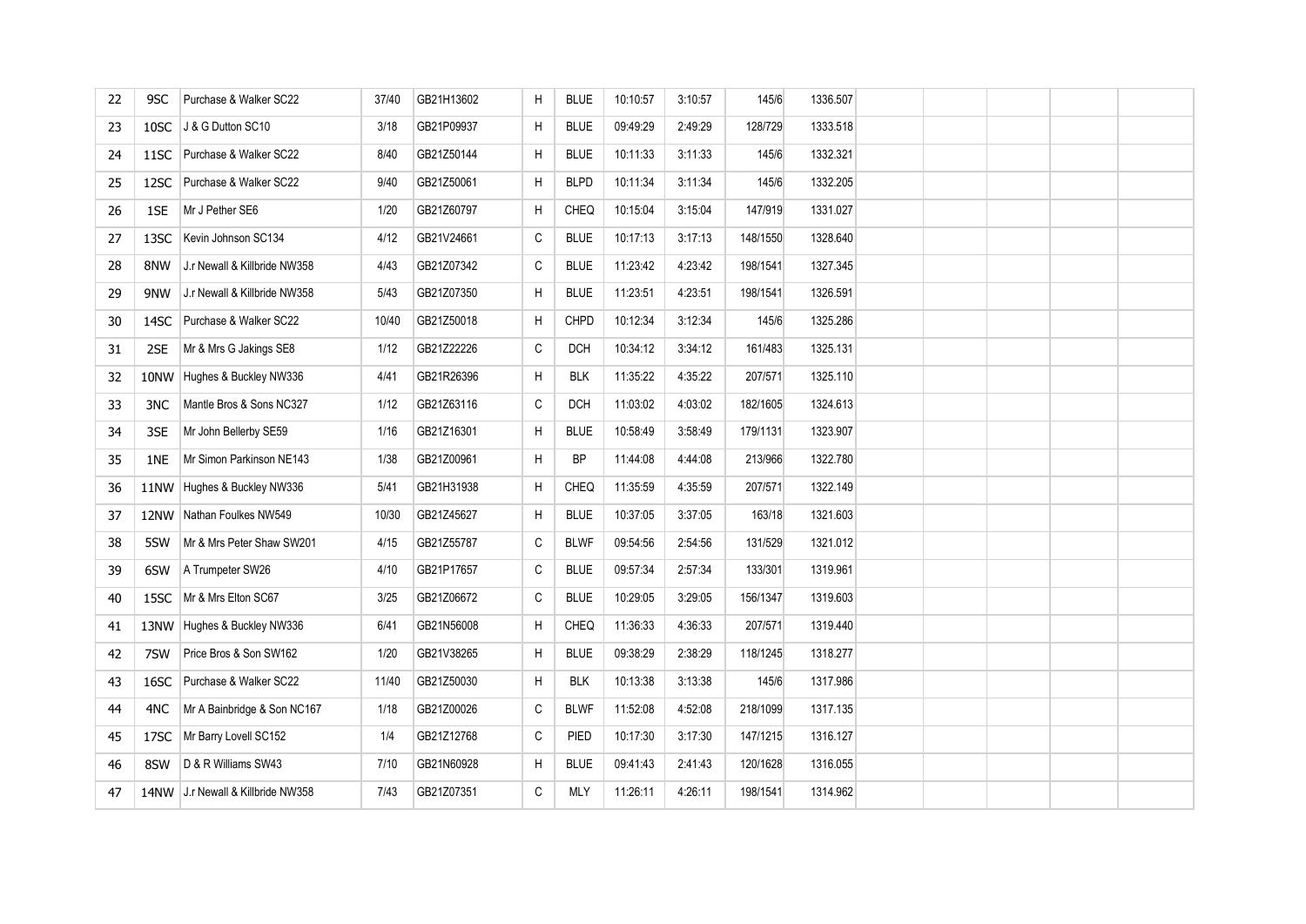| | | | | | | | | | | | | | | | |
|---|---|---|---|---|---|---|---|---|---|---|---|---|---|---|---|
| 22 | 9SC | Purchase & Walker SC22 | 37/40 | GB21H13602 | H | BLUE | 10:10:57 | 3:10:57 | 145/6 | 1336.507 | | | | | |
| 23 | 10SC | J & G Dutton SC10 | 3/18 | GB21P09937 | H | BLUE | 09:49:29 | 2:49:29 | 128/729 | 1333.518 | | | | | |
| 24 | 11SC | Purchase & Walker SC22 | 8/40 | GB21Z50144 | H | BLUE | 10:11:33 | 3:11:33 | 145/6 | 1332.321 | | | | | |
| 25 | 12SC | Purchase & Walker SC22 | 9/40 | GB21Z50061 | H | BLPD | 10:11:34 | 3:11:34 | 145/6 | 1332.205 | | | | | |
| 26 | 1SE | Mr J Pether SE6 | 1/20 | GB21Z60797 | H | CHEQ | 10:15:04 | 3:15:04 | 147/919 | 1331.027 | | | | | |
| 27 | 13SC | Kevin Johnson SC134 | 4/12 | GB21V24661 | C | BLUE | 10:17:13 | 3:17:13 | 148/1550 | 1328.640 | | | | | |
| 28 | 8NW | J.r Newall & Killbride NW358 | 4/43 | GB21Z07342 | C | BLUE | 11:23:42 | 4:23:42 | 198/1541 | 1327.345 | | | | | |
| 29 | 9NW | J.r Newall & Killbride NW358 | 5/43 | GB21Z07350 | H | BLUE | 11:23:51 | 4:23:51 | 198/1541 | 1326.591 | | | | | |
| 30 | 14SC | Purchase & Walker SC22 | 10/40 | GB21Z50018 | H | CHPD | 10:12:34 | 3:12:34 | 145/6 | 1325.286 | | | | | |
| 31 | 2SE | Mr & Mrs G Jakings SE8 | 1/12 | GB21Z22226 | C | DCH | 10:34:12 | 3:34:12 | 161/483 | 1325.131 | | | | | |
| 32 | 10NW | Hughes & Buckley NW336 | 4/41 | GB21R26396 | H | BLK | 11:35:22 | 4:35:22 | 207/571 | 1325.110 | | | | | |
| 33 | 3NC | Mantle Bros & Sons NC327 | 1/12 | GB21Z63116 | C | DCH | 11:03:02 | 4:03:02 | 182/1605 | 1324.613 | | | | | |
| 34 | 3SE | Mr John Bellerby SE59 | 1/16 | GB21Z16301 | H | BLUE | 10:58:49 | 3:58:49 | 179/1131 | 1323.907 | | | | | |
| 35 | 1NE | Mr Simon Parkinson NE143 | 1/38 | GB21Z00961 | H | BP | 11:44:08 | 4:44:08 | 213/966 | 1322.780 | | | | | |
| 36 | 11NW | Hughes & Buckley NW336 | 5/41 | GB21H31938 | H | CHEQ | 11:35:59 | 4:35:59 | 207/571 | 1322.149 | | | | | |
| 37 | 12NW | Nathan Foulkes NW549 | 10/30 | GB21Z45627 | H | BLUE | 10:37:05 | 3:37:05 | 163/18 | 1321.603 | | | | | |
| 38 | 5SW | Mr & Mrs Peter Shaw SW201 | 4/15 | GB21Z55787 | C | BLWF | 09:54:56 | 2:54:56 | 131/529 | 1321.012 | | | | | |
| 39 | 6SW | A Trumpeter SW26 | 4/10 | GB21P17657 | C | BLUE | 09:57:34 | 2:57:34 | 133/301 | 1319.961 | | | | | |
| 40 | 15SC | Mr & Mrs Elton SC67 | 3/25 | GB21Z06672 | C | BLUE | 10:29:05 | 3:29:05 | 156/1347 | 1319.603 | | | | | |
| 41 | 13NW | Hughes & Buckley NW336 | 6/41 | GB21N56008 | H | CHEQ | 11:36:33 | 4:36:33 | 207/571 | 1319.440 | | | | | |
| 42 | 7SW | Price Bros & Son SW162 | 1/20 | GB21V38265 | H | BLUE | 09:38:29 | 2:38:29 | 118/1245 | 1318.277 | | | | | |
| 43 | 16SC | Purchase & Walker SC22 | 11/40 | GB21Z50030 | H | BLK | 10:13:38 | 3:13:38 | 145/6 | 1317.986 | | | | | |
| 44 | 4NC | Mr A Bainbridge & Son NC167 | 1/18 | GB21Z00026 | C | BLWF | 11:52:08 | 4:52:08 | 218/1099 | 1317.135 | | | | | |
| 45 | 17SC | Mr Barry Lovell SC152 | 1/4 | GB21Z12768 | C | PIED | 10:17:30 | 3:17:30 | 147/1215 | 1316.127 | | | | | |
| 46 | 8SW | D & R Williams SW43 | 7/10 | GB21N60928 | H | BLUE | 09:41:43 | 2:41:43 | 120/1628 | 1316.055 | | | | | |
| 47 | 14NW | J.r Newall & Killbride NW358 | 7/43 | GB21Z07351 | C | MLY | 11:26:11 | 4:26:11 | 198/1541 | 1314.962 | | | | | |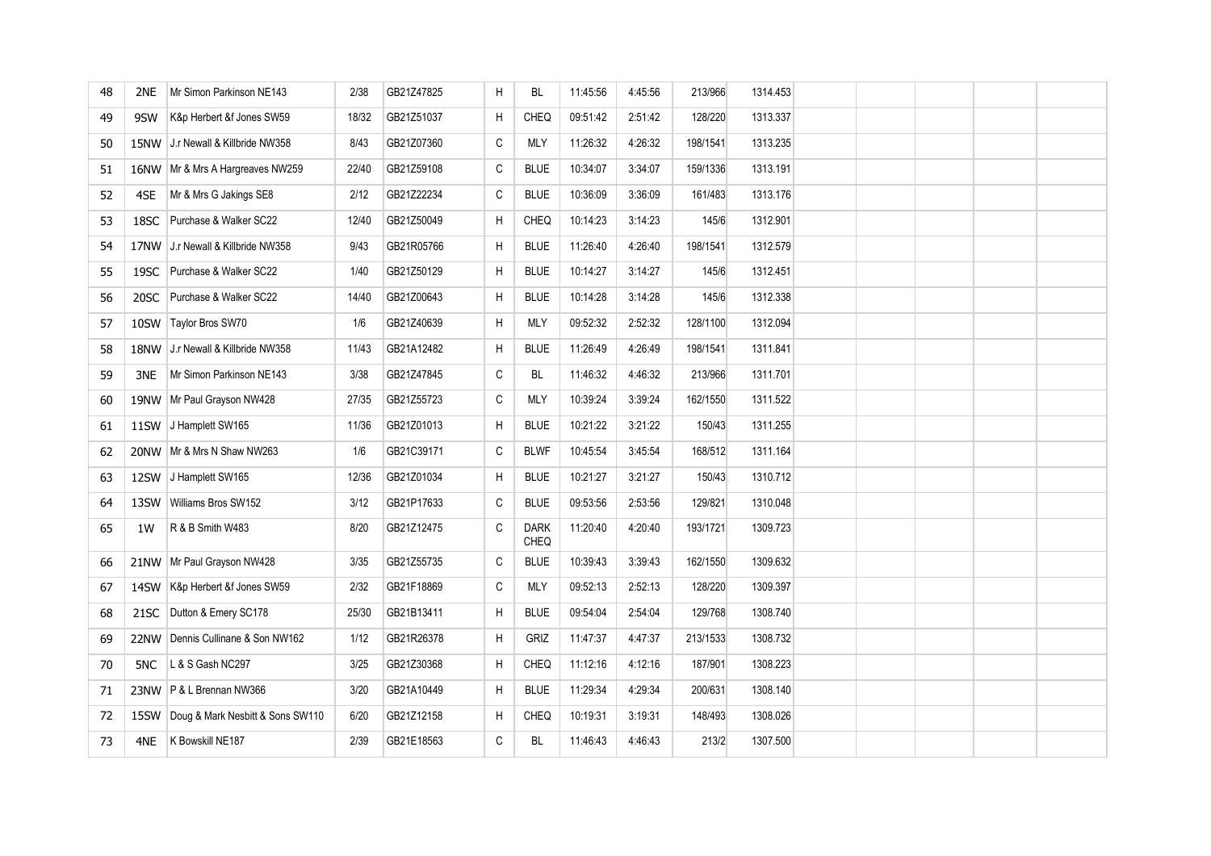| | | | | | | | | | | | | | | | | |
|---|---|---|---|---|---|---|---|---|---|---|---|---|---|---|---|---|
| 48 | 2NE | Mr Simon Parkinson NE143 | 2/38 | GB21Z47825 | H | BL | 11:45:56 | 4:45:56 | 213/966 | 1314.453 | | | | | | |
| 49 | 9SW | K&p Herbert &f Jones SW59 | 18/32 | GB21Z51037 | H | CHEQ | 09:51:42 | 2:51:42 | 128/220 | 1313.337 | | | | | | |
| 50 | 15NW | J.r Newall & Killbride NW358 | 8/43 | GB21Z07360 | C | MLY | 11:26:32 | 4:26:32 | 198/1541 | 1313.235 | | | | | | |
| 51 | 16NW | Mr & Mrs A Hargreaves NW259 | 22/40 | GB21Z59108 | C | BLUE | 10:34:07 | 3:34:07 | 159/1336 | 1313.191 | | | | | | |
| 52 | 4SE | Mr & Mrs G Jakings SE8 | 2/12 | GB21Z22234 | C | BLUE | 10:36:09 | 3:36:09 | 161/483 | 1313.176 | | | | | | |
| 53 | 18SC | Purchase & Walker SC22 | 12/40 | GB21Z50049 | H | CHEQ | 10:14:23 | 3:14:23 | 145/6 | 1312.901 | | | | | | |
| 54 | 17NW | J.r Newall & Killbride NW358 | 9/43 | GB21R05766 | H | BLUE | 11:26:40 | 4:26:40 | 198/1541 | 1312.579 | | | | | | |
| 55 | 19SC | Purchase & Walker SC22 | 1/40 | GB21Z50129 | H | BLUE | 10:14:27 | 3:14:27 | 145/6 | 1312.451 | | | | | | |
| 56 | 20SC | Purchase & Walker SC22 | 14/40 | GB21Z00643 | H | BLUE | 10:14:28 | 3:14:28 | 145/6 | 1312.338 | | | | | | |
| 57 | 10SW | Taylor Bros SW70 | 1/6 | GB21Z40639 | H | MLY | 09:52:32 | 2:52:32 | 128/1100 | 1312.094 | | | | | | |
| 58 | 18NW | J.r Newall & Killbride NW358 | 11/43 | GB21A12482 | H | BLUE | 11:26:49 | 4:26:49 | 198/1541 | 1311.841 | | | | | | |
| 59 | 3NE | Mr Simon Parkinson NE143 | 3/38 | GB21Z47845 | C | BL | 11:46:32 | 4:46:32 | 213/966 | 1311.701 | | | | | | |
| 60 | 19NW | Mr Paul Grayson NW428 | 27/35 | GB21Z55723 | C | MLY | 10:39:24 | 3:39:24 | 162/1550 | 1311.522 | | | | | | |
| 61 | 11SW | J Hamplett SW165 | 11/36 | GB21Z01013 | H | BLUE | 10:21:22 | 3:21:22 | 150/43 | 1311.255 | | | | | | |
| 62 | 20NW | Mr & Mrs N Shaw NW263 | 1/6 | GB21C39171 | C | BLWF | 10:45:54 | 3:45:54 | 168/512 | 1311.164 | | | | | | |
| 63 | 12SW | J Hamplett SW165 | 12/36 | GB21Z01034 | H | BLUE | 10:21:27 | 3:21:27 | 150/43 | 1310.712 | | | | | | |
| 64 | 13SW | Williams Bros SW152 | 3/12 | GB21P17633 | C | BLUE | 09:53:56 | 2:53:56 | 129/821 | 1310.048 | | | | | | |
| 65 | 1W | R & B Smith W483 | 8/20 | GB21Z12475 | C | DARK CHEQ | 11:20:40 | 4:20:40 | 193/1721 | 1309.723 | | | | | | |
| 66 | 21NW | Mr Paul Grayson NW428 | 3/35 | GB21Z55735 | C | BLUE | 10:39:43 | 3:39:43 | 162/1550 | 1309.632 | | | | | | |
| 67 | 14SW | K&p Herbert &f Jones SW59 | 2/32 | GB21F18869 | C | MLY | 09:52:13 | 2:52:13 | 128/220 | 1309.397 | | | | | | |
| 68 | 21SC | Dutton & Emery SC178 | 25/30 | GB21B13411 | H | BLUE | 09:54:04 | 2:54:04 | 129/768 | 1308.740 | | | | | | |
| 69 | 22NW | Dennis Cullinane & Son NW162 | 1/12 | GB21R26378 | H | GRIZ | 11:47:37 | 4:47:37 | 213/1533 | 1308.732 | | | | | | |
| 70 | 5NC | L & S Gash NC297 | 3/25 | GB21Z30368 | H | CHEQ | 11:12:16 | 4:12:16 | 187/901 | 1308.223 | | | | | | |
| 71 | 23NW | P & L Brennan NW366 | 3/20 | GB21A10449 | H | BLUE | 11:29:34 | 4:29:34 | 200/631 | 1308.140 | | | | | | |
| 72 | 15SW | Doug & Mark Nesbitt & Sons SW110 | 6/20 | GB21Z12158 | H | CHEQ | 10:19:31 | 3:19:31 | 148/493 | 1308.026 | | | | | | |
| 73 | 4NE | K Bowskill NE187 | 2/39 | GB21E18563 | C | BL | 11:46:43 | 4:46:43 | 213/2 | 1307.500 | | | | | | |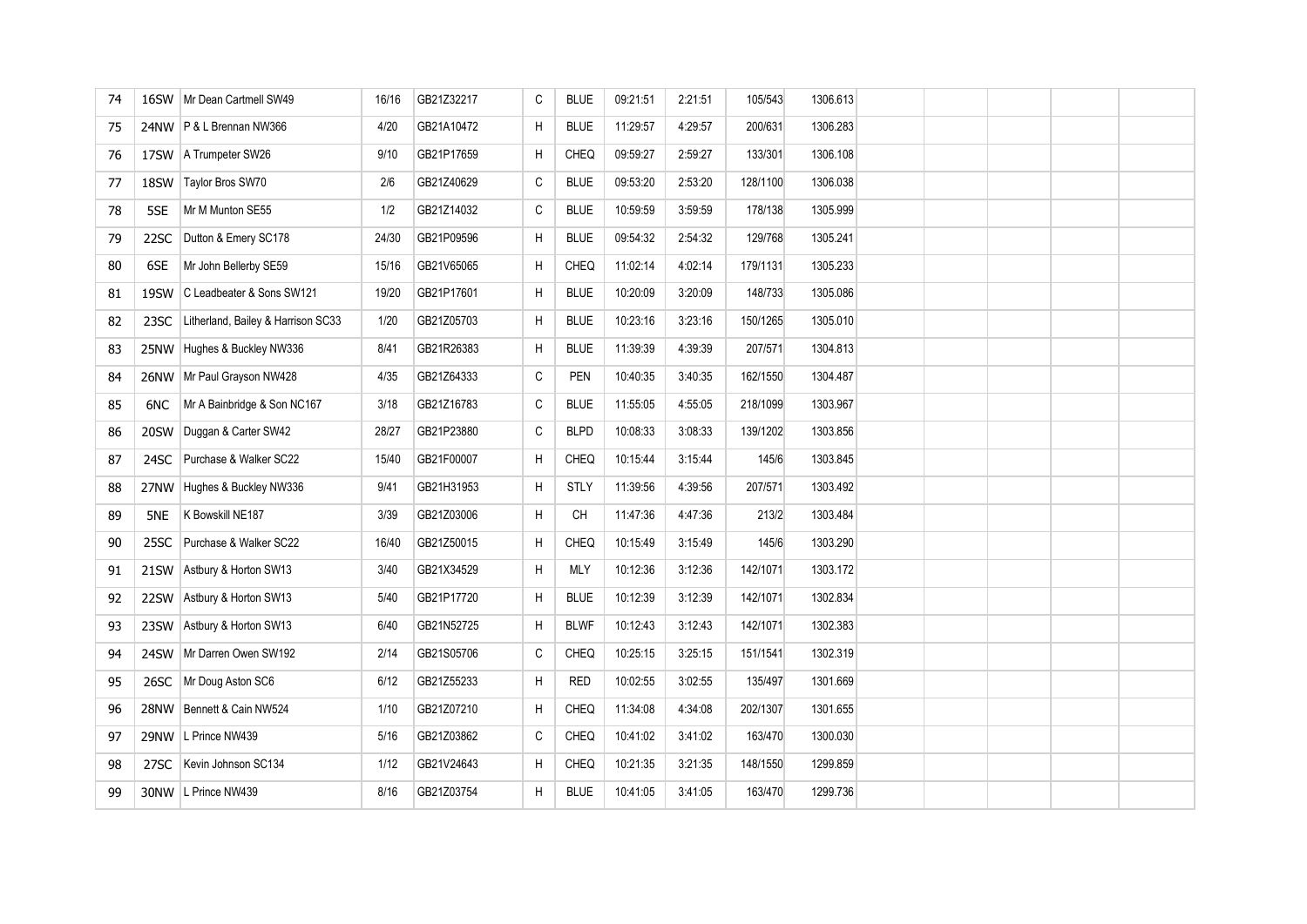| | | | | | | | | | | | | | | | |
|---|---|---|---|---|---|---|---|---|---|---|---|---|---|---|---|
| 74 | 16SW | Mr Dean Cartmell SW49 | 16/16 | GB21Z32217 | C | BLUE | 09:21:51 | 2:21:51 | 105/543 | 1306.613 | | | | | |
| 75 | 24NW | P & L Brennan NW366 | 4/20 | GB21A10472 | H | BLUE | 11:29:57 | 4:29:57 | 200/631 | 1306.283 | | | | | |
| 76 | 17SW | A Trumpeter SW26 | 9/10 | GB21P17659 | H | CHEQ | 09:59:27 | 2:59:27 | 133/301 | 1306.108 | | | | | |
| 77 | 18SW | Taylor Bros SW70 | 2/6 | GB21Z40629 | C | BLUE | 09:53:20 | 2:53:20 | 128/1100 | 1306.038 | | | | | |
| 78 | 5SE | Mr M Munton SE55 | 1/2 | GB21Z14032 | C | BLUE | 10:59:59 | 3:59:59 | 178/138 | 1305.999 | | | | | |
| 79 | 22SC | Dutton & Emery SC178 | 24/30 | GB21P09596 | H | BLUE | 09:54:32 | 2:54:32 | 129/768 | 1305.241 | | | | | |
| 80 | 6SE | Mr John Bellerby SE59 | 15/16 | GB21V65065 | H | CHEQ | 11:02:14 | 4:02:14 | 179/1131 | 1305.233 | | | | | |
| 81 | 19SW | C Leadbeater & Sons SW121 | 19/20 | GB21P17601 | H | BLUE | 10:20:09 | 3:20:09 | 148/733 | 1305.086 | | | | | |
| 82 | 23SC | Litherland, Bailey & Harrison SC33 | 1/20 | GB21Z05703 | H | BLUE | 10:23:16 | 3:23:16 | 150/1265 | 1305.010 | | | | | |
| 83 | 25NW | Hughes & Buckley NW336 | 8/41 | GB21R26383 | H | BLUE | 11:39:39 | 4:39:39 | 207/571 | 1304.813 | | | | | |
| 84 | 26NW | Mr Paul Grayson NW428 | 4/35 | GB21Z64333 | C | PEN | 10:40:35 | 3:40:35 | 162/1550 | 1304.487 | | | | | |
| 85 | 6NC | Mr A Bainbridge & Son NC167 | 3/18 | GB21Z16783 | C | BLUE | 11:55:05 | 4:55:05 | 218/1099 | 1303.967 | | | | | |
| 86 | 20SW | Duggan & Carter SW42 | 28/27 | GB21P23880 | C | BLPD | 10:08:33 | 3:08:33 | 139/1202 | 1303.856 | | | | | |
| 87 | 24SC | Purchase & Walker SC22 | 15/40 | GB21F00007 | H | CHEQ | 10:15:44 | 3:15:44 | 145/6 | 1303.845 | | | | | |
| 88 | 27NW | Hughes & Buckley NW336 | 9/41 | GB21H31953 | H | STLY | 11:39:56 | 4:39:56 | 207/571 | 1303.492 | | | | | |
| 89 | 5NE | K Bowskill NE187 | 3/39 | GB21Z03006 | H | CH | 11:47:36 | 4:47:36 | 213/2 | 1303.484 | | | | | |
| 90 | 25SC | Purchase & Walker SC22 | 16/40 | GB21Z50015 | H | CHEQ | 10:15:49 | 3:15:49 | 145/6 | 1303.290 | | | | | |
| 91 | 21SW | Astbury & Horton SW13 | 3/40 | GB21X34529 | H | MLY | 10:12:36 | 3:12:36 | 142/1071 | 1303.172 | | | | | |
| 92 | 22SW | Astbury & Horton SW13 | 5/40 | GB21P17720 | H | BLUE | 10:12:39 | 3:12:39 | 142/1071 | 1302.834 | | | | | |
| 93 | 23SW | Astbury & Horton SW13 | 6/40 | GB21N52725 | H | BLWF | 10:12:43 | 3:12:43 | 142/1071 | 1302.383 | | | | | |
| 94 | 24SW | Mr Darren Owen SW192 | 2/14 | GB21S05706 | C | CHEQ | 10:25:15 | 3:25:15 | 151/1541 | 1302.319 | | | | | |
| 95 | 26SC | Mr Doug Aston SC6 | 6/12 | GB21Z55233 | H | RED | 10:02:55 | 3:02:55 | 135/497 | 1301.669 | | | | | |
| 96 | 28NW | Bennett & Cain NW524 | 1/10 | GB21Z07210 | H | CHEQ | 11:34:08 | 4:34:08 | 202/1307 | 1301.655 | | | | | |
| 97 | 29NW | L Prince NW439 | 5/16 | GB21Z03862 | C | CHEQ | 10:41:02 | 3:41:02 | 163/470 | 1300.030 | | | | | |
| 98 | 27SC | Kevin Johnson SC134 | 1/12 | GB21V24643 | H | CHEQ | 10:21:35 | 3:21:35 | 148/1550 | 1299.859 | | | | | |
| 99 | 30NW | L Prince NW439 | 8/16 | GB21Z03754 | H | BLUE | 10:41:05 | 3:41:05 | 163/470 | 1299.736 | | | | | |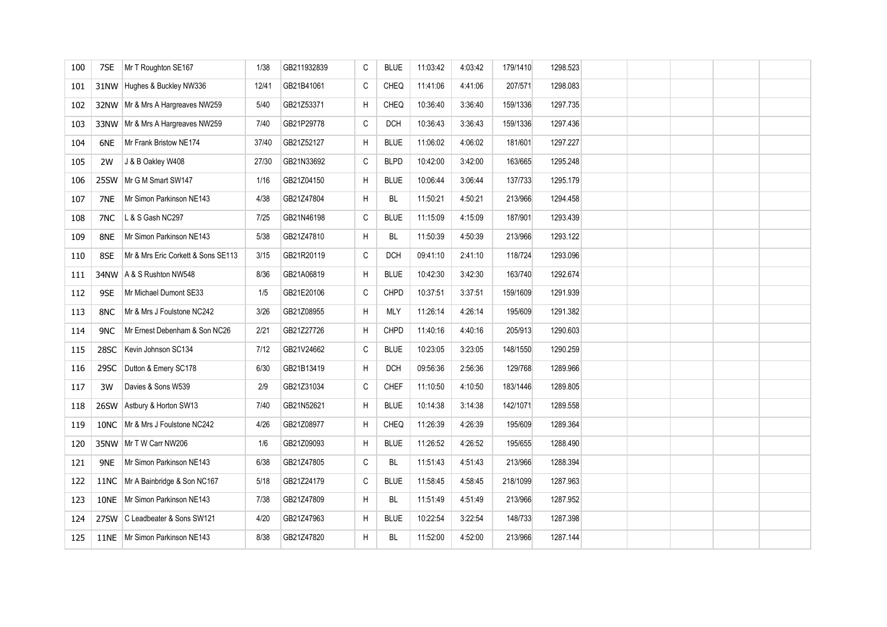| | | | | | | | | | | | | | | | |
|---|---|---|---|---|---|---|---|---|---|---|---|---|---|---|---|
| 100 | 7SE | Mr T Roughton SE167 | 1/38 | GB211932839 | C | BLUE | 11:03:42 | 4:03:42 | 179/1410 | 1298.523 | | | | | |
| 101 | 31NW | Hughes & Buckley NW336 | 12/41 | GB21B41061 | C | CHEQ | 11:41:06 | 4:41:06 | 207/571 | 1298.083 | | | | | |
| 102 | 32NW | Mr & Mrs A Hargreaves NW259 | 5/40 | GB21Z53371 | H | CHEQ | 10:36:40 | 3:36:40 | 159/1336 | 1297.735 | | | | | |
| 103 | 33NW | Mr & Mrs A Hargreaves NW259 | 7/40 | GB21P29778 | C | DCH | 10:36:43 | 3:36:43 | 159/1336 | 1297.436 | | | | | |
| 104 | 6NE | Mr Frank Bristow NE174 | 37/40 | GB21Z52127 | H | BLUE | 11:06:02 | 4:06:02 | 181/601 | 1297.227 | | | | | |
| 105 | 2W | J & B Oakley W408 | 27/30 | GB21N33692 | C | BLPD | 10:42:00 | 3:42:00 | 163/665 | 1295.248 | | | | | |
| 106 | 25SW | Mr G M Smart SW147 | 1/16 | GB21Z04150 | H | BLUE | 10:06:44 | 3:06:44 | 137/733 | 1295.179 | | | | | |
| 107 | 7NE | Mr Simon Parkinson NE143 | 4/38 | GB21Z47804 | H | BL | 11:50:21 | 4:50:21 | 213/966 | 1294.458 | | | | | |
| 108 | 7NC | L & S Gash NC297 | 7/25 | GB21N46198 | C | BLUE | 11:15:09 | 4:15:09 | 187/901 | 1293.439 | | | | | |
| 109 | 8NE | Mr Simon Parkinson NE143 | 5/38 | GB21Z47810 | H | BL | 11:50:39 | 4:50:39 | 213/966 | 1293.122 | | | | | |
| 110 | 8SE | Mr & Mrs Eric Corkett & Sons SE113 | 3/15 | GB21R20119 | C | DCH | 09:41:10 | 2:41:10 | 118/724 | 1293.096 | | | | | |
| 111 | 34NW | A & S Rushton NW548 | 8/36 | GB21A06819 | H | BLUE | 10:42:30 | 3:42:30 | 163/740 | 1292.674 | | | | | |
| 112 | 9SE | Mr Michael Dumont SE33 | 1/5 | GB21E20106 | C | CHPD | 10:37:51 | 3:37:51 | 159/1609 | 1291.939 | | | | | |
| 113 | 8NC | Mr & Mrs J Foulstone NC242 | 3/26 | GB21Z08955 | H | MLY | 11:26:14 | 4:26:14 | 195/609 | 1291.382 | | | | | |
| 114 | 9NC | Mr Ernest Debenham & Son NC26 | 2/21 | GB21Z27726 | H | CHPD | 11:40:16 | 4:40:16 | 205/913 | 1290.603 | | | | | |
| 115 | 28SC | Kevin Johnson SC134 | 7/12 | GB21V24662 | C | BLUE | 10:23:05 | 3:23:05 | 148/1550 | 1290.259 | | | | | |
| 116 | 29SC | Dutton & Emery SC178 | 6/30 | GB21B13419 | H | DCH | 09:56:36 | 2:56:36 | 129/768 | 1289.966 | | | | | |
| 117 | 3W | Davies & Sons W539 | 2/9 | GB21Z31034 | C | CHEF | 11:10:50 | 4:10:50 | 183/1446 | 1289.805 | | | | | |
| 118 | 26SW | Astbury & Horton SW13 | 7/40 | GB21N52621 | H | BLUE | 10:14:38 | 3:14:38 | 142/1071 | 1289.558 | | | | | |
| 119 | 10NC | Mr & Mrs J Foulstone NC242 | 4/26 | GB21Z08977 | H | CHEQ | 11:26:39 | 4:26:39 | 195/609 | 1289.364 | | | | | |
| 120 | 35NW | Mr T W Carr NW206 | 1/6 | GB21Z09093 | H | BLUE | 11:26:52 | 4:26:52 | 195/655 | 1288.490 | | | | | |
| 121 | 9NE | Mr Simon Parkinson NE143 | 6/38 | GB21Z47805 | C | BL | 11:51:43 | 4:51:43 | 213/966 | 1288.394 | | | | | |
| 122 | 11NC | Mr A Bainbridge & Son NC167 | 5/18 | GB21Z24179 | C | BLUE | 11:58:45 | 4:58:45 | 218/1099 | 1287.963 | | | | | |
| 123 | 10NE | Mr Simon Parkinson NE143 | 7/38 | GB21Z47809 | H | BL | 11:51:49 | 4:51:49 | 213/966 | 1287.952 | | | | | |
| 124 | 27SW | C Leadbeater & Sons SW121 | 4/20 | GB21Z47963 | H | BLUE | 10:22:54 | 3:22:54 | 148/733 | 1287.398 | | | | | |
| 125 | 11NE | Mr Simon Parkinson NE143 | 8/38 | GB21Z47820 | H | BL | 11:52:00 | 4:52:00 | 213/966 | 1287.144 | | | | | |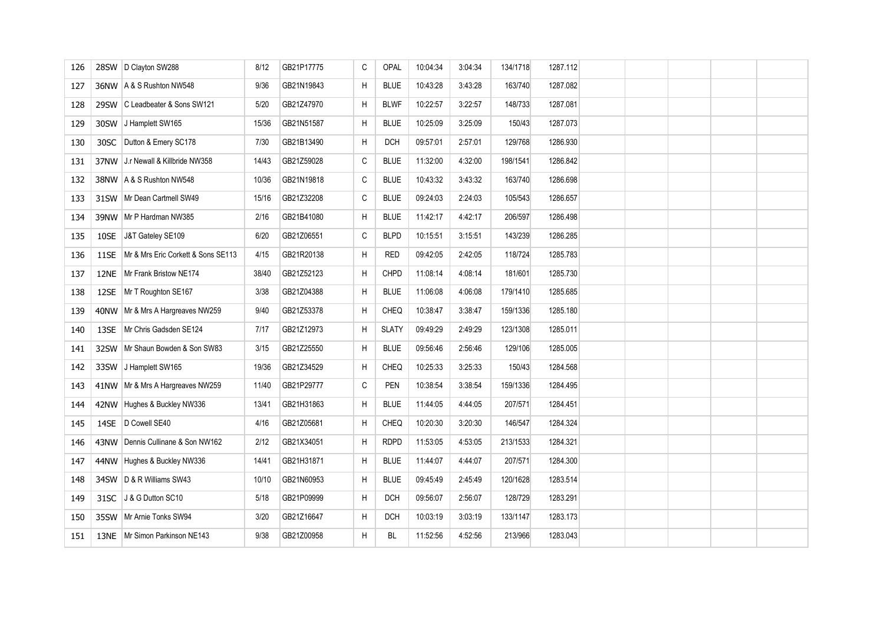| | | | | | | | | | | | | | | | |
|---|---|---|---|---|---|---|---|---|---|---|---|---|---|---|---|
| 126 | 28SW | D Clayton SW288 | 8/12 | GB21P17775 | C | OPAL | 10:04:34 | 3:04:34 | 134/1718 | 1287.112 | | | | | |
| 127 | 36NW | A & S Rushton NW548 | 9/36 | GB21N19843 | H | BLUE | 10:43:28 | 3:43:28 | 163/740 | 1287.082 | | | | | |
| 128 | 29SW | C Leadbeater & Sons SW121 | 5/20 | GB21Z47970 | H | BLWF | 10:22:57 | 3:22:57 | 148/733 | 1287.081 | | | | | |
| 129 | 30SW | J Hamplett SW165 | 15/36 | GB21N51587 | H | BLUE | 10:25:09 | 3:25:09 | 150/43 | 1287.073 | | | | | |
| 130 | 30SC | Dutton & Emery SC178 | 7/30 | GB21B13490 | H | DCH | 09:57:01 | 2:57:01 | 129/768 | 1286.930 | | | | | |
| 131 | 37NW | J.r Newall & Killbride NW358 | 14/43 | GB21Z59028 | C | BLUE | 11:32:00 | 4:32:00 | 198/1541 | 1286.842 | | | | | |
| 132 | 38NW | A & S Rushton NW548 | 10/36 | GB21N19818 | C | BLUE | 10:43:32 | 3:43:32 | 163/740 | 1286.698 | | | | | |
| 133 | 31SW | Mr Dean Cartmell SW49 | 15/16 | GB21Z32208 | C | BLUE | 09:24:03 | 2:24:03 | 105/543 | 1286.657 | | | | | |
| 134 | 39NW | Mr P Hardman NW385 | 2/16 | GB21B41080 | H | BLUE | 11:42:17 | 4:42:17 | 206/597 | 1286.498 | | | | | |
| 135 | 10SE | J&T Gateley SE109 | 6/20 | GB21Z06551 | C | BLPD | 10:15:51 | 3:15:51 | 143/239 | 1286.285 | | | | | |
| 136 | 11SE | Mr & Mrs Eric Corkett & Sons SE113 | 4/15 | GB21R20138 | H | RED | 09:42:05 | 2:42:05 | 118/724 | 1285.783 | | | | | |
| 137 | 12NE | Mr Frank Bristow NE174 | 38/40 | GB21Z52123 | H | CHPD | 11:08:14 | 4:08:14 | 181/601 | 1285.730 | | | | | |
| 138 | 12SE | Mr T Roughton SE167 | 3/38 | GB21Z04388 | H | BLUE | 11:06:08 | 4:06:08 | 179/1410 | 1285.685 | | | | | |
| 139 | 40NW | Mr & Mrs A Hargreaves NW259 | 9/40 | GB21Z53378 | H | CHEQ | 10:38:47 | 3:38:47 | 159/1336 | 1285.180 | | | | | |
| 140 | 13SE | Mr Chris Gadsden SE124 | 7/17 | GB21Z12973 | H | SLATY | 09:49:29 | 2:49:29 | 123/1308 | 1285.011 | | | | | |
| 141 | 32SW | Mr Shaun Bowden & Son SW83 | 3/15 | GB21Z25550 | H | BLUE | 09:56:46 | 2:56:46 | 129/106 | 1285.005 | | | | | |
| 142 | 33SW | J Hamplett SW165 | 19/36 | GB21Z34529 | H | CHEQ | 10:25:33 | 3:25:33 | 150/43 | 1284.568 | | | | | |
| 143 | 41NW | Mr & Mrs A Hargreaves NW259 | 11/40 | GB21P29777 | C | PEN | 10:38:54 | 3:38:54 | 159/1336 | 1284.495 | | | | | |
| 144 | 42NW | Hughes & Buckley NW336 | 13/41 | GB21H31863 | H | BLUE | 11:44:05 | 4:44:05 | 207/571 | 1284.451 | | | | | |
| 145 | 14SE | D Cowell SE40 | 4/16 | GB21Z05681 | H | CHEQ | 10:20:30 | 3:20:30 | 146/547 | 1284.324 | | | | | |
| 146 | 43NW | Dennis Cullinane & Son NW162 | 2/12 | GB21X34051 | H | RDPD | 11:53:05 | 4:53:05 | 213/1533 | 1284.321 | | | | | |
| 147 | 44NW | Hughes & Buckley NW336 | 14/41 | GB21H31871 | H | BLUE | 11:44:07 | 4:44:07 | 207/571 | 1284.300 | | | | | |
| 148 | 34SW | D & R Williams SW43 | 10/10 | GB21N60953 | H | BLUE | 09:45:49 | 2:45:49 | 120/1628 | 1283.514 | | | | | |
| 149 | 31SC | J & G Dutton SC10 | 5/18 | GB21P09999 | H | DCH | 09:56:07 | 2:56:07 | 128/729 | 1283.291 | | | | | |
| 150 | 35SW | Mr Arnie Tonks SW94 | 3/20 | GB21Z16647 | H | DCH | 10:03:19 | 3:03:19 | 133/1147 | 1283.173 | | | | | |
| 151 | 13NE | Mr Simon Parkinson NE143 | 9/38 | GB21Z00958 | H | BL | 11:52:56 | 4:52:56 | 213/966 | 1283.043 | | | | | |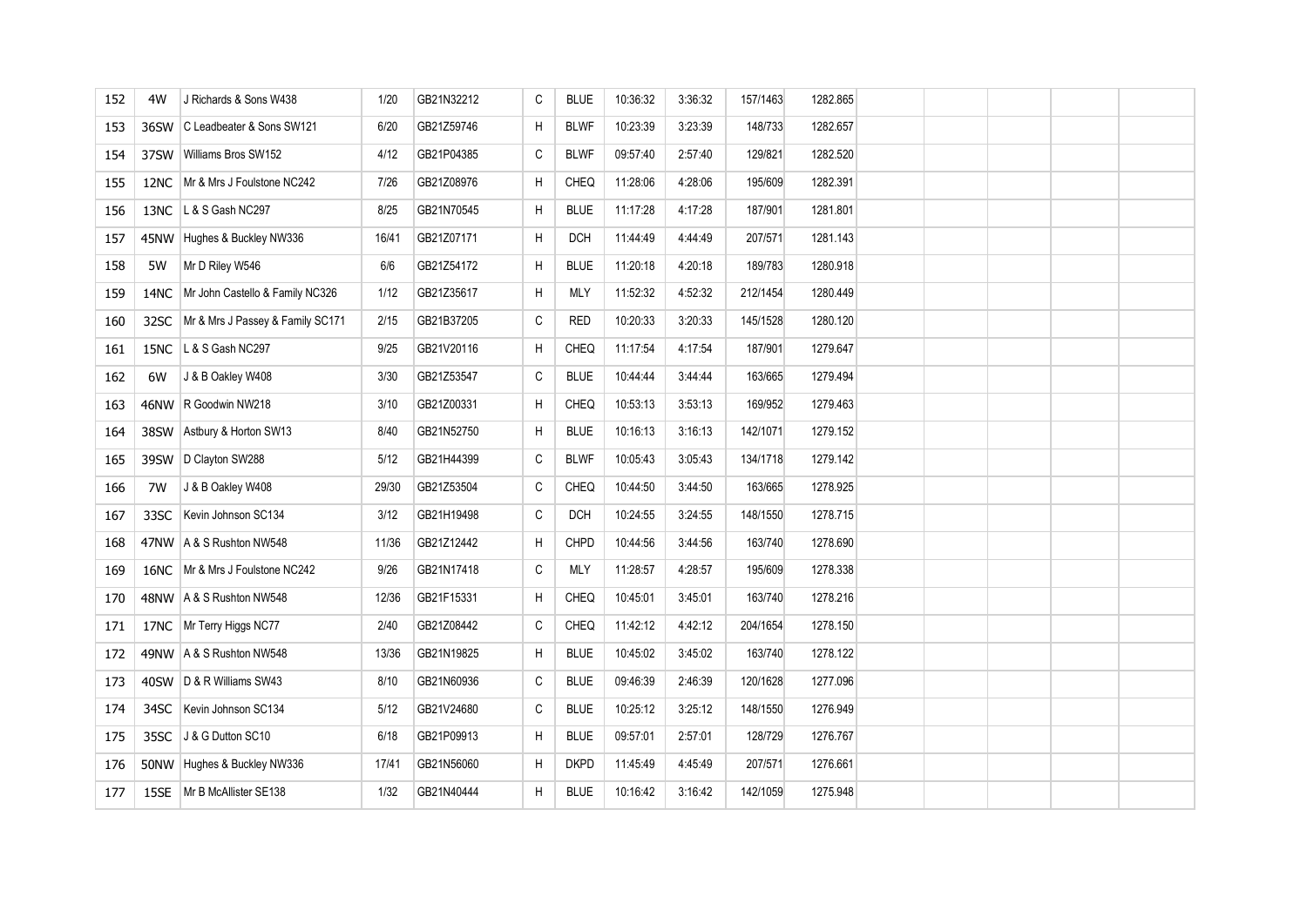| | | | | | | | | | | | | | | | |
|---|---|---|---|---|---|---|---|---|---|---|---|---|---|---|---|
| 152 | 4W | J Richards & Sons W438 | 1/20 | GB21N32212 | C | BLUE | 10:36:32 | 3:36:32 | 157/1463 | 1282.865 | | | | | |
| 153 | 36SW | C Leadbeater & Sons SW121 | 6/20 | GB21Z59746 | H | BLWF | 10:23:39 | 3:23:39 | 148/733 | 1282.657 | | | | | |
| 154 | 37SW | Williams Bros SW152 | 4/12 | GB21P04385 | C | BLWF | 09:57:40 | 2:57:40 | 129/821 | 1282.520 | | | | | |
| 155 | 12NC | Mr & Mrs J Foulstone NC242 | 7/26 | GB21Z08976 | H | CHEQ | 11:28:06 | 4:28:06 | 195/609 | 1282.391 | | | | | |
| 156 | 13NC | L & S Gash NC297 | 8/25 | GB21N70545 | H | BLUE | 11:17:28 | 4:17:28 | 187/901 | 1281.801 | | | | | |
| 157 | 45NW | Hughes & Buckley NW336 | 16/41 | GB21Z07171 | H | DCH | 11:44:49 | 4:44:49 | 207/571 | 1281.143 | | | | | |
| 158 | 5W | Mr D Riley W546 | 6/6 | GB21Z54172 | H | BLUE | 11:20:18 | 4:20:18 | 189/783 | 1280.918 | | | | | |
| 159 | 14NC | Mr John Castello & Family NC326 | 1/12 | GB21Z35617 | H | MLY | 11:52:32 | 4:52:32 | 212/1454 | 1280.449 | | | | | |
| 160 | 32SC | Mr & Mrs J Passey & Family SC171 | 2/15 | GB21B37205 | C | RED | 10:20:33 | 3:20:33 | 145/1528 | 1280.120 | | | | | |
| 161 | 15NC | L & S Gash NC297 | 9/25 | GB21V20116 | H | CHEQ | 11:17:54 | 4:17:54 | 187/901 | 1279.647 | | | | | |
| 162 | 6W | J & B Oakley W408 | 3/30 | GB21Z53547 | C | BLUE | 10:44:44 | 3:44:44 | 163/665 | 1279.494 | | | | | |
| 163 | 46NW | R Goodwin NW218 | 3/10 | GB21Z00331 | H | CHEQ | 10:53:13 | 3:53:13 | 169/952 | 1279.463 | | | | | |
| 164 | 38SW | Astbury & Horton SW13 | 8/40 | GB21N52750 | H | BLUE | 10:16:13 | 3:16:13 | 142/1071 | 1279.152 | | | | | |
| 165 | 39SW | D Clayton SW288 | 5/12 | GB21H44399 | C | BLWF | 10:05:43 | 3:05:43 | 134/1718 | 1279.142 | | | | | |
| 166 | 7W | J & B Oakley W408 | 29/30 | GB21Z53504 | C | CHEQ | 10:44:50 | 3:44:50 | 163/665 | 1278.925 | | | | | |
| 167 | 33SC | Kevin Johnson SC134 | 3/12 | GB21H19498 | C | DCH | 10:24:55 | 3:24:55 | 148/1550 | 1278.715 | | | | | |
| 168 | 47NW | A & S Rushton NW548 | 11/36 | GB21Z12442 | H | CHPD | 10:44:56 | 3:44:56 | 163/740 | 1278.690 | | | | | |
| 169 | 16NC | Mr & Mrs J Foulstone NC242 | 9/26 | GB21N17418 | C | MLY | 11:28:57 | 4:28:57 | 195/609 | 1278.338 | | | | | |
| 170 | 48NW | A & S Rushton NW548 | 12/36 | GB21F15331 | H | CHEQ | 10:45:01 | 3:45:01 | 163/740 | 1278.216 | | | | | |
| 171 | 17NC | Mr Terry Higgs NC77 | 2/40 | GB21Z08442 | C | CHEQ | 11:42:12 | 4:42:12 | 204/1654 | 1278.150 | | | | | |
| 172 | 49NW | A & S Rushton NW548 | 13/36 | GB21N19825 | H | BLUE | 10:45:02 | 3:45:02 | 163/740 | 1278.122 | | | | | |
| 173 | 40SW | D & R Williams SW43 | 8/10 | GB21N60936 | C | BLUE | 09:46:39 | 2:46:39 | 120/1628 | 1277.096 | | | | | |
| 174 | 34SC | Kevin Johnson SC134 | 5/12 | GB21V24680 | C | BLUE | 10:25:12 | 3:25:12 | 148/1550 | 1276.949 | | | | | |
| 175 | 35SC | J & G Dutton SC10 | 6/18 | GB21P09913 | H | BLUE | 09:57:01 | 2:57:01 | 128/729 | 1276.767 | | | | | |
| 176 | 50NW | Hughes & Buckley NW336 | 17/41 | GB21N56060 | H | DKPD | 11:45:49 | 4:45:49 | 207/571 | 1276.661 | | | | | |
| 177 | 15SE | Mr B McAllister SE138 | 1/32 | GB21N40444 | H | BLUE | 10:16:42 | 3:16:42 | 142/1059 | 1275.948 | | | | | |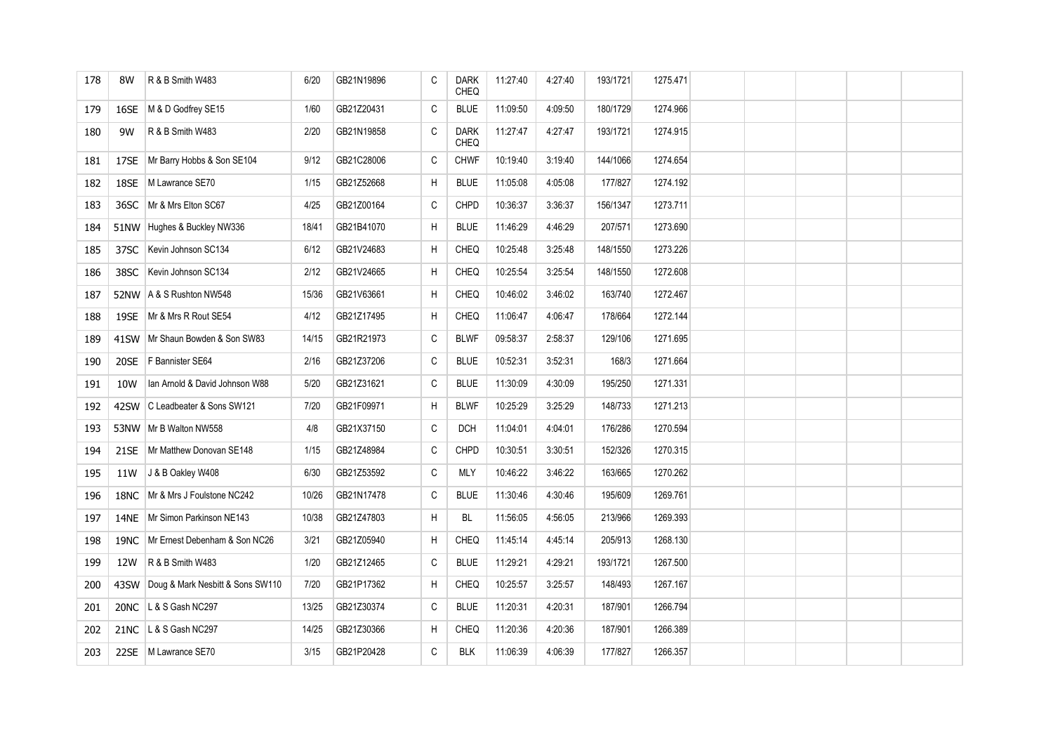| | | | | | | | | | | | | | | | |
|---|---|---|---|---|---|---|---|---|---|---|---|---|---|---|---|
| 178 | 8W | R & B Smith W483 | 6/20 | GB21N19896 | C | DARK CHEQ | 11:27:40 | 4:27:40 | 193/1721 | 1275.471 | | | | | |
| 179 | 16SE | M & D Godfrey SE15 | 1/60 | GB21Z20431 | C | BLUE | 11:09:50 | 4:09:50 | 180/1729 | 1274.966 | | | | | |
| 180 | 9W | R & B Smith W483 | 2/20 | GB21N19858 | C | DARK CHEQ | 11:27:47 | 4:27:47 | 193/1721 | 1274.915 | | | | | |
| 181 | 17SE | Mr Barry Hobbs & Son SE104 | 9/12 | GB21C28006 | C | CHWF | 10:19:40 | 3:19:40 | 144/1066 | 1274.654 | | | | | |
| 182 | 18SE | M Lawrance SE70 | 1/15 | GB21Z52668 | H | BLUE | 11:05:08 | 4:05:08 | 177/827 | 1274.192 | | | | | |
| 183 | 36SC | Mr & Mrs Elton SC67 | 4/25 | GB21Z00164 | C | CHPD | 10:36:37 | 3:36:37 | 156/1347 | 1273.711 | | | | | |
| 184 | 51NW | Hughes & Buckley NW336 | 18/41 | GB21B41070 | H | BLUE | 11:46:29 | 4:46:29 | 207/571 | 1273.690 | | | | | |
| 185 | 37SC | Kevin Johnson SC134 | 6/12 | GB21V24683 | H | CHEQ | 10:25:48 | 3:25:48 | 148/1550 | 1273.226 | | | | | |
| 186 | 38SC | Kevin Johnson SC134 | 2/12 | GB21V24665 | H | CHEQ | 10:25:54 | 3:25:54 | 148/1550 | 1272.608 | | | | | |
| 187 | 52NW | A & S Rushton NW548 | 15/36 | GB21V63661 | H | CHEQ | 10:46:02 | 3:46:02 | 163/740 | 1272.467 | | | | | |
| 188 | 19SE | Mr & Mrs R Rout SE54 | 4/12 | GB21Z17495 | H | CHEQ | 11:06:47 | 4:06:47 | 178/664 | 1272.144 | | | | | |
| 189 | 41SW | Mr Shaun Bowden & Son SW83 | 14/15 | GB21R21973 | C | BLWF | 09:58:37 | 2:58:37 | 129/106 | 1271.695 | | | | | |
| 190 | 20SE | F Bannister SE64 | 2/16 | GB21Z37206 | C | BLUE | 10:52:31 | 3:52:31 | 168/3 | 1271.664 | | | | | |
| 191 | 10W | Ian Arnold & David Johnson W88 | 5/20 | GB21Z31621 | C | BLUE | 11:30:09 | 4:30:09 | 195/250 | 1271.331 | | | | | |
| 192 | 42SW | C Leadbeater & Sons SW121 | 7/20 | GB21F09971 | H | BLWF | 10:25:29 | 3:25:29 | 148/733 | 1271.213 | | | | | |
| 193 | 53NW | Mr B Walton NW558 | 4/8 | GB21X37150 | C | DCH | 11:04:01 | 4:04:01 | 176/286 | 1270.594 | | | | | |
| 194 | 21SE | Mr Matthew Donovan SE148 | 1/15 | GB21Z48984 | C | CHPD | 10:30:51 | 3:30:51 | 152/326 | 1270.315 | | | | | |
| 195 | 11W | J & B Oakley W408 | 6/30 | GB21Z53592 | C | MLY | 10:46:22 | 3:46:22 | 163/665 | 1270.262 | | | | | |
| 196 | 18NC | Mr & Mrs J Foulstone NC242 | 10/26 | GB21N17478 | C | BLUE | 11:30:46 | 4:30:46 | 195/609 | 1269.761 | | | | | |
| 197 | 14NE | Mr Simon Parkinson NE143 | 10/38 | GB21Z47803 | H | BL | 11:56:05 | 4:56:05 | 213/966 | 1269.393 | | | | | |
| 198 | 19NC | Mr Ernest Debenham & Son NC26 | 3/21 | GB21Z05940 | H | CHEQ | 11:45:14 | 4:45:14 | 205/913 | 1268.130 | | | | | |
| 199 | 12W | R & B Smith W483 | 1/20 | GB21Z12465 | C | BLUE | 11:29:21 | 4:29:21 | 193/1721 | 1267.500 | | | | | |
| 200 | 43SW | Doug & Mark Nesbitt & Sons SW110 | 7/20 | GB21P17362 | H | CHEQ | 10:25:57 | 3:25:57 | 148/493 | 1267.167 | | | | | |
| 201 | 20NC | L & S Gash NC297 | 13/25 | GB21Z30374 | C | BLUE | 11:20:31 | 4:20:31 | 187/901 | 1266.794 | | | | | |
| 202 | 21NC | L & S Gash NC297 | 14/25 | GB21Z30366 | H | CHEQ | 11:20:36 | 4:20:36 | 187/901 | 1266.389 | | | | | |
| 203 | 22SE | M Lawrance SE70 | 3/15 | GB21P20428 | C | BLK | 11:06:39 | 4:06:39 | 177/827 | 1266.357 | | | | | |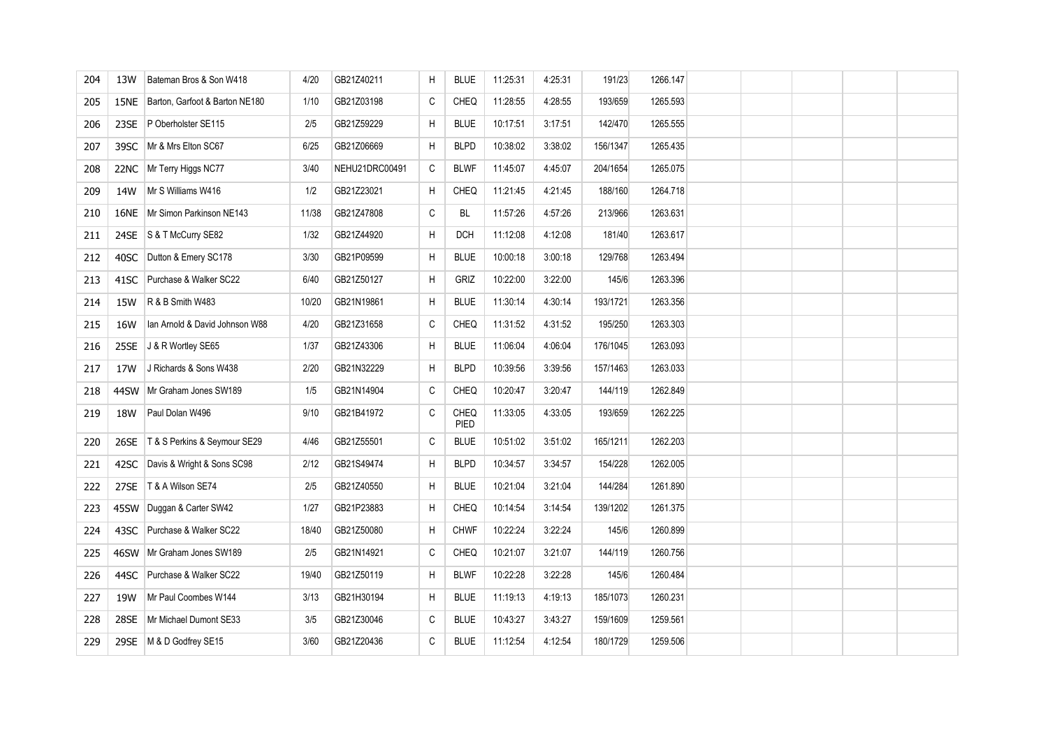| | | | | | | | | | | | | | | | | |
|---|---|---|---|---|---|---|---|---|---|---|---|---|---|---|---|---|
| 204 | 13W | Bateman Bros & Son W418 | 4/20 | GB21Z40211 | H | BLUE | 11:25:31 | 4:25:31 | 191/23 | 1266.147 | | | | | | |
| 205 | 15NE | Barton, Garfoot & Barton NE180 | 1/10 | GB21Z03198 | C | CHEQ | 11:28:55 | 4:28:55 | 193/659 | 1265.593 | | | | | | |
| 206 | 23SE | P Oberholster SE115 | 2/5 | GB21Z59229 | H | BLUE | 10:17:51 | 3:17:51 | 142/470 | 1265.555 | | | | | | |
| 207 | 39SC | Mr & Mrs Elton SC67 | 6/25 | GB21Z06669 | H | BLPD | 10:38:02 | 3:38:02 | 156/1347 | 1265.435 | | | | | | |
| 208 | 22NC | Mr Terry Higgs NC77 | 3/40 | NEHU21DRC00491 | C | BLWF | 11:45:07 | 4:45:07 | 204/1654 | 1265.075 | | | | | | |
| 209 | 14W | Mr S Williams W416 | 1/2 | GB21Z23021 | H | CHEQ | 11:21:45 | 4:21:45 | 188/160 | 1264.718 | | | | | | |
| 210 | 16NE | Mr Simon Parkinson NE143 | 11/38 | GB21Z47808 | C | BL | 11:57:26 | 4:57:26 | 213/966 | 1263.631 | | | | | | |
| 211 | 24SE | S & T McCurry SE82 | 1/32 | GB21Z44920 | H | DCH | 11:12:08 | 4:12:08 | 181/40 | 1263.617 | | | | | | |
| 212 | 40SC | Dutton & Emery SC178 | 3/30 | GB21P09599 | H | BLUE | 10:00:18 | 3:00:18 | 129/768 | 1263.494 | | | | | | |
| 213 | 41SC | Purchase & Walker SC22 | 6/40 | GB21Z50127 | H | GRIZ | 10:22:00 | 3:22:00 | 145/6 | 1263.396 | | | | | | |
| 214 | 15W | R & B Smith W483 | 10/20 | GB21N19861 | H | BLUE | 11:30:14 | 4:30:14 | 193/1721 | 1263.356 | | | | | | |
| 215 | 16W | Ian Arnold & David Johnson W88 | 4/20 | GB21Z31658 | C | CHEQ | 11:31:52 | 4:31:52 | 195/250 | 1263.303 | | | | | | |
| 216 | 25SE | J & R Wortley SE65 | 1/37 | GB21Z43306 | H | BLUE | 11:06:04 | 4:06:04 | 176/1045 | 1263.093 | | | | | | |
| 217 | 17W | J Richards & Sons W438 | 2/20 | GB21N32229 | H | BLPD | 10:39:56 | 3:39:56 | 157/1463 | 1263.033 | | | | | | |
| 218 | 44SW | Mr Graham Jones SW189 | 1/5 | GB21N14904 | C | CHEQ | 10:20:47 | 3:20:47 | 144/119 | 1262.849 | | | | | | |
| 219 | 18W | Paul Dolan W496 | 9/10 | GB21B41972 | C | CHEQ PIED | 11:33:05 | 4:33:05 | 193/659 | 1262.225 | | | | | | |
| 220 | 26SE | T & S Perkins & Seymour SE29 | 4/46 | GB21Z55501 | C | BLUE | 10:51:02 | 3:51:02 | 165/1211 | 1262.203 | | | | | | |
| 221 | 42SC | Davis & Wright & Sons SC98 | 2/12 | GB21S49474 | H | BLPD | 10:34:57 | 3:34:57 | 154/228 | 1262.005 | | | | | | |
| 222 | 27SE | T & A Wilson SE74 | 2/5 | GB21Z40550 | H | BLUE | 10:21:04 | 3:21:04 | 144/284 | 1261.890 | | | | | | |
| 223 | 45SW | Duggan & Carter SW42 | 1/27 | GB21P23883 | H | CHEQ | 10:14:54 | 3:14:54 | 139/1202 | 1261.375 | | | | | | |
| 224 | 43SC | Purchase & Walker SC22 | 18/40 | GB21Z50080 | H | CHWF | 10:22:24 | 3:22:24 | 145/6 | 1260.899 | | | | | | |
| 225 | 46SW | Mr Graham Jones SW189 | 2/5 | GB21N14921 | C | CHEQ | 10:21:07 | 3:21:07 | 144/119 | 1260.756 | | | | | | |
| 226 | 44SC | Purchase & Walker SC22 | 19/40 | GB21Z50119 | H | BLWF | 10:22:28 | 3:22:28 | 145/6 | 1260.484 | | | | | | |
| 227 | 19W | Mr Paul Coombes W144 | 3/13 | GB21H30194 | H | BLUE | 11:19:13 | 4:19:13 | 185/1073 | 1260.231 | | | | | | |
| 228 | 28SE | Mr Michael Dumont SE33 | 3/5 | GB21Z30046 | C | BLUE | 10:43:27 | 3:43:27 | 159/1609 | 1259.561 | | | | | | |
| 229 | 29SE | M & D Godfrey SE15 | 3/60 | GB21Z20436 | C | BLUE | 11:12:54 | 4:12:54 | 180/1729 | 1259.506 | | | | | | |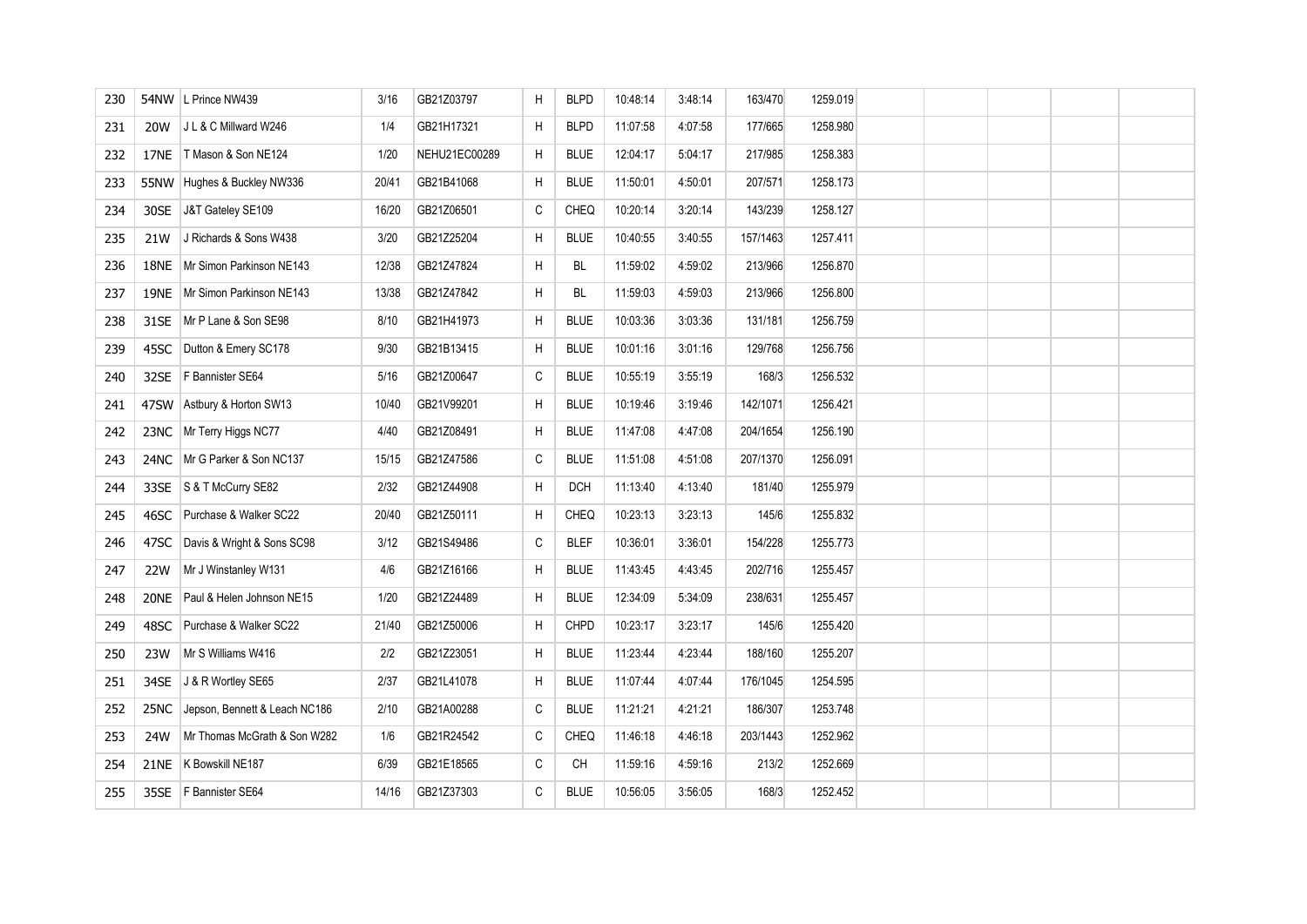| | | | | | | | | | | | | | | | |
|---|---|---|---|---|---|---|---|---|---|---|---|---|---|---|---|
| 230 | 54NW | L Prince NW439 | 3/16 | GB21Z03797 | H | BLPD | 10:48:14 | 3:48:14 | 163/470 | 1259.019 | | | | | |
| 231 | 20W | J L & C Millward W246 | 1/4 | GB21H17321 | H | BLPD | 11:07:58 | 4:07:58 | 177/665 | 1258.980 | | | | | |
| 232 | 17NE | T Mason & Son NE124 | 1/20 | NEHU21EC00289 | H | BLUE | 12:04:17 | 5:04:17 | 217/985 | 1258.383 | | | | | |
| 233 | 55NW | Hughes & Buckley NW336 | 20/41 | GB21B41068 | H | BLUE | 11:50:01 | 4:50:01 | 207/571 | 1258.173 | | | | | |
| 234 | 30SE | J&T Gateley SE109 | 16/20 | GB21Z06501 | C | CHEQ | 10:20:14 | 3:20:14 | 143/239 | 1258.127 | | | | | |
| 235 | 21W | J Richards & Sons W438 | 3/20 | GB21Z25204 | H | BLUE | 10:40:55 | 3:40:55 | 157/1463 | 1257.411 | | | | | |
| 236 | 18NE | Mr Simon Parkinson NE143 | 12/38 | GB21Z47824 | H | BL | 11:59:02 | 4:59:02 | 213/966 | 1256.870 | | | | | |
| 237 | 19NE | Mr Simon Parkinson NE143 | 13/38 | GB21Z47842 | H | BL | 11:59:03 | 4:59:03 | 213/966 | 1256.800 | | | | | |
| 238 | 31SE | Mr P Lane & Son SE98 | 8/10 | GB21H41973 | H | BLUE | 10:03:36 | 3:03:36 | 131/181 | 1256.759 | | | | | |
| 239 | 45SC | Dutton & Emery SC178 | 9/30 | GB21B13415 | H | BLUE | 10:01:16 | 3:01:16 | 129/768 | 1256.756 | | | | | |
| 240 | 32SE | F Bannister SE64 | 5/16 | GB21Z00647 | C | BLUE | 10:55:19 | 3:55:19 | 168/3 | 1256.532 | | | | | |
| 241 | 47SW | Astbury & Horton SW13 | 10/40 | GB21V99201 | H | BLUE | 10:19:46 | 3:19:46 | 142/1071 | 1256.421 | | | | | |
| 242 | 23NC | Mr Terry Higgs NC77 | 4/40 | GB21Z08491 | H | BLUE | 11:47:08 | 4:47:08 | 204/1654 | 1256.190 | | | | | |
| 243 | 24NC | Mr G Parker & Son NC137 | 15/15 | GB21Z47586 | C | BLUE | 11:51:08 | 4:51:08 | 207/1370 | 1256.091 | | | | | |
| 244 | 33SE | S & T McCurry SE82 | 2/32 | GB21Z44908 | H | DCH | 11:13:40 | 4:13:40 | 181/40 | 1255.979 | | | | | |
| 245 | 46SC | Purchase & Walker SC22 | 20/40 | GB21Z50111 | H | CHEQ | 10:23:13 | 3:23:13 | 145/6 | 1255.832 | | | | | |
| 246 | 47SC | Davis & Wright & Sons SC98 | 3/12 | GB21S49486 | C | BLEF | 10:36:01 | 3:36:01 | 154/228 | 1255.773 | | | | | |
| 247 | 22W | Mr J Winstanley W131 | 4/6 | GB21Z16166 | H | BLUE | 11:43:45 | 4:43:45 | 202/716 | 1255.457 | | | | | |
| 248 | 20NE | Paul & Helen Johnson NE15 | 1/20 | GB21Z24489 | H | BLUE | 12:34:09 | 5:34:09 | 238/631 | 1255.457 | | | | | |
| 249 | 48SC | Purchase & Walker SC22 | 21/40 | GB21Z50006 | H | CHPD | 10:23:17 | 3:23:17 | 145/6 | 1255.420 | | | | | |
| 250 | 23W | Mr S Williams W416 | 2/2 | GB21Z23051 | H | BLUE | 11:23:44 | 4:23:44 | 188/160 | 1255.207 | | | | | |
| 251 | 34SE | J & R Wortley SE65 | 2/37 | GB21L41078 | H | BLUE | 11:07:44 | 4:07:44 | 176/1045 | 1254.595 | | | | | |
| 252 | 25NC | Jepson, Bennett & Leach NC186 | 2/10 | GB21A00288 | C | BLUE | 11:21:21 | 4:21:21 | 186/307 | 1253.748 | | | | | |
| 253 | 24W | Mr Thomas McGrath & Son W282 | 1/6 | GB21R24542 | C | CHEQ | 11:46:18 | 4:46:18 | 203/1443 | 1252.962 | | | | | |
| 254 | 21NE | K Bowskill NE187 | 6/39 | GB21E18565 | C | CH | 11:59:16 | 4:59:16 | 213/2 | 1252.669 | | | | | |
| 255 | 35SE | F Bannister SE64 | 14/16 | GB21Z37303 | C | BLUE | 10:56:05 | 3:56:05 | 168/3 | 1252.452 | | | | | |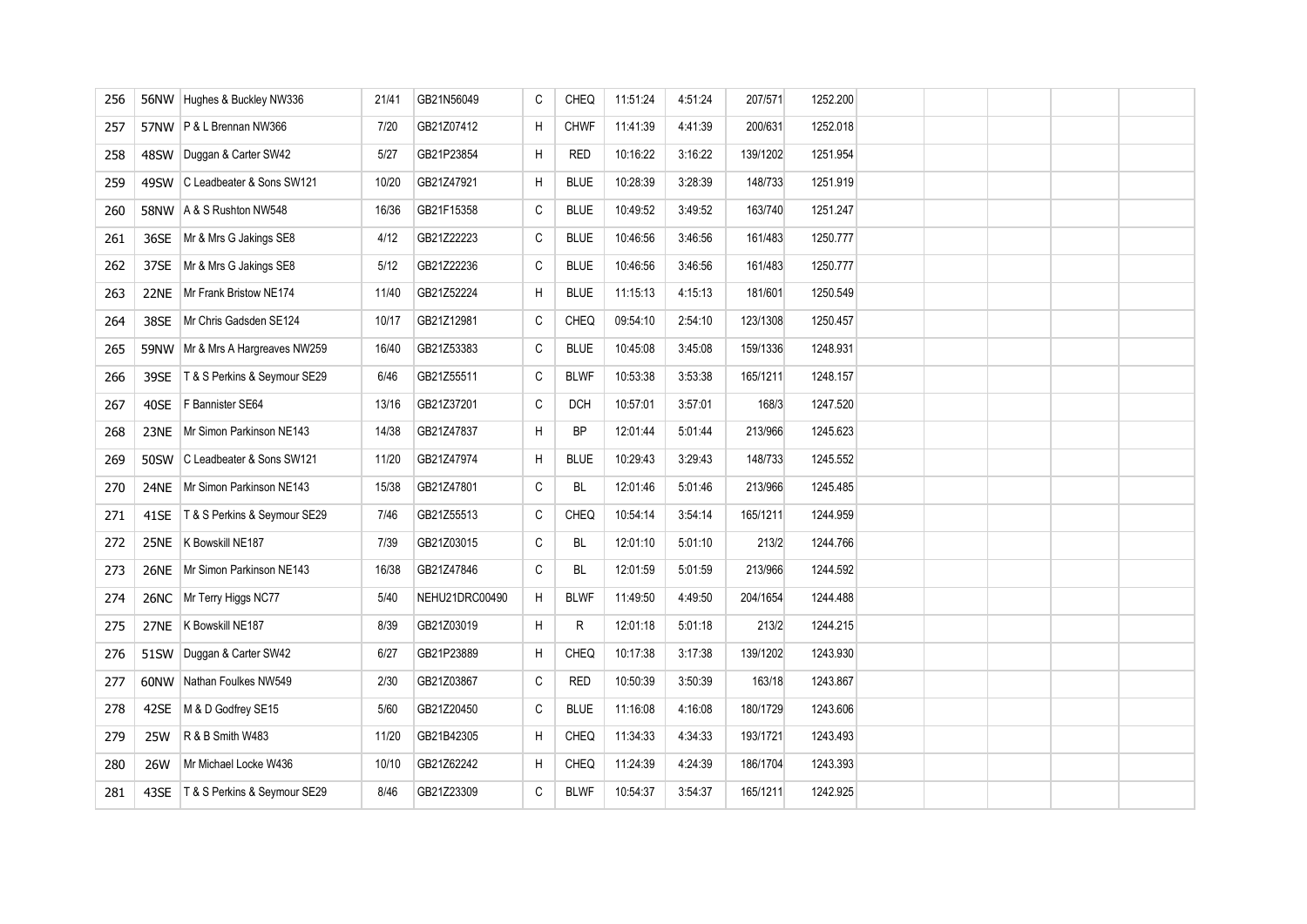| | | | | | | | | | | | | | | | |
|---|---|---|---|---|---|---|---|---|---|---|---|---|---|---|---|
| 256 | 56NW | Hughes & Buckley NW336 | 21/41 | GB21N56049 | C | CHEQ | 11:51:24 | 4:51:24 | 207/571 | 1252.200 | | | | | |
| 257 | 57NW | P & L Brennan NW366 | 7/20 | GB21Z07412 | H | CHWF | 11:41:39 | 4:41:39 | 200/631 | 1252.018 | | | | | |
| 258 | 48SW | Duggan & Carter SW42 | 5/27 | GB21P23854 | H | RED | 10:16:22 | 3:16:22 | 139/1202 | 1251.954 | | | | | |
| 259 | 49SW | C Leadbeater & Sons SW121 | 10/20 | GB21Z47921 | H | BLUE | 10:28:39 | 3:28:39 | 148/733 | 1251.919 | | | | | |
| 260 | 58NW | A & S Rushton NW548 | 16/36 | GB21F15358 | C | BLUE | 10:49:52 | 3:49:52 | 163/740 | 1251.247 | | | | | |
| 261 | 36SE | Mr & Mrs G Jakings SE8 | 4/12 | GB21Z22223 | C | BLUE | 10:46:56 | 3:46:56 | 161/483 | 1250.777 | | | | | |
| 262 | 37SE | Mr & Mrs G Jakings SE8 | 5/12 | GB21Z22236 | C | BLUE | 10:46:56 | 3:46:56 | 161/483 | 1250.777 | | | | | |
| 263 | 22NE | Mr Frank Bristow NE174 | 11/40 | GB21Z52224 | H | BLUE | 11:15:13 | 4:15:13 | 181/601 | 1250.549 | | | | | |
| 264 | 38SE | Mr Chris Gadsden SE124 | 10/17 | GB21Z12981 | C | CHEQ | 09:54:10 | 2:54:10 | 123/1308 | 1250.457 | | | | | |
| 265 | 59NW | Mr & Mrs A Hargreaves NW259 | 16/40 | GB21Z53383 | C | BLUE | 10:45:08 | 3:45:08 | 159/1336 | 1248.931 | | | | | |
| 266 | 39SE | T & S Perkins & Seymour SE29 | 6/46 | GB21Z55511 | C | BLWF | 10:53:38 | 3:53:38 | 165/1211 | 1248.157 | | | | | |
| 267 | 40SE | F Bannister SE64 | 13/16 | GB21Z37201 | C | DCH | 10:57:01 | 3:57:01 | 168/3 | 1247.520 | | | | | |
| 268 | 23NE | Mr Simon Parkinson NE143 | 14/38 | GB21Z47837 | H | BP | 12:01:44 | 5:01:44 | 213/966 | 1245.623 | | | | | |
| 269 | 50SW | C Leadbeater & Sons SW121 | 11/20 | GB21Z47974 | H | BLUE | 10:29:43 | 3:29:43 | 148/733 | 1245.552 | | | | | |
| 270 | 24NE | Mr Simon Parkinson NE143 | 15/38 | GB21Z47801 | C | BL | 12:01:46 | 5:01:46 | 213/966 | 1245.485 | | | | | |
| 271 | 41SE | T & S Perkins & Seymour SE29 | 7/46 | GB21Z55513 | C | CHEQ | 10:54:14 | 3:54:14 | 165/1211 | 1244.959 | | | | | |
| 272 | 25NE | K Bowskill NE187 | 7/39 | GB21Z03015 | C | BL | 12:01:10 | 5:01:10 | 213/2 | 1244.766 | | | | | |
| 273 | 26NE | Mr Simon Parkinson NE143 | 16/38 | GB21Z47846 | C | BL | 12:01:59 | 5:01:59 | 213/966 | 1244.592 | | | | | |
| 274 | 26NC | Mr Terry Higgs NC77 | 5/40 | NEHU21DRC00490 | H | BLWF | 11:49:50 | 4:49:50 | 204/1654 | 1244.488 | | | | | |
| 275 | 27NE | K Bowskill NE187 | 8/39 | GB21Z03019 | H | R | 12:01:18 | 5:01:18 | 213/2 | 1244.215 | | | | | |
| 276 | 51SW | Duggan & Carter SW42 | 6/27 | GB21P23889 | H | CHEQ | 10:17:38 | 3:17:38 | 139/1202 | 1243.930 | | | | | |
| 277 | 60NW | Nathan Foulkes NW549 | 2/30 | GB21Z03867 | C | RED | 10:50:39 | 3:50:39 | 163/18 | 1243.867 | | | | | |
| 278 | 42SE | M & D Godfrey SE15 | 5/60 | GB21Z20450 | C | BLUE | 11:16:08 | 4:16:08 | 180/1729 | 1243.606 | | | | | |
| 279 | 25W | R & B Smith W483 | 11/20 | GB21B42305 | H | CHEQ | 11:34:33 | 4:34:33 | 193/1721 | 1243.493 | | | | | |
| 280 | 26W | Mr Michael Locke W436 | 10/10 | GB21Z62242 | H | CHEQ | 11:24:39 | 4:24:39 | 186/1704 | 1243.393 | | | | | |
| 281 | 43SE | T & S Perkins & Seymour SE29 | 8/46 | GB21Z23309 | C | BLWF | 10:54:37 | 3:54:37 | 165/1211 | 1242.925 | | | | | |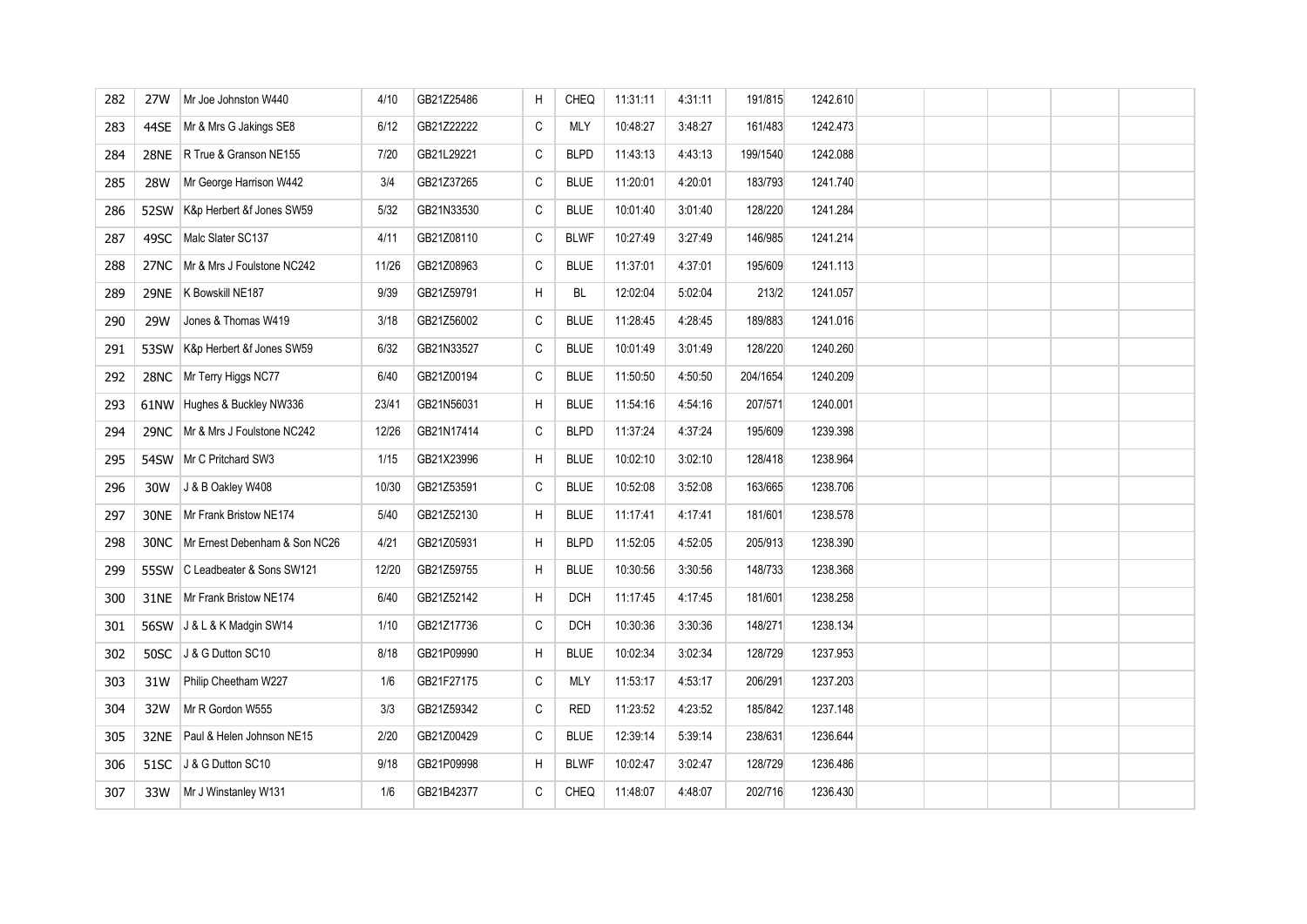| | | | | | | | | | | | | | | | |
|---|---|---|---|---|---|---|---|---|---|---|---|---|---|---|---|
| 282 | 27W | Mr Joe Johnston W440 | 4/10 | GB21Z25486 | H | CHEQ | 11:31:11 | 4:31:11 | 191/815 | 1242.610 | | | | | |
| 283 | 44SE | Mr & Mrs G Jakings SE8 | 6/12 | GB21Z22222 | C | MLY | 10:48:27 | 3:48:27 | 161/483 | 1242.473 | | | | | |
| 284 | 28NE | R True & Granson NE155 | 7/20 | GB21L29221 | C | BLPD | 11:43:13 | 4:43:13 | 199/1540 | 1242.088 | | | | | |
| 285 | 28W | Mr George Harrison W442 | 3/4 | GB21Z37265 | C | BLUE | 11:20:01 | 4:20:01 | 183/793 | 1241.740 | | | | | |
| 286 | 52SW | K&p Herbert &f Jones SW59 | 5/32 | GB21N33530 | C | BLUE | 10:01:40 | 3:01:40 | 128/220 | 1241.284 | | | | | |
| 287 | 49SC | Malc Slater SC137 | 4/11 | GB21Z08110 | C | BLWF | 10:27:49 | 3:27:49 | 146/985 | 1241.214 | | | | | |
| 288 | 27NC | Mr & Mrs J Foulstone NC242 | 11/26 | GB21Z08963 | C | BLUE | 11:37:01 | 4:37:01 | 195/609 | 1241.113 | | | | | |
| 289 | 29NE | K Bowskill NE187 | 9/39 | GB21Z59791 | H | BL | 12:02:04 | 5:02:04 | 213/2 | 1241.057 | | | | | |
| 290 | 29W | Jones & Thomas W419 | 3/18 | GB21Z56002 | C | BLUE | 11:28:45 | 4:28:45 | 189/883 | 1241.016 | | | | | |
| 291 | 53SW | K&p Herbert &f Jones SW59 | 6/32 | GB21N33527 | C | BLUE | 10:01:49 | 3:01:49 | 128/220 | 1240.260 | | | | | |
| 292 | 28NC | Mr Terry Higgs NC77 | 6/40 | GB21Z00194 | C | BLUE | 11:50:50 | 4:50:50 | 204/1654 | 1240.209 | | | | | |
| 293 | 61NW | Hughes & Buckley NW336 | 23/41 | GB21N56031 | H | BLUE | 11:54:16 | 4:54:16 | 207/571 | 1240.001 | | | | | |
| 294 | 29NC | Mr & Mrs J Foulstone NC242 | 12/26 | GB21N17414 | C | BLPD | 11:37:24 | 4:37:24 | 195/609 | 1239.398 | | | | | |
| 295 | 54SW | Mr C Pritchard SW3 | 1/15 | GB21X23996 | H | BLUE | 10:02:10 | 3:02:10 | 128/418 | 1238.964 | | | | | |
| 296 | 30W | J & B Oakley W408 | 10/30 | GB21Z53591 | C | BLUE | 10:52:08 | 3:52:08 | 163/665 | 1238.706 | | | | | |
| 297 | 30NE | Mr Frank Bristow NE174 | 5/40 | GB21Z52130 | H | BLUE | 11:17:41 | 4:17:41 | 181/601 | 1238.578 | | | | | |
| 298 | 30NC | Mr Ernest Debenham & Son NC26 | 4/21 | GB21Z05931 | H | BLPD | 11:52:05 | 4:52:05 | 205/913 | 1238.390 | | | | | |
| 299 | 55SW | C Leadbeater & Sons SW121 | 12/20 | GB21Z59755 | H | BLUE | 10:30:56 | 3:30:56 | 148/733 | 1238.368 | | | | | |
| 300 | 31NE | Mr Frank Bristow NE174 | 6/40 | GB21Z52142 | H | DCH | 11:17:45 | 4:17:45 | 181/601 | 1238.258 | | | | | |
| 301 | 56SW | J & L & K Madgin SW14 | 1/10 | GB21Z17736 | C | DCH | 10:30:36 | 3:30:36 | 148/271 | 1238.134 | | | | | |
| 302 | 50SC | J & G Dutton SC10 | 8/18 | GB21P09990 | H | BLUE | 10:02:34 | 3:02:34 | 128/729 | 1237.953 | | | | | |
| 303 | 31W | Philip Cheetham W227 | 1/6 | GB21F27175 | C | MLY | 11:53:17 | 4:53:17 | 206/291 | 1237.203 | | | | | |
| 304 | 32W | Mr R Gordon W555 | 3/3 | GB21Z59342 | C | RED | 11:23:52 | 4:23:52 | 185/842 | 1237.148 | | | | | |
| 305 | 32NE | Paul & Helen Johnson NE15 | 2/20 | GB21Z00429 | C | BLUE | 12:39:14 | 5:39:14 | 238/631 | 1236.644 | | | | | |
| 306 | 51SC | J & G Dutton SC10 | 9/18 | GB21P09998 | H | BLWF | 10:02:47 | 3:02:47 | 128/729 | 1236.486 | | | | | |
| 307 | 33W | Mr J Winstanley W131 | 1/6 | GB21B42377 | C | CHEQ | 11:48:07 | 4:48:07 | 202/716 | 1236.430 | | | | | |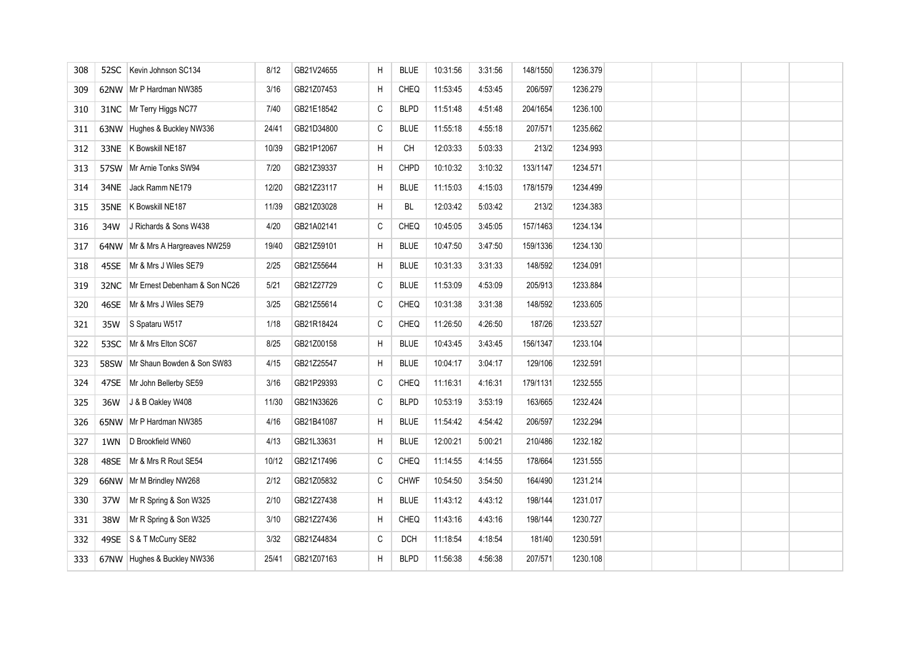| | | | | | | | | | | | | | | | |
|---|---|---|---|---|---|---|---|---|---|---|---|---|---|---|---|
| 308 | 52SC | Kevin Johnson SC134 | 8/12 | GB21V24655 | H | BLUE | 10:31:56 | 3:31:56 | 148/1550 | 1236.379 | | | | | |
| 309 | 62NW | Mr P Hardman NW385 | 3/16 | GB21Z07453 | H | CHEQ | 11:53:45 | 4:53:45 | 206/597 | 1236.279 | | | | | |
| 310 | 31NC | Mr Terry Higgs NC77 | 7/40 | GB21E18542 | C | BLPD | 11:51:48 | 4:51:48 | 204/1654 | 1236.100 | | | | | |
| 311 | 63NW | Hughes & Buckley NW336 | 24/41 | GB21D34800 | C | BLUE | 11:55:18 | 4:55:18 | 207/571 | 1235.662 | | | | | |
| 312 | 33NE | K Bowskill NE187 | 10/39 | GB21P12067 | H | CH | 12:03:33 | 5:03:33 | 213/2 | 1234.993 | | | | | |
| 313 | 57SW | Mr Arnie Tonks SW94 | 7/20 | GB21Z39337 | H | CHPD | 10:10:32 | 3:10:32 | 133/1147 | 1234.571 | | | | | |
| 314 | 34NE | Jack Ramm NE179 | 12/20 | GB21Z23117 | H | BLUE | 11:15:03 | 4:15:03 | 178/1579 | 1234.499 | | | | | |
| 315 | 35NE | K Bowskill NE187 | 11/39 | GB21Z03028 | H | BL | 12:03:42 | 5:03:42 | 213/2 | 1234.383 | | | | | |
| 316 | 34W | J Richards & Sons W438 | 4/20 | GB21A02141 | C | CHEQ | 10:45:05 | 3:45:05 | 157/1463 | 1234.134 | | | | | |
| 317 | 64NW | Mr & Mrs A Hargreaves NW259 | 19/40 | GB21Z59101 | H | BLUE | 10:47:50 | 3:47:50 | 159/1336 | 1234.130 | | | | | |
| 318 | 45SE | Mr & Mrs J Wiles SE79 | 2/25 | GB21Z55644 | H | BLUE | 10:31:33 | 3:31:33 | 148/592 | 1234.091 | | | | | |
| 319 | 32NC | Mr Ernest Debenham & Son NC26 | 5/21 | GB21Z27729 | C | BLUE | 11:53:09 | 4:53:09 | 205/913 | 1233.884 | | | | | |
| 320 | 46SE | Mr & Mrs J Wiles SE79 | 3/25 | GB21Z55614 | C | CHEQ | 10:31:38 | 3:31:38 | 148/592 | 1233.605 | | | | | |
| 321 | 35W | S Spataru W517 | 1/18 | GB21R18424 | C | CHEQ | 11:26:50 | 4:26:50 | 187/26 | 1233.527 | | | | | |
| 322 | 53SC | Mr & Mrs Elton SC67 | 8/25 | GB21Z00158 | H | BLUE | 10:43:45 | 3:43:45 | 156/1347 | 1233.104 | | | | | |
| 323 | 58SW | Mr Shaun Bowden & Son SW83 | 4/15 | GB21Z25547 | H | BLUE | 10:04:17 | 3:04:17 | 129/106 | 1232.591 | | | | | |
| 324 | 47SE | Mr John Bellerby SE59 | 3/16 | GB21P29393 | C | CHEQ | 11:16:31 | 4:16:31 | 179/1131 | 1232.555 | | | | | |
| 325 | 36W | J & B Oakley W408 | 11/30 | GB21N33626 | C | BLPD | 10:53:19 | 3:53:19 | 163/665 | 1232.424 | | | | | |
| 326 | 65NW | Mr P Hardman NW385 | 4/16 | GB21B41087 | H | BLUE | 11:54:42 | 4:54:42 | 206/597 | 1232.294 | | | | | |
| 327 | 1WN | D Brookfield WN60 | 4/13 | GB21L33631 | H | BLUE | 12:00:21 | 5:00:21 | 210/486 | 1232.182 | | | | | |
| 328 | 48SE | Mr & Mrs R Rout SE54 | 10/12 | GB21Z17496 | C | CHEQ | 11:14:55 | 4:14:55 | 178/664 | 1231.555 | | | | | |
| 329 | 66NW | Mr M Brindley NW268 | 2/12 | GB21Z05832 | C | CHWF | 10:54:50 | 3:54:50 | 164/490 | 1231.214 | | | | | |
| 330 | 37W | Mr R Spring & Son W325 | 2/10 | GB21Z27438 | H | BLUE | 11:43:12 | 4:43:12 | 198/144 | 1231.017 | | | | | |
| 331 | 38W | Mr R Spring & Son W325 | 3/10 | GB21Z27436 | H | CHEQ | 11:43:16 | 4:43:16 | 198/144 | 1230.727 | | | | | |
| 332 | 49SE | S & T McCurry SE82 | 3/32 | GB21Z44834 | C | DCH | 11:18:54 | 4:18:54 | 181/40 | 1230.591 | | | | | |
| 333 | 67NW | Hughes & Buckley NW336 | 25/41 | GB21Z07163 | H | BLPD | 11:56:38 | 4:56:38 | 207/571 | 1230.108 | | | | | |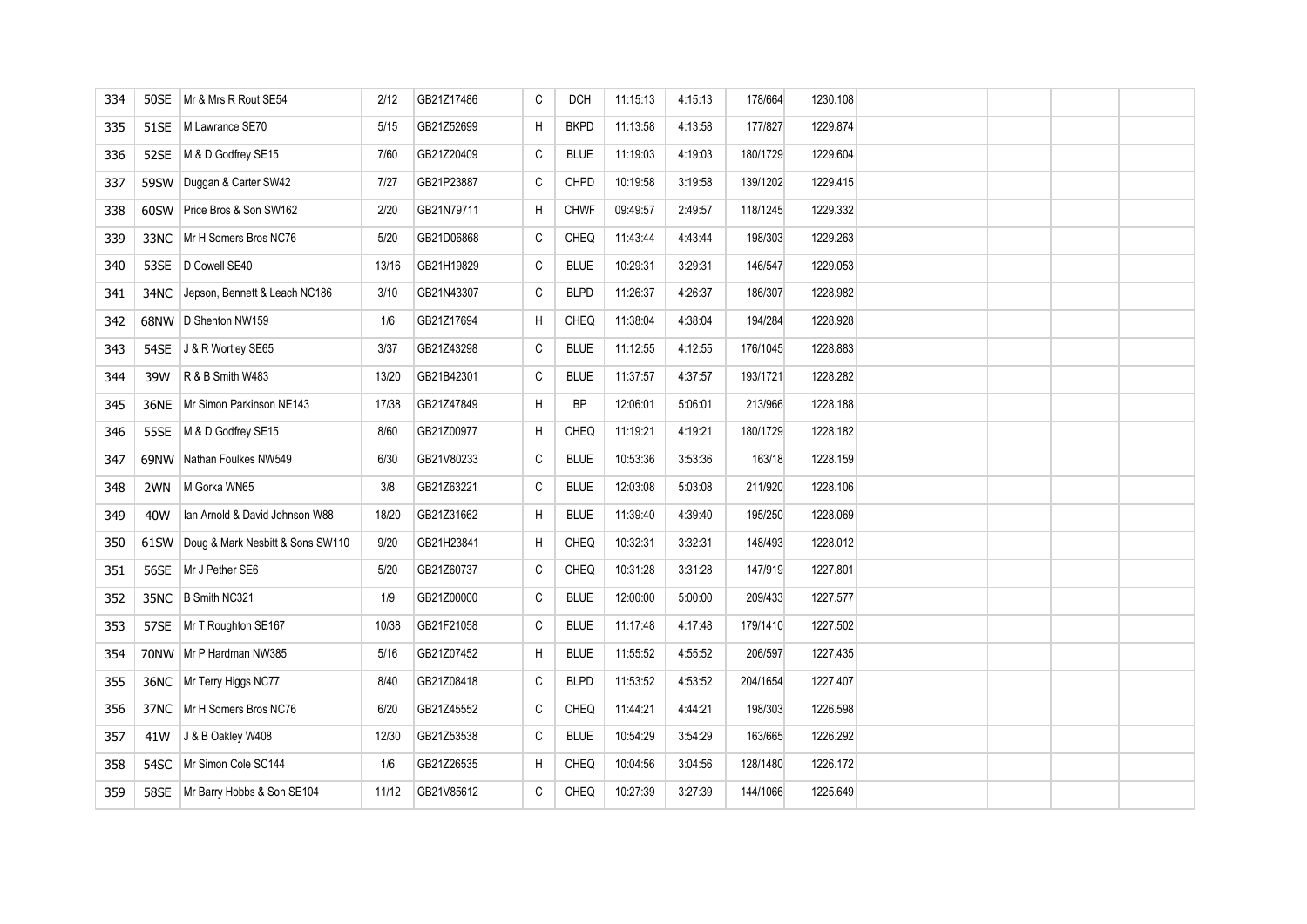| | | | | | | | | | | | | | | | |
|---|---|---|---|---|---|---|---|---|---|---|---|---|---|---|---|
| 334 | 50SE | Mr & Mrs R Rout SE54 | 2/12 | GB21Z17486 | C | DCH | 11:15:13 | 4:15:13 | 178/664 | 1230.108 | | | | | |
| 335 | 51SE | M Lawrance SE70 | 5/15 | GB21Z52699 | H | BKPD | 11:13:58 | 4:13:58 | 177/827 | 1229.874 | | | | | |
| 336 | 52SE | M & D Godfrey SE15 | 7/60 | GB21Z20409 | C | BLUE | 11:19:03 | 4:19:03 | 180/1729 | 1229.604 | | | | | |
| 337 | 59SW | Duggan & Carter SW42 | 7/27 | GB21P23887 | C | CHPD | 10:19:58 | 3:19:58 | 139/1202 | 1229.415 | | | | | |
| 338 | 60SW | Price Bros & Son SW162 | 2/20 | GB21N79711 | H | CHWF | 09:49:57 | 2:49:57 | 118/1245 | 1229.332 | | | | | |
| 339 | 33NC | Mr H Somers Bros NC76 | 5/20 | GB21D06868 | C | CHEQ | 11:43:44 | 4:43:44 | 198/303 | 1229.263 | | | | | |
| 340 | 53SE | D Cowell SE40 | 13/16 | GB21H19829 | C | BLUE | 10:29:31 | 3:29:31 | 146/547 | 1229.053 | | | | | |
| 341 | 34NC | Jepson, Bennett & Leach NC186 | 3/10 | GB21N43307 | C | BLPD | 11:26:37 | 4:26:37 | 186/307 | 1228.982 | | | | | |
| 342 | 68NW | D Shenton NW159 | 1/6 | GB21Z17694 | H | CHEQ | 11:38:04 | 4:38:04 | 194/284 | 1228.928 | | | | | |
| 343 | 54SE | J & R Wortley SE65 | 3/37 | GB21Z43298 | C | BLUE | 11:12:55 | 4:12:55 | 176/1045 | 1228.883 | | | | | |
| 344 | 39W | R & B Smith W483 | 13/20 | GB21B42301 | C | BLUE | 11:37:57 | 4:37:57 | 193/1721 | 1228.282 | | | | | |
| 345 | 36NE | Mr Simon Parkinson NE143 | 17/38 | GB21Z47849 | H | BP | 12:06:01 | 5:06:01 | 213/966 | 1228.188 | | | | | |
| 346 | 55SE | M & D Godfrey SE15 | 8/60 | GB21Z00977 | H | CHEQ | 11:19:21 | 4:19:21 | 180/1729 | 1228.182 | | | | | |
| 347 | 69NW | Nathan Foulkes NW549 | 6/30 | GB21V80233 | C | BLUE | 10:53:36 | 3:53:36 | 163/18 | 1228.159 | | | | | |
| 348 | 2WN | M Gorka WN65 | 3/8 | GB21Z63221 | C | BLUE | 12:03:08 | 5:03:08 | 211/920 | 1228.106 | | | | | |
| 349 | 40W | Ian Arnold & David Johnson W88 | 18/20 | GB21Z31662 | H | BLUE | 11:39:40 | 4:39:40 | 195/250 | 1228.069 | | | | | |
| 350 | 61SW | Doug & Mark Nesbitt & Sons SW110 | 9/20 | GB21H23841 | H | CHEQ | 10:32:31 | 3:32:31 | 148/493 | 1228.012 | | | | | |
| 351 | 56SE | Mr J Pether SE6 | 5/20 | GB21Z60737 | C | CHEQ | 10:31:28 | 3:31:28 | 147/919 | 1227.801 | | | | | |
| 352 | 35NC | B Smith NC321 | 1/9 | GB21Z00000 | C | BLUE | 12:00:00 | 5:00:00 | 209/433 | 1227.577 | | | | | |
| 353 | 57SE | Mr T Roughton SE167 | 10/38 | GB21F21058 | C | BLUE | 11:17:48 | 4:17:48 | 179/1410 | 1227.502 | | | | | |
| 354 | 70NW | Mr P Hardman NW385 | 5/16 | GB21Z07452 | H | BLUE | 11:55:52 | 4:55:52 | 206/597 | 1227.435 | | | | | |
| 355 | 36NC | Mr Terry Higgs NC77 | 8/40 | GB21Z08418 | C | BLPD | 11:53:52 | 4:53:52 | 204/1654 | 1227.407 | | | | | |
| 356 | 37NC | Mr H Somers Bros NC76 | 6/20 | GB21Z45552 | C | CHEQ | 11:44:21 | 4:44:21 | 198/303 | 1226.598 | | | | | |
| 357 | 41W | J & B Oakley W408 | 12/30 | GB21Z53538 | C | BLUE | 10:54:29 | 3:54:29 | 163/665 | 1226.292 | | | | | |
| 358 | 54SC | Mr Simon Cole SC144 | 1/6 | GB21Z26535 | H | CHEQ | 10:04:56 | 3:04:56 | 128/1480 | 1226.172 | | | | | |
| 359 | 58SE | Mr Barry Hobbs & Son SE104 | 11/12 | GB21V85612 | C | CHEQ | 10:27:39 | 3:27:39 | 144/1066 | 1225.649 | | | | | |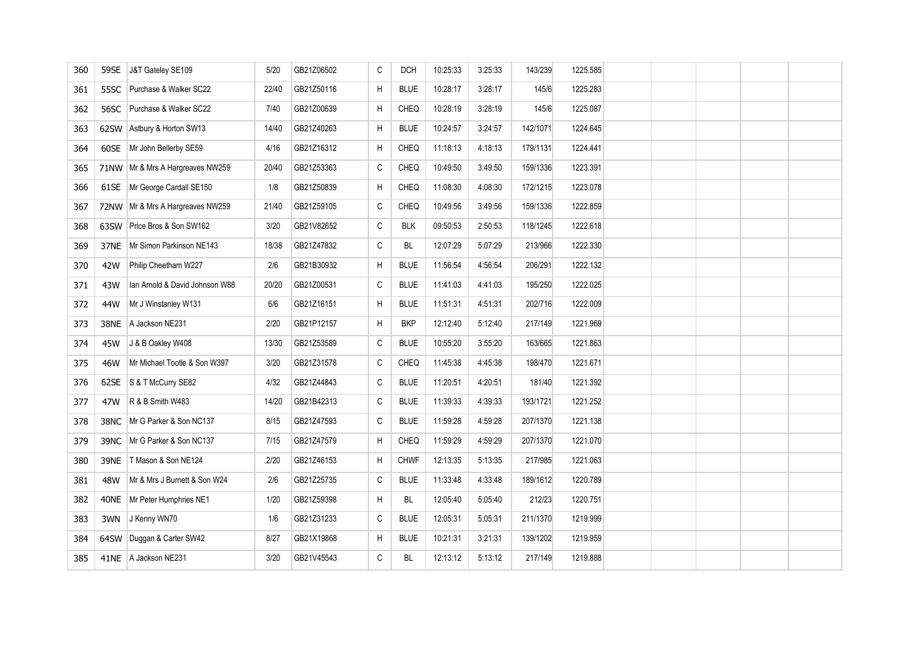| | | | | | | | | | | | | | | | |
|---|---|---|---|---|---|---|---|---|---|---|---|---|---|---|---|
| 360 | 59SE | J&T Gateley SE109 | 5/20 | GB21Z06502 | C | DCH | 10:25:33 | 3:25:33 | 143/239 | 1225.585 | | | | | |
| 361 | 55SC | Purchase & Walker SC22 | 22/40 | GB21Z50116 | H | BLUE | 10:28:17 | 3:28:17 | 145/6 | 1225.283 | | | | | |
| 362 | 56SC | Purchase & Walker SC22 | 7/40 | GB21Z00639 | H | CHEQ | 10:28:19 | 3:28:19 | 145/6 | 1225.087 | | | | | |
| 363 | 62SW | Astbury & Horton SW13 | 14/40 | GB21Z40263 | H | BLUE | 10:24:57 | 3:24:57 | 142/1071 | 1224.645 | | | | | |
| 364 | 60SE | Mr John Bellerby SE59 | 4/16 | GB21Z16312 | H | CHEQ | 11:18:13 | 4:18:13 | 179/1131 | 1224.441 | | | | | |
| 365 | 71NW | Mr & Mrs A Hargreaves NW259 | 20/40 | GB21Z53363 | C | CHEQ | 10:49:50 | 3:49:50 | 159/1336 | 1223.391 | | | | | |
| 366 | 61SE | Mr George Cardall SE150 | 1/8 | GB21Z50839 | H | CHEQ | 11:08:30 | 4:08:30 | 172/1215 | 1223.078 | | | | | |
| 367 | 72NW | Mr & Mrs A Hargreaves NW259 | 21/40 | GB21Z59105 | C | CHEQ | 10:49:56 | 3:49:56 | 159/1336 | 1222.859 | | | | | |
| 368 | 63SW | Price Bros & Son SW162 | 3/20 | GB21V82652 | C | BLK | 09:50:53 | 2:50:53 | 118/1245 | 1222.618 | | | | | |
| 369 | 37NE | Mr Simon Parkinson NE143 | 18/38 | GB21Z47832 | C | BL | 12:07:29 | 5:07:29 | 213/966 | 1222.330 | | | | | |
| 370 | 42W | Philip Cheetham W227 | 2/6 | GB21B30932 | H | BLUE | 11:56:54 | 4:56:54 | 206/291 | 1222.132 | | | | | |
| 371 | 43W | Ian Arnold & David Johnson W88 | 20/20 | GB21Z00531 | C | BLUE | 11:41:03 | 4:41:03 | 195/250 | 1222.025 | | | | | |
| 372 | 44W | Mr J Winstanley W131 | 6/6 | GB21Z16151 | H | BLUE | 11:51:31 | 4:51:31 | 202/716 | 1222.009 | | | | | |
| 373 | 38NE | A Jackson NE231 | 2/20 | GB21P12157 | H | BKP | 12:12:40 | 5:12:40 | 217/149 | 1221.969 | | | | | |
| 374 | 45W | J & B Oakley W408 | 13/30 | GB21Z53589 | C | BLUE | 10:55:20 | 3:55:20 | 163/665 | 1221.863 | | | | | |
| 375 | 46W | Mr Michael Tootle & Son W397 | 3/20 | GB21Z31578 | C | CHEQ | 11:45:38 | 4:45:38 | 198/470 | 1221.671 | | | | | |
| 376 | 62SE | S & T McCurry SE82 | 4/32 | GB21Z44843 | C | BLUE | 11:20:51 | 4:20:51 | 181/40 | 1221.392 | | | | | |
| 377 | 47W | R & B Smith W483 | 14/20 | GB21B42313 | C | BLUE | 11:39:33 | 4:39:33 | 193/1721 | 1221.252 | | | | | |
| 378 | 38NC | Mr G Parker & Son NC137 | 8/15 | GB21Z47593 | C | BLUE | 11:59:28 | 4:59:28 | 207/1370 | 1221.138 | | | | | |
| 379 | 39NC | Mr G Parker & Son NC137 | 7/15 | GB21Z47579 | H | CHEQ | 11:59:29 | 4:59:29 | 207/1370 | 1221.070 | | | | | |
| 380 | 39NE | T Mason & Son NE124 | 2/20 | GB21Z46153 | H | CHWF | 12:13:35 | 5:13:35 | 217/985 | 1221.063 | | | | | |
| 381 | 48W | Mr & Mrs J Burnett & Son W24 | 2/6 | GB21Z25735 | C | BLUE | 11:33:48 | 4:33:48 | 189/1612 | 1220.789 | | | | | |
| 382 | 40NE | Mr Peter Humphries NE1 | 1/20 | GB21Z59398 | H | BL | 12:05:40 | 5:05:40 | 212/23 | 1220.751 | | | | | |
| 383 | 3WN | J Kenny WN70 | 1/6 | GB21Z31233 | C | BLUE | 12:05:31 | 5:05:31 | 211/1370 | 1219.999 | | | | | |
| 384 | 64SW | Duggan & Carter SW42 | 8/27 | GB21X19868 | H | BLUE | 10:21:31 | 3:21:31 | 139/1202 | 1219.959 | | | | | |
| 385 | 41NE | A Jackson NE231 | 3/20 | GB21V45543 | C | BL | 12:13:12 | 5:13:12 | 217/149 | 1219.888 | | | | | |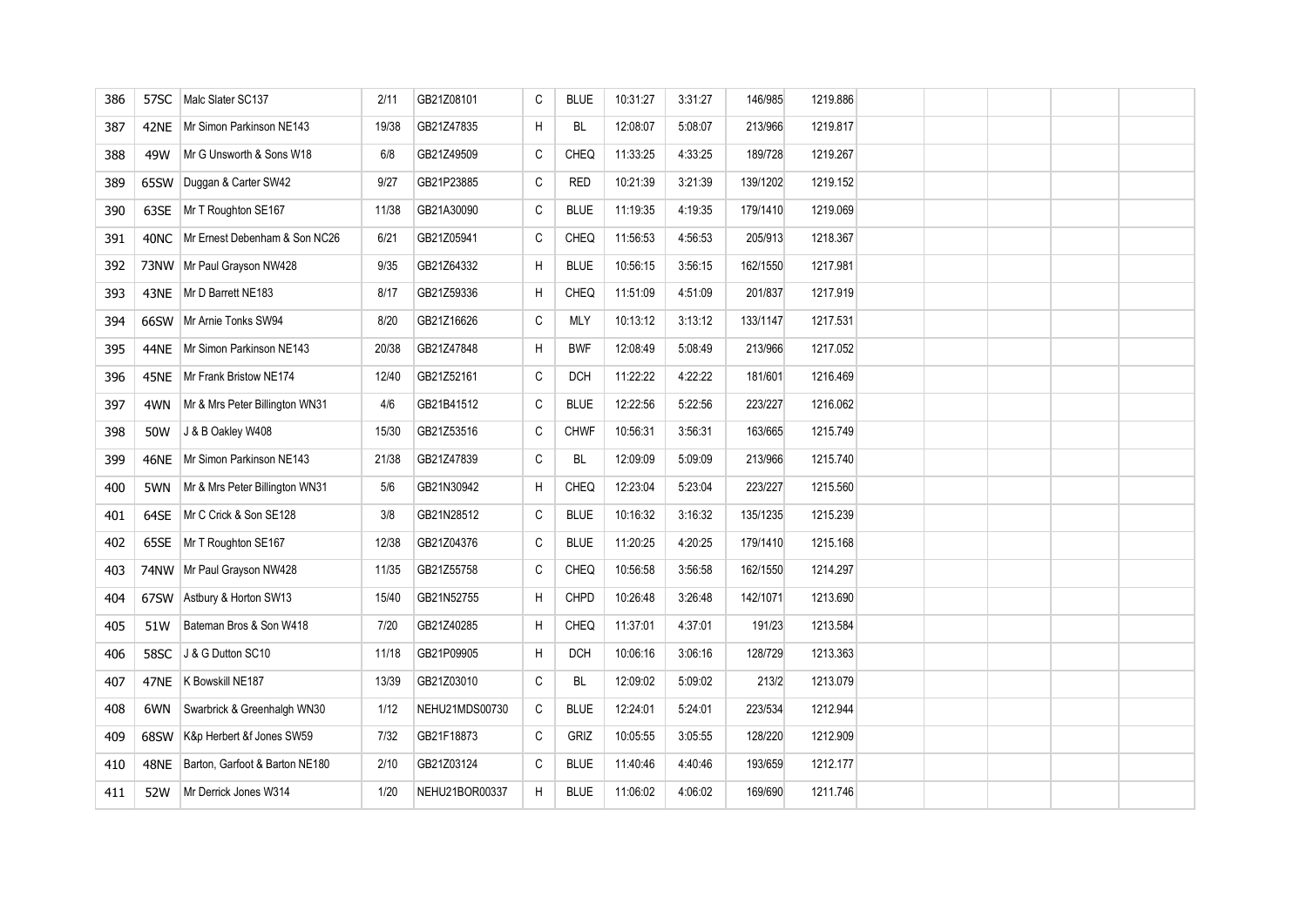| | | | | | | | | | | | | | | | |
|---|---|---|---|---|---|---|---|---|---|---|---|---|---|---|---|
| 386 | 57SC | Malc Slater SC137 | 2/11 | GB21Z08101 | C | BLUE | 10:31:27 | 3:31:27 | 146/985 | 1219.886 | | | | | |
| 387 | 42NE | Mr Simon Parkinson NE143 | 19/38 | GB21Z47835 | H | BL | 12:08:07 | 5:08:07 | 213/966 | 1219.817 | | | | | |
| 388 | 49W | Mr G Unsworth & Sons W18 | 6/8 | GB21Z49509 | C | CHEQ | 11:33:25 | 4:33:25 | 189/728 | 1219.267 | | | | | |
| 389 | 65SW | Duggan & Carter SW42 | 9/27 | GB21P23885 | C | RED | 10:21:39 | 3:21:39 | 139/1202 | 1219.152 | | | | | |
| 390 | 63SE | Mr T Roughton SE167 | 11/38 | GB21A30090 | C | BLUE | 11:19:35 | 4:19:35 | 179/1410 | 1219.069 | | | | | |
| 391 | 40NC | Mr Ernest Debenham & Son NC26 | 6/21 | GB21Z05941 | C | CHEQ | 11:56:53 | 4:56:53 | 205/913 | 1218.367 | | | | | |
| 392 | 73NW | Mr Paul Grayson NW428 | 9/35 | GB21Z64332 | H | BLUE | 10:56:15 | 3:56:15 | 162/1550 | 1217.981 | | | | | |
| 393 | 43NE | Mr D Barrett NE183 | 8/17 | GB21Z59336 | H | CHEQ | 11:51:09 | 4:51:09 | 201/837 | 1217.919 | | | | | |
| 394 | 66SW | Mr Arnie Tonks SW94 | 8/20 | GB21Z16626 | C | MLY | 10:13:12 | 3:13:12 | 133/1147 | 1217.531 | | | | | |
| 395 | 44NE | Mr Simon Parkinson NE143 | 20/38 | GB21Z47848 | H | BWF | 12:08:49 | 5:08:49 | 213/966 | 1217.052 | | | | | |
| 396 | 45NE | Mr Frank Bristow NE174 | 12/40 | GB21Z52161 | C | DCH | 11:22:22 | 4:22:22 | 181/601 | 1216.469 | | | | | |
| 397 | 4WN | Mr & Mrs Peter Billington WN31 | 4/6 | GB21B41512 | C | BLUE | 12:22:56 | 5:22:56 | 223/227 | 1216.062 | | | | | |
| 398 | 50W | J & B Oakley W408 | 15/30 | GB21Z53516 | C | CHWF | 10:56:31 | 3:56:31 | 163/665 | 1215.749 | | | | | |
| 399 | 46NE | Mr Simon Parkinson NE143 | 21/38 | GB21Z47839 | C | BL | 12:09:09 | 5:09:09 | 213/966 | 1215.740 | | | | | |
| 400 | 5WN | Mr & Mrs Peter Billington WN31 | 5/6 | GB21N30942 | H | CHEQ | 12:23:04 | 5:23:04 | 223/227 | 1215.560 | | | | | |
| 401 | 64SE | Mr C Crick & Son SE128 | 3/8 | GB21N28512 | C | BLUE | 10:16:32 | 3:16:32 | 135/1235 | 1215.239 | | | | | |
| 402 | 65SE | Mr T Roughton SE167 | 12/38 | GB21Z04376 | C | BLUE | 11:20:25 | 4:20:25 | 179/1410 | 1215.168 | | | | | |
| 403 | 74NW | Mr Paul Grayson NW428 | 11/35 | GB21Z55758 | C | CHEQ | 10:56:58 | 3:56:58 | 162/1550 | 1214.297 | | | | | |
| 404 | 67SW | Astbury & Horton SW13 | 15/40 | GB21N52755 | H | CHPD | 10:26:48 | 3:26:48 | 142/1071 | 1213.690 | | | | | |
| 405 | 51W | Bateman Bros & Son W418 | 7/20 | GB21Z40285 | H | CHEQ | 11:37:01 | 4:37:01 | 191/23 | 1213.584 | | | | | |
| 406 | 58SC | J & G Dutton SC10 | 11/18 | GB21P09905 | H | DCH | 10:06:16 | 3:06:16 | 128/729 | 1213.363 | | | | | |
| 407 | 47NE | K Bowskill NE187 | 13/39 | GB21Z03010 | C | BL | 12:09:02 | 5:09:02 | 213/2 | 1213.079 | | | | | |
| 408 | 6WN | Swarbrick & Greenhalgh WN30 | 1/12 | NEHU21MDS00730 | C | BLUE | 12:24:01 | 5:24:01 | 223/534 | 1212.944 | | | | | |
| 409 | 68SW | K&p Herbert &f Jones SW59 | 7/32 | GB21F18873 | C | GRIZ | 10:05:55 | 3:05:55 | 128/220 | 1212.909 | | | | | |
| 410 | 48NE | Barton, Garfoot & Barton NE180 | 2/10 | GB21Z03124 | C | BLUE | 11:40:46 | 4:40:46 | 193/659 | 1212.177 | | | | | |
| 411 | 52W | Mr Derrick Jones W314 | 1/20 | NEHU21BOR00337 | H | BLUE | 11:06:02 | 4:06:02 | 169/690 | 1211.746 | | | | | |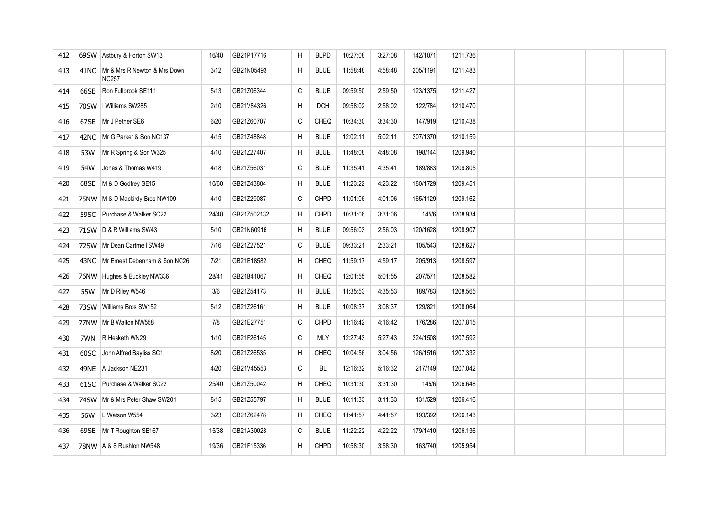| | | | | | | | | | | | | | | | | |
|---|---|---|---|---|---|---|---|---|---|---|---|---|---|---|---|---|
| 412 | 69SW | Astbury & Horton SW13 | 16/40 | GB21P17716 | H | BLPD | 10:27:08 | 3:27:08 | 142/1071 | 1211.736 | | | | | | |
| 413 | 41NC | Mr & Mrs R Newton & Mrs Down NC257 | 3/12 | GB21N05493 | H | BLUE | 11:58:48 | 4:58:48 | 205/1191 | 1211.483 | | | | | | |
| 414 | 66SE | Ron Fullbrook SE111 | 5/13 | GB21Z06344 | C | BLUE | 09:59:50 | 2:59:50 | 123/1375 | 1211.427 | | | | | | |
| 415 | 70SW | I Williams SW285 | 2/10 | GB21V84326 | H | DCH | 09:58:02 | 2:58:02 | 122/784 | 1210.470 | | | | | | |
| 416 | 67SE | Mr J Pether SE6 | 6/20 | GB21Z60707 | C | CHEQ | 10:34:30 | 3:34:30 | 147/919 | 1210.438 | | | | | | |
| 417 | 42NC | Mr G Parker & Son NC137 | 4/15 | GB21Z48848 | H | BLUE | 12:02:11 | 5:02:11 | 207/1370 | 1210.159 | | | | | | |
| 418 | 53W | Mr R Spring & Son W325 | 4/10 | GB21Z27407 | H | BLUE | 11:48:08 | 4:48:08 | 198/144 | 1209.940 | | | | | | |
| 419 | 54W | Jones & Thomas W419 | 4/18 | GB21Z56031 | C | BLUE | 11:35:41 | 4:35:41 | 189/883 | 1209.805 | | | | | | |
| 420 | 68SE | M & D Godfrey SE15 | 10/60 | GB21Z43884 | H | BLUE | 11:23:22 | 4:23:22 | 180/1729 | 1209.451 | | | | | | |
| 421 | 75NW | M & D Mackirdy Bros NW109 | 4/10 | GB21Z29087 | C | CHPD | 11:01:06 | 4:01:06 | 165/1129 | 1209.162 | | | | | | |
| 422 | 59SC | Purchase & Walker SC22 | 24/40 | GB21Z502132 | H | CHPD | 10:31:06 | 3:31:06 | 145/6 | 1208.934 | | | | | | |
| 423 | 71SW | D & R Williams SW43 | 5/10 | GB21N60916 | H | BLUE | 09:56:03 | 2:56:03 | 120/1628 | 1208.907 | | | | | | |
| 424 | 72SW | Mr Dean Cartmell SW49 | 7/16 | GB21Z27521 | C | BLUE | 09:33:21 | 2:33:21 | 105/543 | 1208.627 | | | | | | |
| 425 | 43NC | Mr Ernest Debenham & Son NC26 | 7/21 | GB21E18582 | H | CHEQ | 11:59:17 | 4:59:17 | 205/913 | 1208.597 | | | | | | |
| 426 | 76NW | Hughes & Buckley NW336 | 28/41 | GB21B41067 | H | CHEQ | 12:01:55 | 5:01:55 | 207/571 | 1208.582 | | | | | | |
| 427 | 55W | Mr D Riley W546 | 3/6 | GB21Z54173 | H | BLUE | 11:35:53 | 4:35:53 | 189/783 | 1208.565 | | | | | | |
| 428 | 73SW | Williams Bros SW152 | 5/12 | GB21Z26161 | H | BLUE | 10:08:37 | 3:08:37 | 129/821 | 1208.064 | | | | | | |
| 429 | 77NW | Mr B Walton NW558 | 7/8 | GB21E27751 | C | CHPD | 11:16:42 | 4:16:42 | 176/286 | 1207.815 | | | | | | |
| 430 | 7WN | R Hesketh WN29 | 1/10 | GB21F26145 | C | MLY | 12:27:43 | 5:27:43 | 224/1508 | 1207.592 | | | | | | |
| 431 | 60SC | John Alfred Bayliss SC1 | 8/20 | GB21Z26535 | H | CHEQ | 10:04:56 | 3:04:56 | 126/1516 | 1207.332 | | | | | | |
| 432 | 49NE | A Jackson NE231 | 4/20 | GB21V45553 | C | BL | 12:16:32 | 5:16:32 | 217/149 | 1207.042 | | | | | | |
| 433 | 61SC | Purchase & Walker SC22 | 25/40 | GB21Z50042 | H | CHEQ | 10:31:30 | 3:31:30 | 145/6 | 1206.648 | | | | | | |
| 434 | 74SW | Mr & Mrs Peter Shaw SW201 | 8/15 | GB21Z55797 | H | BLUE | 10:11:33 | 3:11:33 | 131/529 | 1206.416 | | | | | | |
| 435 | 56W | L Watson W554 | 3/23 | GB21Z62478 | H | CHEQ | 11:41:57 | 4:41:57 | 193/392 | 1206.143 | | | | | | |
| 436 | 69SE | Mr T Roughton SE167 | 15/38 | GB21A30028 | C | BLUE | 11:22:22 | 4:22:22 | 179/1410 | 1206.136 | | | | | | |
| 437 | 78NW | A & S Rushton NW548 | 19/36 | GB21F15336 | H | CHPD | 10:58:30 | 3:58:30 | 163/740 | 1205.954 | | | | | | |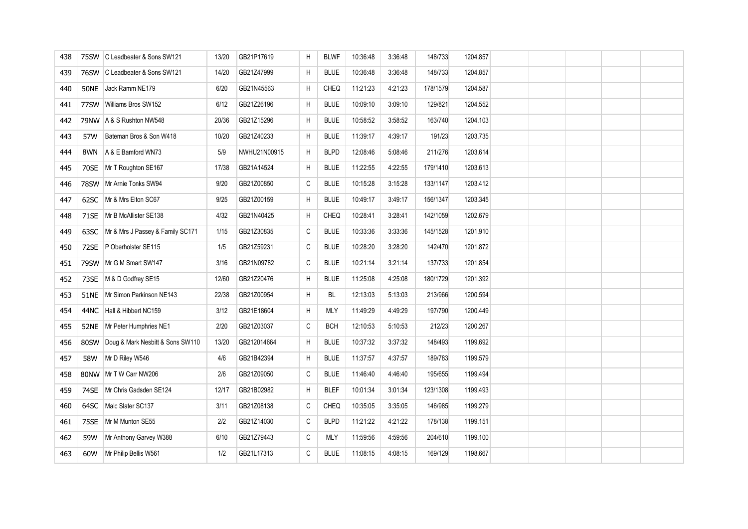| | | | | | | | | | | | | | | | |
|---|---|---|---|---|---|---|---|---|---|---|---|---|---|---|---|
| 438 | 75SW | C Leadbeater & Sons SW121 | 13/20 | GB21P17619 | H | BLWF | 10:36:48 | 3:36:48 | 148/733 | 1204.857 | | | | | |
| 439 | 76SW | C Leadbeater & Sons SW121 | 14/20 | GB21Z47999 | H | BLUE | 10:36:48 | 3:36:48 | 148/733 | 1204.857 | | | | | |
| 440 | 50NE | Jack Ramm NE179 | 6/20 | GB21N45563 | H | CHEQ | 11:21:23 | 4:21:23 | 178/1579 | 1204.587 | | | | | |
| 441 | 77SW | Williams Bros SW152 | 6/12 | GB21Z26196 | H | BLUE | 10:09:10 | 3:09:10 | 129/821 | 1204.552 | | | | | |
| 442 | 79NW | A & S Rushton NW548 | 20/36 | GB21Z15296 | H | BLUE | 10:58:52 | 3:58:52 | 163/740 | 1204.103 | | | | | |
| 443 | 57W | Bateman Bros & Son W418 | 10/20 | GB21Z40233 | H | BLUE | 11:39:17 | 4:39:17 | 191/23 | 1203.735 | | | | | |
| 444 | 8WN | A & E Bamford WN73 | 5/9 | NWHU21N00915 | H | BLPD | 12:08:46 | 5:08:46 | 211/276 | 1203.614 | | | | | |
| 445 | 70SE | Mr T Roughton SE167 | 17/38 | GB21A14524 | H | BLUE | 11:22:55 | 4:22:55 | 179/1410 | 1203.613 | | | | | |
| 446 | 78SW | Mr Arnie Tonks SW94 | 9/20 | GB21Z00850 | C | BLUE | 10:15:28 | 3:15:28 | 133/1147 | 1203.412 | | | | | |
| 447 | 62SC | Mr & Mrs Elton SC67 | 9/25 | GB21Z00159 | H | BLUE | 10:49:17 | 3:49:17 | 156/1347 | 1203.345 | | | | | |
| 448 | 71SE | Mr B McAllister SE138 | 4/32 | GB21N40425 | H | CHEQ | 10:28:41 | 3:28:41 | 142/1059 | 1202.679 | | | | | |
| 449 | 63SC | Mr & Mrs J Passey & Family SC171 | 1/15 | GB21Z30835 | C | BLUE | 10:33:36 | 3:33:36 | 145/1528 | 1201.910 | | | | | |
| 450 | 72SE | P Oberholster SE115 | 1/5 | GB21Z59231 | C | BLUE | 10:28:20 | 3:28:20 | 142/470 | 1201.872 | | | | | |
| 451 | 79SW | Mr G M Smart SW147 | 3/16 | GB21N09782 | C | BLUE | 10:21:14 | 3:21:14 | 137/733 | 1201.854 | | | | | |
| 452 | 73SE | M & D Godfrey SE15 | 12/60 | GB21Z20476 | H | BLUE | 11:25:08 | 4:25:08 | 180/1729 | 1201.392 | | | | | |
| 453 | 51NE | Mr Simon Parkinson NE143 | 22/38 | GB21Z00954 | H | BL | 12:13:03 | 5:13:03 | 213/966 | 1200.594 | | | | | |
| 454 | 44NC | Hall & Hibbert NC159 | 3/12 | GB21E18604 | H | MLY | 11:49:29 | 4:49:29 | 197/790 | 1200.449 | | | | | |
| 455 | 52NE | Mr Peter Humphries NE1 | 2/20 | GB21Z03037 | C | BCH | 12:10:53 | 5:10:53 | 212/23 | 1200.267 | | | | | |
| 456 | 80SW | Doug & Mark Nesbitt & Sons SW110 | 13/20 | GB212014664 | H | BLUE | 10:37:32 | 3:37:32 | 148/493 | 1199.692 | | | | | |
| 457 | 58W | Mr D Riley W546 | 4/6 | GB21B42394 | H | BLUE | 11:37:57 | 4:37:57 | 189/783 | 1199.579 | | | | | |
| 458 | 80NW | Mr T W Carr NW206 | 2/6 | GB21Z09050 | C | BLUE | 11:46:40 | 4:46:40 | 195/655 | 1199.494 | | | | | |
| 459 | 74SE | Mr Chris Gadsden SE124 | 12/17 | GB21B02982 | H | BLEF | 10:01:34 | 3:01:34 | 123/1308 | 1199.493 | | | | | |
| 460 | 64SC | Malc Slater SC137 | 3/11 | GB21Z08138 | C | CHEQ | 10:35:05 | 3:35:05 | 146/985 | 1199.279 | | | | | |
| 461 | 75SE | Mr M Munton SE55 | 2/2 | GB21Z14030 | C | BLPD | 11:21:22 | 4:21:22 | 178/138 | 1199.151 | | | | | |
| 462 | 59W | Mr Anthony Garvey W388 | 6/10 | GB21Z79443 | C | MLY | 11:59:56 | 4:59:56 | 204/610 | 1199.100 | | | | | |
| 463 | 60W | Mr Philip Bellis W561 | 1/2 | GB21L17313 | C | BLUE | 11:08:15 | 4:08:15 | 169/129 | 1198.667 | | | | | |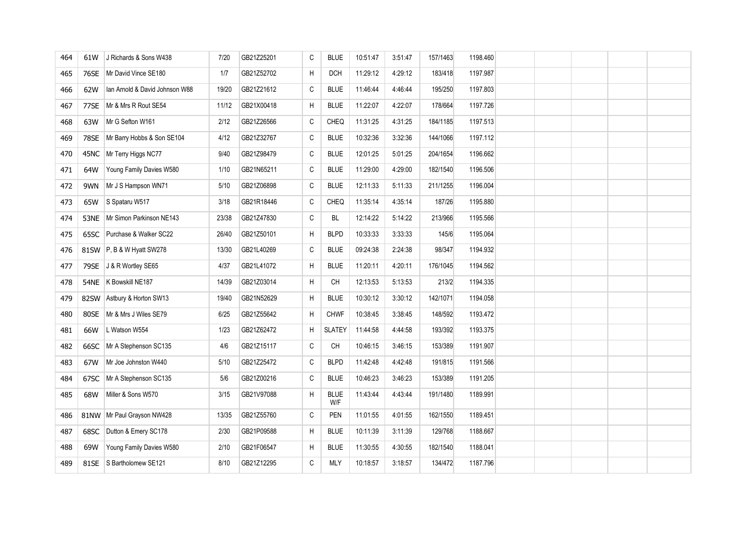| | | | | | | | | | | | | | | | |
|---|---|---|---|---|---|---|---|---|---|---|---|---|---|---|---|
| 464 | 61W | J Richards & Sons W438 | 7/20 | GB21Z25201 | C | BLUE | 10:51:47 | 3:51:47 | 157/1463 | 1198.460 | | | | | |
| 465 | 76SE | Mr David Vince SE180 | 1/7 | GB21Z52702 | H | DCH | 11:29:12 | 4:29:12 | 183/418 | 1197.987 | | | | | |
| 466 | 62W | Ian Arnold & David Johnson W88 | 19/20 | GB21Z21612 | C | BLUE | 11:46:44 | 4:46:44 | 195/250 | 1197.803 | | | | | |
| 467 | 77SE | Mr & Mrs R Rout SE54 | 11/12 | GB21X00418 | H | BLUE | 11:22:07 | 4:22:07 | 178/664 | 1197.726 | | | | | |
| 468 | 63W | Mr G Sefton W161 | 2/12 | GB21Z26566 | C | CHEQ | 11:31:25 | 4:31:25 | 184/1185 | 1197.513 | | | | | |
| 469 | 78SE | Mr Barry Hobbs & Son SE104 | 4/12 | GB21Z32767 | C | BLUE | 10:32:36 | 3:32:36 | 144/1066 | 1197.112 | | | | | |
| 470 | 45NC | Mr Terry Higgs NC77 | 9/40 | GB21Z98479 | C | BLUE | 12:01:25 | 5:01:25 | 204/1654 | 1196.662 | | | | | |
| 471 | 64W | Young Family Davies W580 | 1/10 | GB21N65211 | C | BLUE | 11:29:00 | 4:29:00 | 182/1540 | 1196.506 | | | | | |
| 472 | 9WN | Mr J S Hampson WN71 | 5/10 | GB21Z06898 | C | BLUE | 12:11:33 | 5:11:33 | 211/1255 | 1196.004 | | | | | |
| 473 | 65W | S Spataru W517 | 3/18 | GB21R18446 | C | CHEQ | 11:35:14 | 4:35:14 | 187/26 | 1195.880 | | | | | |
| 474 | 53NE | Mr Simon Parkinson NE143 | 23/38 | GB21Z47830 | C | BL | 12:14:22 | 5:14:22 | 213/966 | 1195.566 | | | | | |
| 475 | 65SC | Purchase & Walker SC22 | 26/40 | GB21Z50101 | H | BLPD | 10:33:33 | 3:33:33 | 145/6 | 1195.064 | | | | | |
| 476 | 81SW | P, B & W Hyatt SW278 | 13/30 | GB21L40269 | C | BLUE | 09:24:38 | 2:24:38 | 98/347 | 1194.932 | | | | | |
| 477 | 79SE | J & R Wortley SE65 | 4/37 | GB21L41072 | H | BLUE | 11:20:11 | 4:20:11 | 176/1045 | 1194.562 | | | | | |
| 478 | 54NE | K Bowskill NE187 | 14/39 | GB21Z03014 | H | CH | 12:13:53 | 5:13:53 | 213/2 | 1194.335 | | | | | |
| 479 | 82SW | Astbury & Horton SW13 | 19/40 | GB21N52629 | H | BLUE | 10:30:12 | 3:30:12 | 142/1071 | 1194.058 | | | | | |
| 480 | 80SE | Mr & Mrs J Wiles SE79 | 6/25 | GB21Z55642 | H | CHWF | 10:38:45 | 3:38:45 | 148/592 | 1193.472 | | | | | |
| 481 | 66W | L Watson W554 | 1/23 | GB21Z62472 | H | SLATEY | 11:44:58 | 4:44:58 | 193/392 | 1193.375 | | | | | |
| 482 | 66SC | Mr A Stephenson SC135 | 4/6 | GB21Z15117 | C | CH | 10:46:15 | 3:46:15 | 153/389 | 1191.907 | | | | | |
| 483 | 67W | Mr Joe Johnston W440 | 5/10 | GB21Z25472 | C | BLPD | 11:42:48 | 4:42:48 | 191/815 | 1191.566 | | | | | |
| 484 | 67SC | Mr A Stephenson SC135 | 5/6 | GB21Z00216 | C | BLUE | 10:46:23 | 3:46:23 | 153/389 | 1191.205 | | | | | |
| 485 | 68W | Miller & Sons W570 | 3/15 | GB21V97088 | H | BLUE W/F | 11:43:44 | 4:43:44 | 191/1480 | 1189.991 | | | | | |
| 486 | 81NW | Mr Paul Grayson NW428 | 13/35 | GB21Z55760 | C | PEN | 11:01:55 | 4:01:55 | 162/1550 | 1189.451 | | | | | |
| 487 | 68SC | Dutton & Emery SC178 | 2/30 | GB21P09588 | H | BLUE | 10:11:39 | 3:11:39 | 129/768 | 1188.667 | | | | | |
| 488 | 69W | Young Family Davies W580 | 2/10 | GB21F06547 | H | BLUE | 11:30:55 | 4:30:55 | 182/1540 | 1188.041 | | | | | |
| 489 | 81SE | S Bartholomew SE121 | 8/10 | GB21Z12295 | C | MLY | 10:18:57 | 3:18:57 | 134/472 | 1187.796 | | | | | |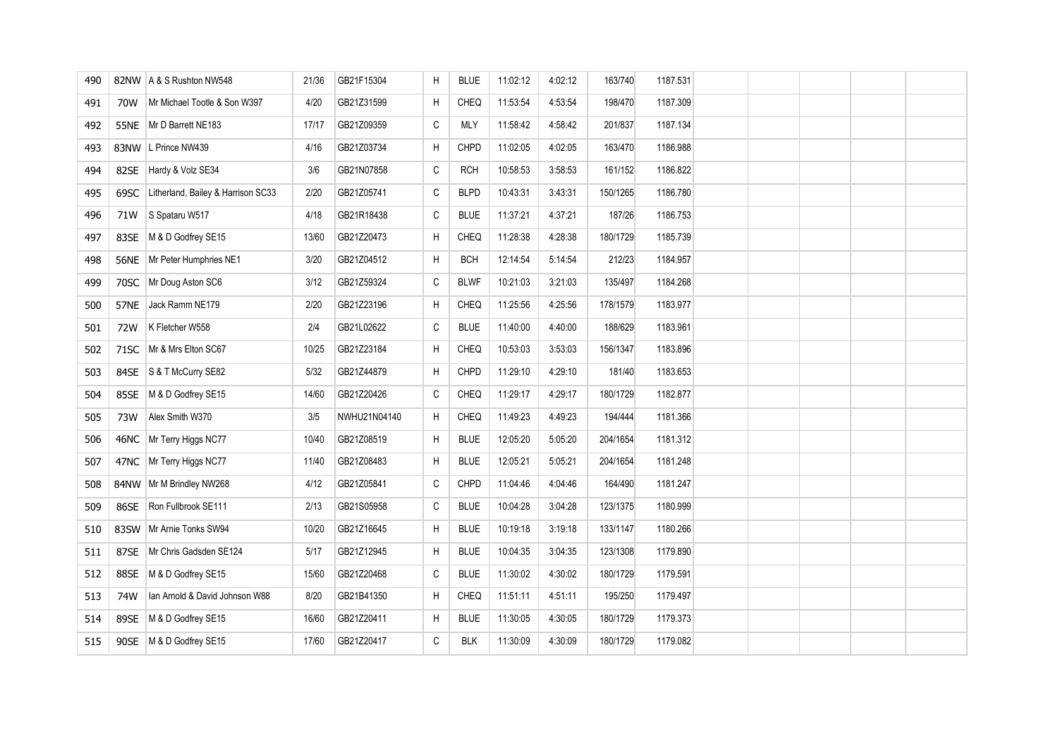| | | | | | | | | | | | | | | | |
|---|---|---|---|---|---|---|---|---|---|---|---|---|---|---|---|
| 490 | 82NW | A & S Rushton NW548 | 21/36 | GB21F15304 | H | BLUE | 11:02:12 | 4:02:12 | 163/740 | 1187.531 | | | | | |
| 491 | 70W | Mr Michael Tootle & Son W397 | 4/20 | GB21Z31599 | H | CHEQ | 11:53:54 | 4:53:54 | 198/470 | 1187.309 | | | | | |
| 492 | 55NE | Mr D Barrett NE183 | 17/17 | GB21Z09359 | C | MLY | 11:58:42 | 4:58:42 | 201/837 | 1187.134 | | | | | |
| 493 | 83NW | L Prince NW439 | 4/16 | GB21Z03734 | H | CHPD | 11:02:05 | 4:02:05 | 163/470 | 1186.988 | | | | | |
| 494 | 82SE | Hardy & Volz SE34 | 3/6 | GB21N07858 | C | RCH | 10:58:53 | 3:58:53 | 161/152 | 1186.822 | | | | | |
| 495 | 69SC | Litherland, Bailey & Harrison SC33 | 2/20 | GB21Z05741 | C | BLPD | 10:43:31 | 3:43:31 | 150/1265 | 1186.780 | | | | | |
| 496 | 71W | S Spataru W517 | 4/18 | GB21R18438 | C | BLUE | 11:37:21 | 4:37:21 | 187/26 | 1186.753 | | | | | |
| 497 | 83SE | M & D Godfrey SE15 | 13/60 | GB21Z20473 | H | CHEQ | 11:28:38 | 4:28:38 | 180/1729 | 1185.739 | | | | | |
| 498 | 56NE | Mr Peter Humphries NE1 | 3/20 | GB21Z04512 | H | BCH | 12:14:54 | 5:14:54 | 212/23 | 1184.957 | | | | | |
| 499 | 70SC | Mr Doug Aston SC6 | 3/12 | GB21Z59324 | C | BLWF | 10:21:03 | 3:21:03 | 135/497 | 1184.268 | | | | | |
| 500 | 57NE | Jack Ramm NE179 | 2/20 | GB21Z23196 | H | CHEQ | 11:25:56 | 4:25:56 | 178/1579 | 1183.977 | | | | | |
| 501 | 72W | K Fletcher W558 | 2/4 | GB21L02622 | C | BLUE | 11:40:00 | 4:40:00 | 188/629 | 1183.961 | | | | | |
| 502 | 71SC | Mr & Mrs Elton SC67 | 10/25 | GB21Z23184 | H | CHEQ | 10:53:03 | 3:53:03 | 156/1347 | 1183.896 | | | | | |
| 503 | 84SE | S & T McCurry SE82 | 5/32 | GB21Z44879 | H | CHPD | 11:29:10 | 4:29:10 | 181/40 | 1183.653 | | | | | |
| 504 | 85SE | M & D Godfrey SE15 | 14/60 | GB21Z20426 | C | CHEQ | 11:29:17 | 4:29:17 | 180/1729 | 1182.877 | | | | | |
| 505 | 73W | Alex Smith W370 | 3/5 | NWHU21N04140 | H | CHEQ | 11:49:23 | 4:49:23 | 194/444 | 1181.366 | | | | | |
| 506 | 46NC | Mr Terry Higgs NC77 | 10/40 | GB21Z08519 | H | BLUE | 12:05:20 | 5:05:20 | 204/1654 | 1181.312 | | | | | |
| 507 | 47NC | Mr Terry Higgs NC77 | 11/40 | GB21Z08483 | H | BLUE | 12:05:21 | 5:05:21 | 204/1654 | 1181.248 | | | | | |
| 508 | 84NW | Mr M Brindley NW268 | 4/12 | GB21Z05841 | C | CHPD | 11:04:46 | 4:04:46 | 164/490 | 1181.247 | | | | | |
| 509 | 86SE | Ron Fullbrook SE111 | 2/13 | GB21S05958 | C | BLUE | 10:04:28 | 3:04:28 | 123/1375 | 1180.999 | | | | | |
| 510 | 83SW | Mr Arnie Tonks SW94 | 10/20 | GB21Z16645 | H | BLUE | 10:19:18 | 3:19:18 | 133/1147 | 1180.266 | | | | | |
| 511 | 87SE | Mr Chris Gadsden SE124 | 5/17 | GB21Z12945 | H | BLUE | 10:04:35 | 3:04:35 | 123/1308 | 1179.890 | | | | | |
| 512 | 88SE | M & D Godfrey SE15 | 15/60 | GB21Z20468 | C | BLUE | 11:30:02 | 4:30:02 | 180/1729 | 1179.591 | | | | | |
| 513 | 74W | Ian Arnold & David Johnson W88 | 8/20 | GB21B41350 | H | CHEQ | 11:51:11 | 4:51:11 | 195/250 | 1179.497 | | | | | |
| 514 | 89SE | M & D Godfrey SE15 | 16/60 | GB21Z20411 | H | BLUE | 11:30:05 | 4:30:05 | 180/1729 | 1179.373 | | | | | |
| 515 | 90SE | M & D Godfrey SE15 | 17/60 | GB21Z20417 | C | BLK | 11:30:09 | 4:30:09 | 180/1729 | 1179.082 | | | | | |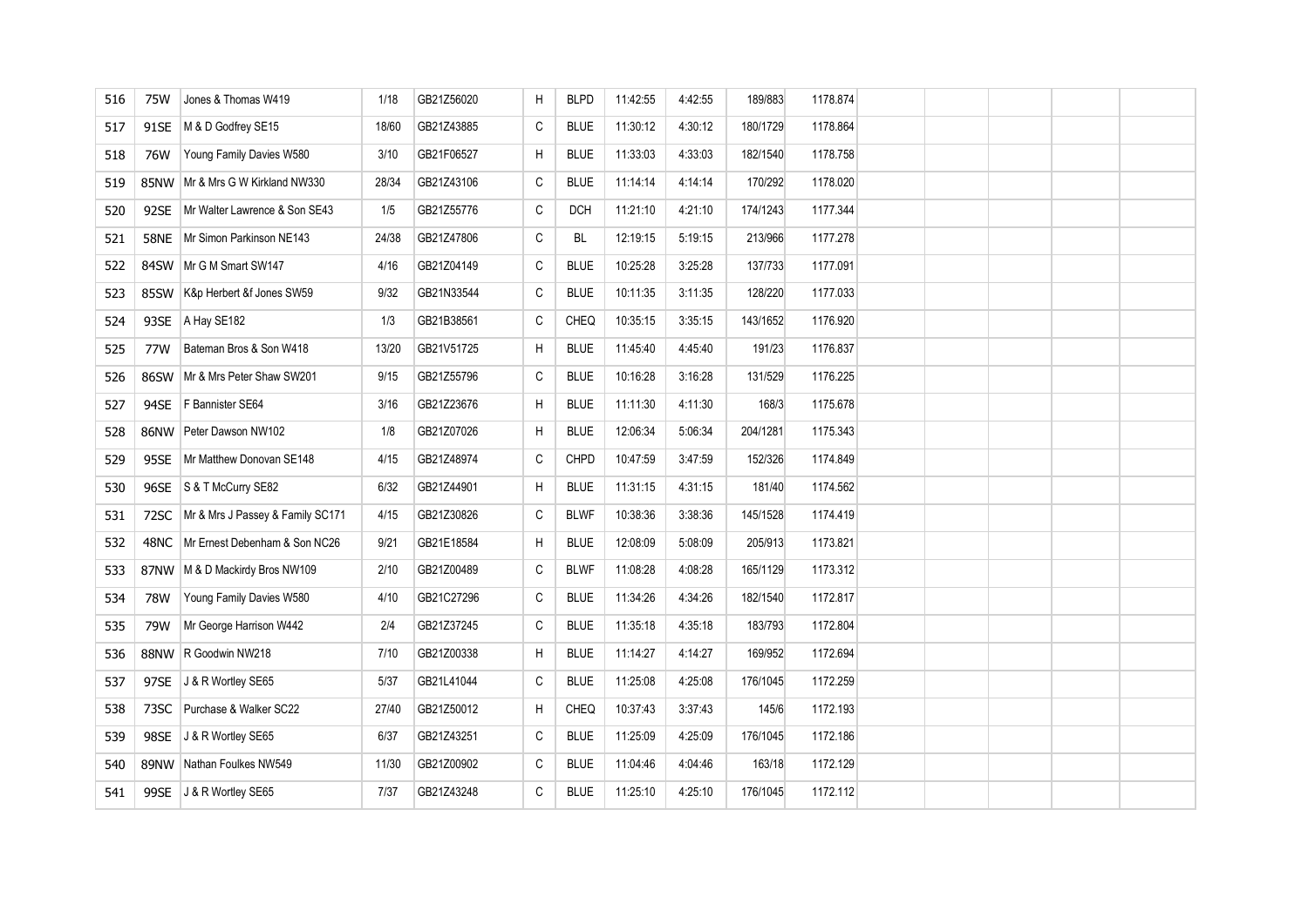| | | | | | | | | | | | | | | | |
|---|---|---|---|---|---|---|---|---|---|---|---|---|---|---|---|
| 516 | 75W | Jones & Thomas W419 | 1/18 | GB21Z56020 | H | BLPD | 11:42:55 | 4:42:55 | 189/883 | 1178.874 | | | | | |
| 517 | 91SE | M & D Godfrey SE15 | 18/60 | GB21Z43885 | C | BLUE | 11:30:12 | 4:30:12 | 180/1729 | 1178.864 | | | | | |
| 518 | 76W | Young Family Davies W580 | 3/10 | GB21F06527 | H | BLUE | 11:33:03 | 4:33:03 | 182/1540 | 1178.758 | | | | | |
| 519 | 85NW | Mr & Mrs G W Kirkland NW330 | 28/34 | GB21Z43106 | C | BLUE | 11:14:14 | 4:14:14 | 170/292 | 1178.020 | | | | | |
| 520 | 92SE | Mr Walter Lawrence & Son SE43 | 1/5 | GB21Z55776 | C | DCH | 11:21:10 | 4:21:10 | 174/1243 | 1177.344 | | | | | |
| 521 | 58NE | Mr Simon Parkinson NE143 | 24/38 | GB21Z47806 | C | BL | 12:19:15 | 5:19:15 | 213/966 | 1177.278 | | | | | |
| 522 | 84SW | Mr G M Smart SW147 | 4/16 | GB21Z04149 | C | BLUE | 10:25:28 | 3:25:28 | 137/733 | 1177.091 | | | | | |
| 523 | 85SW | K&p Herbert &f Jones SW59 | 9/32 | GB21N33544 | C | BLUE | 10:11:35 | 3:11:35 | 128/220 | 1177.033 | | | | | |
| 524 | 93SE | A Hay SE182 | 1/3 | GB21B38561 | C | CHEQ | 10:35:15 | 3:35:15 | 143/1652 | 1176.920 | | | | | |
| 525 | 77W | Bateman Bros & Son W418 | 13/20 | GB21V51725 | H | BLUE | 11:45:40 | 4:45:40 | 191/23 | 1176.837 | | | | | |
| 526 | 86SW | Mr & Mrs Peter Shaw SW201 | 9/15 | GB21Z55796 | C | BLUE | 10:16:28 | 3:16:28 | 131/529 | 1176.225 | | | | | |
| 527 | 94SE | F Bannister SE64 | 3/16 | GB21Z23676 | H | BLUE | 11:11:30 | 4:11:30 | 168/3 | 1175.678 | | | | | |
| 528 | 86NW | Peter Dawson NW102 | 1/8 | GB21Z07026 | H | BLUE | 12:06:34 | 5:06:34 | 204/1281 | 1175.343 | | | | | |
| 529 | 95SE | Mr Matthew Donovan SE148 | 4/15 | GB21Z48974 | C | CHPD | 10:47:59 | 3:47:59 | 152/326 | 1174.849 | | | | | |
| 530 | 96SE | S & T McCurry SE82 | 6/32 | GB21Z44901 | H | BLUE | 11:31:15 | 4:31:15 | 181/40 | 1174.562 | | | | | |
| 531 | 72SC | Mr & Mrs J Passey & Family SC171 | 4/15 | GB21Z30826 | C | BLWF | 10:38:36 | 3:38:36 | 145/1528 | 1174.419 | | | | | |
| 532 | 48NC | Mr Ernest Debenham & Son NC26 | 9/21 | GB21E18584 | H | BLUE | 12:08:09 | 5:08:09 | 205/913 | 1173.821 | | | | | |
| 533 | 87NW | M & D Mackirdy Bros NW109 | 2/10 | GB21Z00489 | C | BLWF | 11:08:28 | 4:08:28 | 165/1129 | 1173.312 | | | | | |
| 534 | 78W | Young Family Davies W580 | 4/10 | GB21C27296 | C | BLUE | 11:34:26 | 4:34:26 | 182/1540 | 1172.817 | | | | | |
| 535 | 79W | Mr George Harrison W442 | 2/4 | GB21Z37245 | C | BLUE | 11:35:18 | 4:35:18 | 183/793 | 1172.804 | | | | | |
| 536 | 88NW | R Goodwin NW218 | 7/10 | GB21Z00338 | H | BLUE | 11:14:27 | 4:14:27 | 169/952 | 1172.694 | | | | | |
| 537 | 97SE | J & R Wortley SE65 | 5/37 | GB21L41044 | C | BLUE | 11:25:08 | 4:25:08 | 176/1045 | 1172.259 | | | | | |
| 538 | 73SC | Purchase & Walker SC22 | 27/40 | GB21Z50012 | H | CHEQ | 10:37:43 | 3:37:43 | 145/6 | 1172.193 | | | | | |
| 539 | 98SE | J & R Wortley SE65 | 6/37 | GB21Z43251 | C | BLUE | 11:25:09 | 4:25:09 | 176/1045 | 1172.186 | | | | | |
| 540 | 89NW | Nathan Foulkes NW549 | 11/30 | GB21Z00902 | C | BLUE | 11:04:46 | 4:04:46 | 163/18 | 1172.129 | | | | | |
| 541 | 99SE | J & R Wortley SE65 | 7/37 | GB21Z43248 | C | BLUE | 11:25:10 | 4:25:10 | 176/1045 | 1172.112 | | | | | |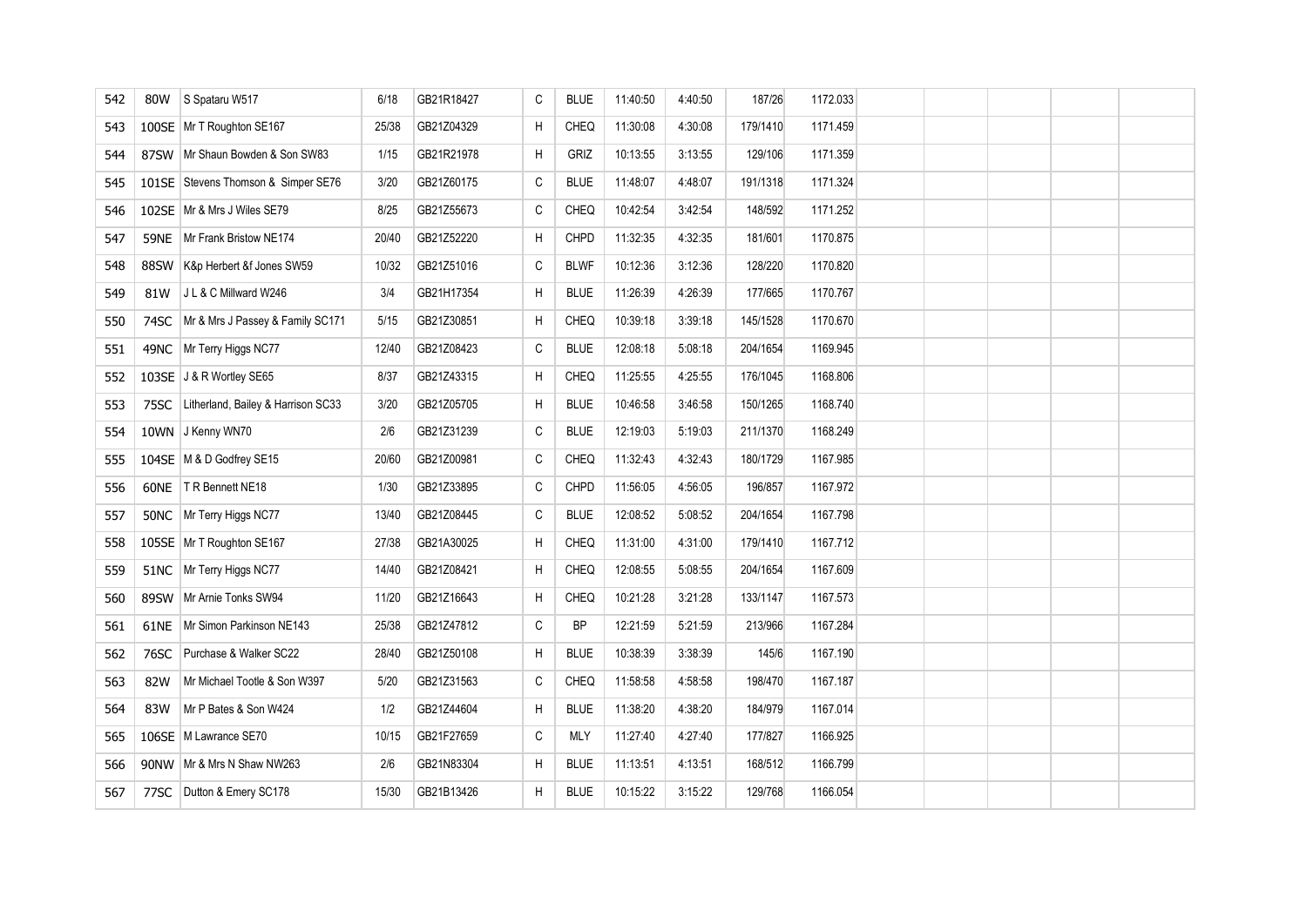| | | | | | | | | | | | | | | | |
|---|---|---|---|---|---|---|---|---|---|---|---|---|---|---|---|
| 542 | 80W | S Spataru W517 | 6/18 | GB21R18427 | C | BLUE | 11:40:50 | 4:40:50 | 187/26 | 1172.033 | | | | | |
| 543 | 100SE | Mr T Roughton SE167 | 25/38 | GB21Z04329 | H | CHEQ | 11:30:08 | 4:30:08 | 179/1410 | 1171.459 | | | | | |
| 544 | 87SW | Mr Shaun Bowden & Son SW83 | 1/15 | GB21R21978 | H | GRIZ | 10:13:55 | 3:13:55 | 129/106 | 1171.359 | | | | | |
| 545 | 101SE | Stevens Thomson & Simper SE76 | 3/20 | GB21Z60175 | C | BLUE | 11:48:07 | 4:48:07 | 191/1318 | 1171.324 | | | | | |
| 546 | 102SE | Mr & Mrs J Wiles SE79 | 8/25 | GB21Z55673 | C | CHEQ | 10:42:54 | 3:42:54 | 148/592 | 1171.252 | | | | | |
| 547 | 59NE | Mr Frank Bristow NE174 | 20/40 | GB21Z52220 | H | CHPD | 11:32:35 | 4:32:35 | 181/601 | 1170.875 | | | | | |
| 548 | 88SW | K&p Herbert &f Jones SW59 | 10/32 | GB21Z51016 | C | BLWF | 10:12:36 | 3:12:36 | 128/220 | 1170.820 | | | | | |
| 549 | 81W | J L & C Millward W246 | 3/4 | GB21H17354 | H | BLUE | 11:26:39 | 4:26:39 | 177/665 | 1170.767 | | | | | |
| 550 | 74SC | Mr & Mrs J Passey & Family SC171 | 5/15 | GB21Z30851 | H | CHEQ | 10:39:18 | 3:39:18 | 145/1528 | 1170.670 | | | | | |
| 551 | 49NC | Mr Terry Higgs NC77 | 12/40 | GB21Z08423 | C | BLUE | 12:08:18 | 5:08:18 | 204/1654 | 1169.945 | | | | | |
| 552 | 103SE | J & R Wortley SE65 | 8/37 | GB21Z43315 | H | CHEQ | 11:25:55 | 4:25:55 | 176/1045 | 1168.806 | | | | | |
| 553 | 75SC | Litherland, Bailey & Harrison SC33 | 3/20 | GB21Z05705 | H | BLUE | 10:46:58 | 3:46:58 | 150/1265 | 1168.740 | | | | | |
| 554 | 10WN | J Kenny WN70 | 2/6 | GB21Z31239 | C | BLUE | 12:19:03 | 5:19:03 | 211/1370 | 1168.249 | | | | | |
| 555 | 104SE | M & D Godfrey SE15 | 20/60 | GB21Z00981 | C | CHEQ | 11:32:43 | 4:32:43 | 180/1729 | 1167.985 | | | | | |
| 556 | 60NE | T R Bennett NE18 | 1/30 | GB21Z33895 | C | CHPD | 11:56:05 | 4:56:05 | 196/857 | 1167.972 | | | | | |
| 557 | 50NC | Mr Terry Higgs NC77 | 13/40 | GB21Z08445 | C | BLUE | 12:08:52 | 5:08:52 | 204/1654 | 1167.798 | | | | | |
| 558 | 105SE | Mr T Roughton SE167 | 27/38 | GB21A30025 | H | CHEQ | 11:31:00 | 4:31:00 | 179/1410 | 1167.712 | | | | | |
| 559 | 51NC | Mr Terry Higgs NC77 | 14/40 | GB21Z08421 | H | CHEQ | 12:08:55 | 5:08:55 | 204/1654 | 1167.609 | | | | | |
| 560 | 89SW | Mr Arnie Tonks SW94 | 11/20 | GB21Z16643 | H | CHEQ | 10:21:28 | 3:21:28 | 133/1147 | 1167.573 | | | | | |
| 561 | 61NE | Mr Simon Parkinson NE143 | 25/38 | GB21Z47812 | C | BP | 12:21:59 | 5:21:59 | 213/966 | 1167.284 | | | | | |
| 562 | 76SC | Purchase & Walker SC22 | 28/40 | GB21Z50108 | H | BLUE | 10:38:39 | 3:38:39 | 145/6 | 1167.190 | | | | | |
| 563 | 82W | Mr Michael Tootle & Son W397 | 5/20 | GB21Z31563 | C | CHEQ | 11:58:58 | 4:58:58 | 198/470 | 1167.187 | | | | | |
| 564 | 83W | Mr P Bates & Son W424 | 1/2 | GB21Z44604 | H | BLUE | 11:38:20 | 4:38:20 | 184/979 | 1167.014 | | | | | |
| 565 | 106SE | M Lawrance SE70 | 10/15 | GB21F27659 | C | MLY | 11:27:40 | 4:27:40 | 177/827 | 1166.925 | | | | | |
| 566 | 90NW | Mr & Mrs N Shaw NW263 | 2/6 | GB21N83304 | H | BLUE | 11:13:51 | 4:13:51 | 168/512 | 1166.799 | | | | | |
| 567 | 77SC | Dutton & Emery SC178 | 15/30 | GB21B13426 | H | BLUE | 10:15:22 | 3:15:22 | 129/768 | 1166.054 | | | | | |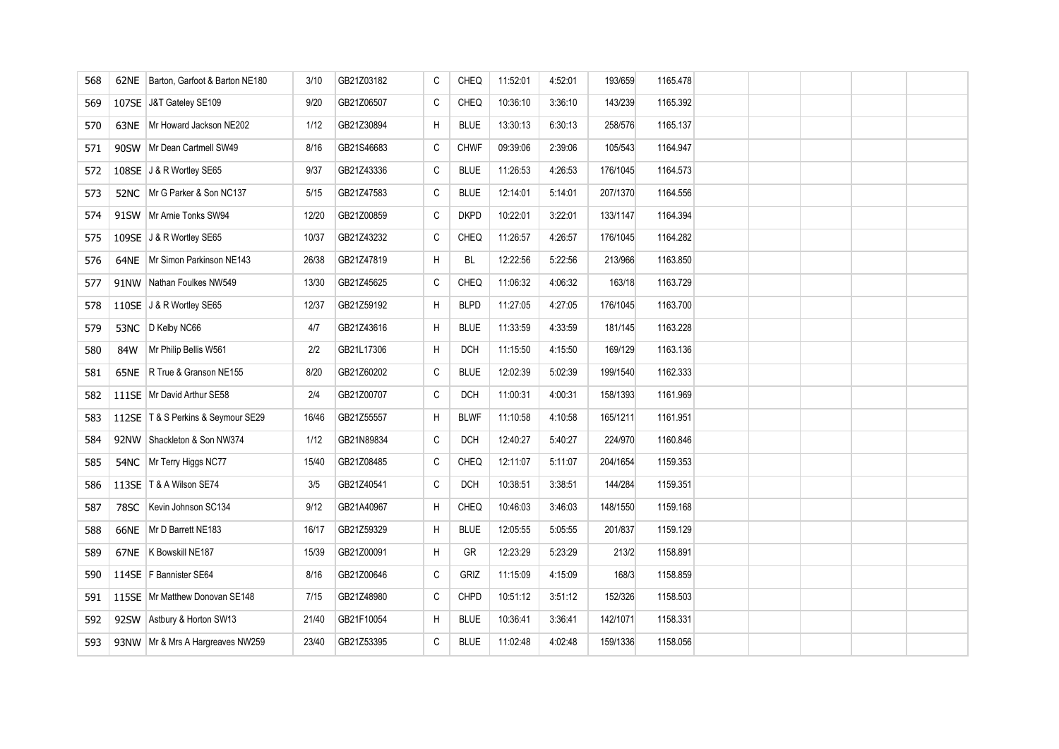| | | | | | | | | | | | | | | | |
|---|---|---|---|---|---|---|---|---|---|---|---|---|---|---|---|
| 568 | 62NE | Barton, Garfoot & Barton NE180 | 3/10 | GB21Z03182 | C | CHEQ | 11:52:01 | 4:52:01 | 193/659 | 1165.478 | | | | | |
| 569 | 107SE | J&T Gateley SE109 | 9/20 | GB21Z06507 | C | CHEQ | 10:36:10 | 3:36:10 | 143/239 | 1165.392 | | | | | |
| 570 | 63NE | Mr Howard Jackson NE202 | 1/12 | GB21Z30894 | H | BLUE | 13:30:13 | 6:30:13 | 258/576 | 1165.137 | | | | | |
| 571 | 90SW | Mr Dean Cartmell SW49 | 8/16 | GB21S46683 | C | CHWF | 09:39:06 | 2:39:06 | 105/543 | 1164.947 | | | | | |
| 572 | 108SE | J & R Wortley SE65 | 9/37 | GB21Z43336 | C | BLUE | 11:26:53 | 4:26:53 | 176/1045 | 1164.573 | | | | | |
| 573 | 52NC | Mr G Parker & Son NC137 | 5/15 | GB21Z47583 | C | BLUE | 12:14:01 | 5:14:01 | 207/1370 | 1164.556 | | | | | |
| 574 | 91SW | Mr Arnie Tonks SW94 | 12/20 | GB21Z00859 | C | DKPD | 10:22:01 | 3:22:01 | 133/1147 | 1164.394 | | | | | |
| 575 | 109SE | J & R Wortley SE65 | 10/37 | GB21Z43232 | C | CHEQ | 11:26:57 | 4:26:57 | 176/1045 | 1164.282 | | | | | |
| 576 | 64NE | Mr Simon Parkinson NE143 | 26/38 | GB21Z47819 | H | BL | 12:22:56 | 5:22:56 | 213/966 | 1163.850 | | | | | |
| 577 | 91NW | Nathan Foulkes NW549 | 13/30 | GB21Z45625 | C | CHEQ | 11:06:32 | 4:06:32 | 163/18 | 1163.729 | | | | | |
| 578 | 110SE | J & R Wortley SE65 | 12/37 | GB21Z59192 | H | BLPD | 11:27:05 | 4:27:05 | 176/1045 | 1163.700 | | | | | |
| 579 | 53NC | D Kelby NC66 | 4/7 | GB21Z43616 | H | BLUE | 11:33:59 | 4:33:59 | 181/145 | 1163.228 | | | | | |
| 580 | 84W | Mr Philip Bellis W561 | 2/2 | GB21L17306 | H | DCH | 11:15:50 | 4:15:50 | 169/129 | 1163.136 | | | | | |
| 581 | 65NE | R True & Granson NE155 | 8/20 | GB21Z60202 | C | BLUE | 12:02:39 | 5:02:39 | 199/1540 | 1162.333 | | | | | |
| 582 | 111SE | Mr David Arthur SE58 | 2/4 | GB21Z00707 | C | DCH | 11:00:31 | 4:00:31 | 158/1393 | 1161.969 | | | | | |
| 583 | 112SE | T & S Perkins & Seymour SE29 | 16/46 | GB21Z55557 | H | BLWF | 11:10:58 | 4:10:58 | 165/1211 | 1161.951 | | | | | |
| 584 | 92NW | Shackleton & Son NW374 | 1/12 | GB21N89834 | C | DCH | 12:40:27 | 5:40:27 | 224/970 | 1160.846 | | | | | |
| 585 | 54NC | Mr Terry Higgs NC77 | 15/40 | GB21Z08485 | C | CHEQ | 12:11:07 | 5:11:07 | 204/1654 | 1159.353 | | | | | |
| 586 | 113SE | T & A Wilson SE74 | 3/5 | GB21Z40541 | C | DCH | 10:38:51 | 3:38:51 | 144/284 | 1159.351 | | | | | |
| 587 | 78SC | Kevin Johnson SC134 | 9/12 | GB21A40967 | H | CHEQ | 10:46:03 | 3:46:03 | 148/1550 | 1159.168 | | | | | |
| 588 | 66NE | Mr D Barrett NE183 | 16/17 | GB21Z59329 | H | BLUE | 12:05:55 | 5:05:55 | 201/837 | 1159.129 | | | | | |
| 589 | 67NE | K Bowskill NE187 | 15/39 | GB21Z00091 | H | GR | 12:23:29 | 5:23:29 | 213/2 | 1158.891 | | | | | |
| 590 | 114SE | F Bannister SE64 | 8/16 | GB21Z00646 | C | GRIZ | 11:15:09 | 4:15:09 | 168/3 | 1158.859 | | | | | |
| 591 | 115SE | Mr Matthew Donovan SE148 | 7/15 | GB21Z48980 | C | CHPD | 10:51:12 | 3:51:12 | 152/326 | 1158.503 | | | | | |
| 592 | 92SW | Astbury & Horton SW13 | 21/40 | GB21F10054 | H | BLUE | 10:36:41 | 3:36:41 | 142/1071 | 1158.331 | | | | | |
| 593 | 93NW | Mr & Mrs A Hargreaves NW259 | 23/40 | GB21Z53395 | C | BLUE | 11:02:48 | 4:02:48 | 159/1336 | 1158.056 | | | | | |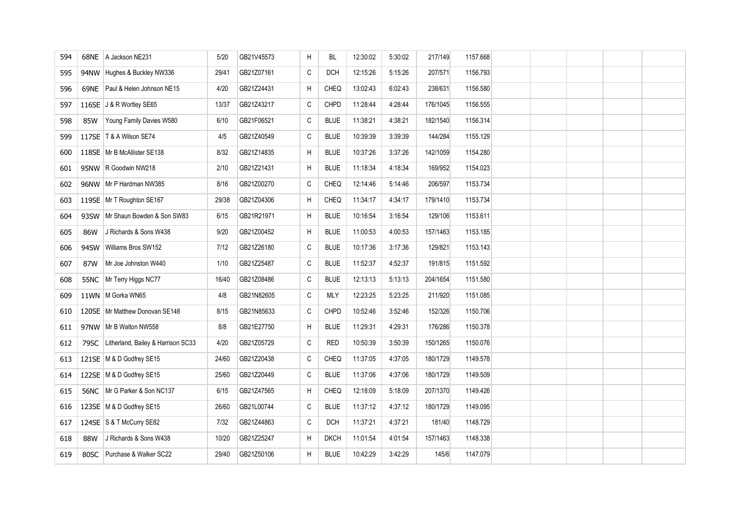| 594 | 68NE | A Jackson NE231 | 5/20 | GB21V45573 | H | BL | 12:30:02 | 5:30:02 | 217/149 | 1157.668 | | | | |
|---|---|---|---|---|---|---|---|---|---|---|---|---|---|---|
| 595 | 94NW | Hughes & Buckley NW336 | 29/41 | GB21Z07161 | C | DCH | 12:15:26 | 5:15:26 | 207/571 | 1156.793 | | | | |
| 596 | 69NE | Paul & Helen Johnson NE15 | 4/20 | GB21Z24431 | H | CHEQ | 13:02:43 | 6:02:43 | 238/631 | 1156.580 | | | | |
| 597 | 116SE | J & R Wortley SE65 | 13/37 | GB21Z43217 | C | CHPD | 11:28:44 | 4:28:44 | 176/1045 | 1156.555 | | | | |
| 598 | 85W | Young Family Davies W580 | 6/10 | GB21F06521 | C | BLUE | 11:38:21 | 4:38:21 | 182/1540 | 1156.314 | | | | |
| 599 | 117SE | T & A Wilson SE74 | 4/5 | GB21Z40549 | C | BLUE | 10:39:39 | 3:39:39 | 144/284 | 1155.129 | | | | |
| 600 | 118SE | Mr B McAllister SE138 | 8/32 | GB21Z14835 | H | BLUE | 10:37:26 | 3:37:26 | 142/1059 | 1154.280 | | | | |
| 601 | 95NW | R Goodwin NW218 | 2/10 | GB21Z21431 | H | BLUE | 11:18:34 | 4:18:34 | 169/952 | 1154.023 | | | | |
| 602 | 96NW | Mr P Hardman NW385 | 8/16 | GB21Z00270 | C | CHEQ | 12:14:46 | 5:14:46 | 206/597 | 1153.734 | | | | |
| 603 | 119SE | Mr T Roughton SE167 | 29/38 | GB21Z04306 | H | CHEQ | 11:34:17 | 4:34:17 | 179/1410 | 1153.734 | | | | |
| 604 | 93SW | Mr Shaun Bowden & Son SW83 | 6/15 | GB21R21971 | H | BLUE | 10:16:54 | 3:16:54 | 129/106 | 1153.611 | | | | |
| 605 | 86W | J Richards & Sons W438 | 9/20 | GB21Z00452 | H | BLUE | 11:00:53 | 4:00:53 | 157/1463 | 1153.185 | | | | |
| 606 | 94SW | Williams Bros SW152 | 7/12 | GB21Z26180 | C | BLUE | 10:17:36 | 3:17:36 | 129/821 | 1153.143 | | | | |
| 607 | 87W | Mr Joe Johnston W440 | 1/10 | GB21Z25487 | C | BLUE | 11:52:37 | 4:52:37 | 191/815 | 1151.592 | | | | |
| 608 | 55NC | Mr Terry Higgs NC77 | 16/40 | GB21Z08486 | C | BLUE | 12:13:13 | 5:13:13 | 204/1654 | 1151.580 | | | | |
| 609 | 11WN | M Gorka WN65 | 4/8 | GB21N82605 | C | MLY | 12:23:25 | 5:23:25 | 211/920 | 1151.085 | | | | |
| 610 | 120SE | Mr Matthew Donovan SE148 | 8/15 | GB21N85633 | C | CHPD | 10:52:46 | 3:52:46 | 152/326 | 1150.706 | | | | |
| 611 | 97NW | Mr B Walton NW558 | 8/8 | GB21E27750 | H | BLUE | 11:29:31 | 4:29:31 | 176/286 | 1150.378 | | | | |
| 612 | 79SC | Litherland, Bailey & Harrison SC33 | 4/20 | GB21Z05729 | C | RED | 10:50:39 | 3:50:39 | 150/1265 | 1150.076 | | | | |
| 613 | 121SE | M & D Godfrey SE15 | 24/60 | GB21Z20438 | C | CHEQ | 11:37:05 | 4:37:05 | 180/1729 | 1149.578 | | | | |
| 614 | 122SE | M & D Godfrey SE15 | 25/60 | GB21Z20449 | C | BLUE | 11:37:06 | 4:37:06 | 180/1729 | 1149.509 | | | | |
| 615 | 56NC | Mr G Parker & Son NC137 | 6/15 | GB21Z47565 | H | CHEQ | 12:18:09 | 5:18:09 | 207/1370 | 1149.426 | | | | |
| 616 | 123SE | M & D Godfrey SE15 | 26/60 | GB21L00744 | C | BLUE | 11:37:12 | 4:37:12 | 180/1729 | 1149.095 | | | | |
| 617 | 124SE | S & T McCurry SE82 | 7/32 | GB21Z44863 | C | DCH | 11:37:21 | 4:37:21 | 181/40 | 1148.729 | | | | |
| 618 | 88W | J Richards & Sons W438 | 10/20 | GB21Z25247 | H | DKCH | 11:01:54 | 4:01:54 | 157/1463 | 1148.338 | | | | |
| 619 | 80SC | Purchase & Walker SC22 | 29/40 | GB21Z50106 | H | BLUE | 10:42:29 | 3:42:29 | 145/6 | 1147.079 | | | | |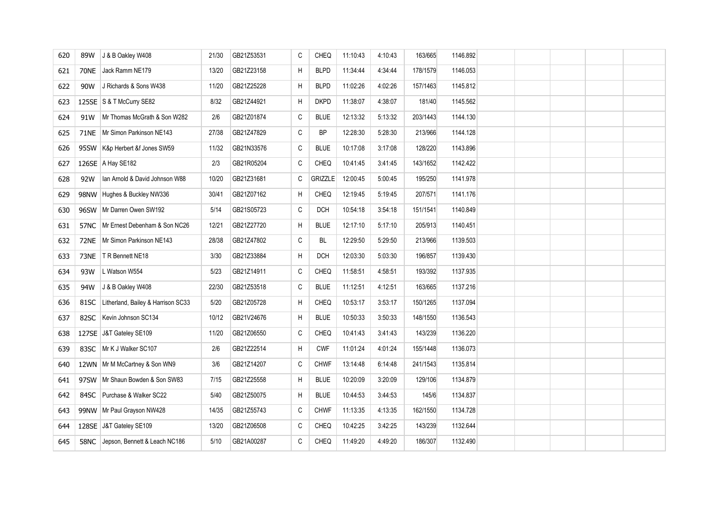| | | | | | | | | | | | | | | |
|---|---|---|---|---|---|---|---|---|---|---|---|---|---|---|
| 620 | 89W | J & B Oakley W408 | 21/30 | GB21Z53531 | C | CHEQ | 11:10:43 | 4:10:43 | 163/665 | 1146.892 | | | | |
| 621 | 70NE | Jack Ramm NE179 | 13/20 | GB21Z23158 | H | BLPD | 11:34:44 | 4:34:44 | 178/1579 | 1146.053 | | | | |
| 622 | 90W | J Richards & Sons W438 | 11/20 | GB21Z25228 | H | BLPD | 11:02:26 | 4:02:26 | 157/1463 | 1145.812 | | | | |
| 623 | 125SE | S & T McCurry SE82 | 8/32 | GB21Z44921 | H | DKPD | 11:38:07 | 4:38:07 | 181/40 | 1145.562 | | | | |
| 624 | 91W | Mr Thomas McGrath & Son W282 | 2/6 | GB21Z01874 | C | BLUE | 12:13:32 | 5:13:32 | 203/1443 | 1144.130 | | | | |
| 625 | 71NE | Mr Simon Parkinson NE143 | 27/38 | GB21Z47829 | C | BP | 12:28:30 | 5:28:30 | 213/966 | 1144.128 | | | | |
| 626 | 95SW | K&p Herbert &f Jones SW59 | 11/32 | GB21N33576 | C | BLUE | 10:17:08 | 3:17:08 | 128/220 | 1143.896 | | | | |
| 627 | 126SE | A Hay SE182 | 2/3 | GB21R05204 | C | CHEQ | 10:41:45 | 3:41:45 | 143/1652 | 1142.422 | | | | |
| 628 | 92W | Ian Arnold & David Johnson W88 | 10/20 | GB21Z31681 | C | GRIZZLE | 12:00:45 | 5:00:45 | 195/250 | 1141.978 | | | | |
| 629 | 98NW | Hughes & Buckley NW336 | 30/41 | GB21Z07162 | H | CHEQ | 12:19:45 | 5:19:45 | 207/571 | 1141.176 | | | | |
| 630 | 96SW | Mr Darren Owen SW192 | 5/14 | GB21S05723 | C | DCH | 10:54:18 | 3:54:18 | 151/1541 | 1140.849 | | | | |
| 631 | 57NC | Mr Ernest Debenham & Son NC26 | 12/21 | GB21Z27720 | H | BLUE | 12:17:10 | 5:17:10 | 205/913 | 1140.451 | | | | |
| 632 | 72NE | Mr Simon Parkinson NE143 | 28/38 | GB21Z47802 | C | BL | 12:29:50 | 5:29:50 | 213/966 | 1139.503 | | | | |
| 633 | 73NE | T R Bennett NE18 | 3/30 | GB21Z33884 | H | DCH | 12:03:30 | 5:03:30 | 196/857 | 1139.430 | | | | |
| 634 | 93W | L Watson W554 | 5/23 | GB21Z14911 | C | CHEQ | 11:58:51 | 4:58:51 | 193/392 | 1137.935 | | | | |
| 635 | 94W | J & B Oakley W408 | 22/30 | GB21Z53518 | C | BLUE | 11:12:51 | 4:12:51 | 163/665 | 1137.216 | | | | |
| 636 | 81SC | Litherland, Bailey & Harrison SC33 | 5/20 | GB21Z05728 | H | CHEQ | 10:53:17 | 3:53:17 | 150/1265 | 1137.094 | | | | |
| 637 | 82SC | Kevin Johnson SC134 | 10/12 | GB21V24676 | H | BLUE | 10:50:33 | 3:50:33 | 148/1550 | 1136.543 | | | | |
| 638 | 127SE | J&T Gateley SE109 | 11/20 | GB21Z06550 | C | CHEQ | 10:41:43 | 3:41:43 | 143/239 | 1136.220 | | | | |
| 639 | 83SC | Mr K J Walker SC107 | 2/6 | GB21Z22514 | H | CWF | 11:01:24 | 4:01:24 | 155/1448 | 1136.073 | | | | |
| 640 | 12WN | Mr M McCartney & Son WN9 | 3/6 | GB21Z14207 | C | CHWF | 13:14:48 | 6:14:48 | 241/1543 | 1135.814 | | | | |
| 641 | 97SW | Mr Shaun Bowden & Son SW83 | 7/15 | GB21Z25558 | H | BLUE | 10:20:09 | 3:20:09 | 129/106 | 1134.879 | | | | |
| 642 | 84SC | Purchase & Walker SC22 | 5/40 | GB21Z50075 | H | BLUE | 10:44:53 | 3:44:53 | 145/6 | 1134.837 | | | | |
| 643 | 99NW | Mr Paul Grayson NW428 | 14/35 | GB21Z55743 | C | CHWF | 11:13:35 | 4:13:35 | 162/1550 | 1134.728 | | | | |
| 644 | 128SE | J&T Gateley SE109 | 13/20 | GB21Z06508 | C | CHEQ | 10:42:25 | 3:42:25 | 143/239 | 1132.644 | | | | |
| 645 | 58NC | Jepson, Bennett & Leach NC186 | 5/10 | GB21A00287 | C | CHEQ | 11:49:20 | 4:49:20 | 186/307 | 1132.490 | | | | |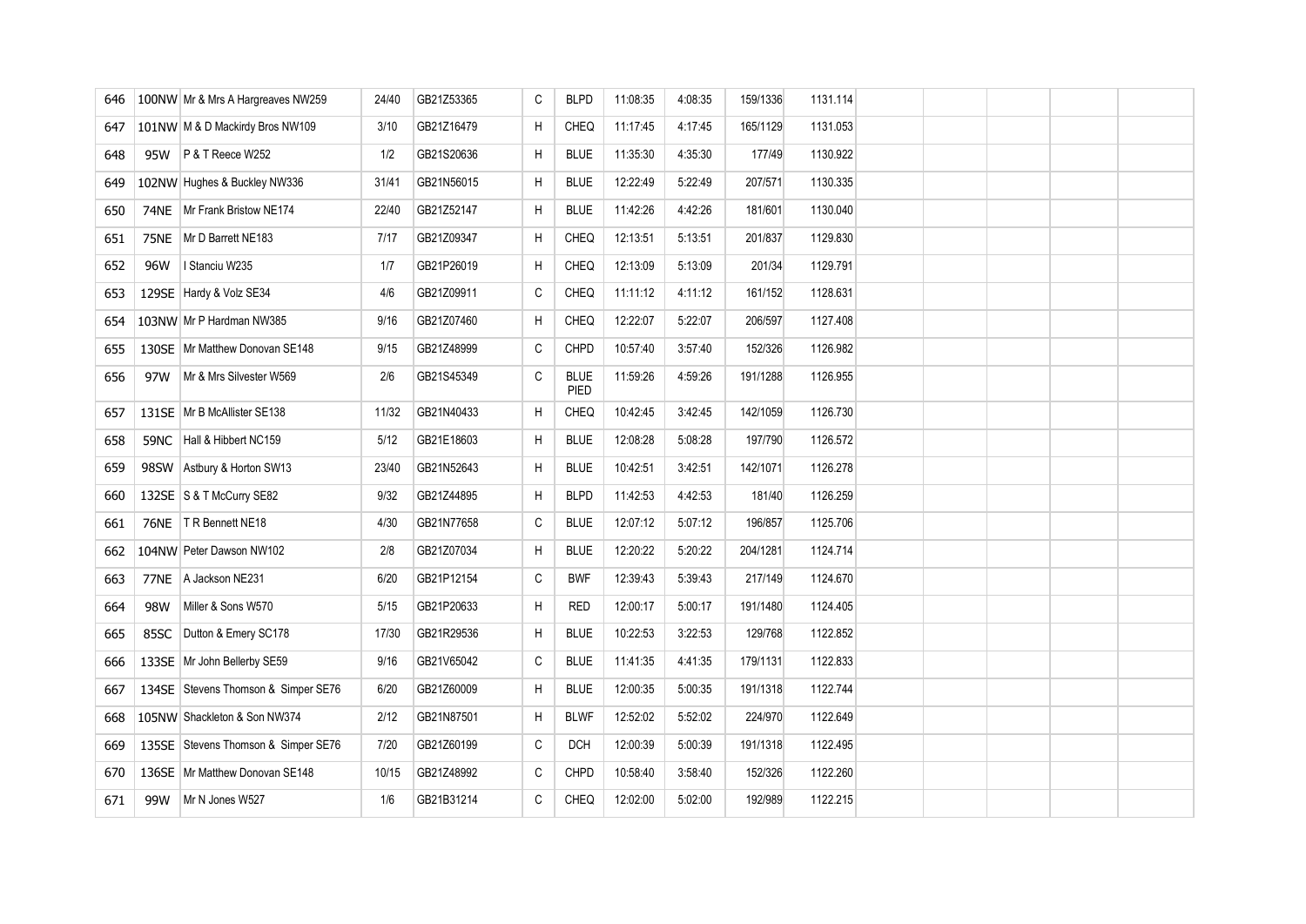| | | | | | | | | | | | | | | | | |
|---|---|---|---|---|---|---|---|---|---|---|---|---|---|---|---|---|
| 646 | 100NW | Mr & Mrs A Hargreaves NW259 | 24/40 | GB21Z53365 | C | BLPD | 11:08:35 | 4:08:35 | 159/1336 | 1131.114 | | | | | | |
| 647 | 101NW | M & D Mackirdy Bros NW109 | 3/10 | GB21Z16479 | H | CHEQ | 11:17:45 | 4:17:45 | 165/1129 | 1131.053 | | | | | | |
| 648 | 95W | P & T Reece W252 | 1/2 | GB21S20636 | H | BLUE | 11:35:30 | 4:35:30 | 177/49 | 1130.922 | | | | | | |
| 649 | 102NW | Hughes & Buckley NW336 | 31/41 | GB21N56015 | H | BLUE | 12:22:49 | 5:22:49 | 207/571 | 1130.335 | | | | | | |
| 650 | 74NE | Mr Frank Bristow NE174 | 22/40 | GB21Z52147 | H | BLUE | 11:42:26 | 4:42:26 | 181/601 | 1130.040 | | | | | | |
| 651 | 75NE | Mr D Barrett NE183 | 7/17 | GB21Z09347 | H | CHEQ | 12:13:51 | 5:13:51 | 201/837 | 1129.830 | | | | | | |
| 652 | 96W | I Stanciu W235 | 1/7 | GB21P26019 | H | CHEQ | 12:13:09 | 5:13:09 | 201/34 | 1129.791 | | | | | | |
| 653 | 129SE | Hardy & Volz SE34 | 4/6 | GB21Z09911 | C | CHEQ | 11:11:12 | 4:11:12 | 161/152 | 1128.631 | | | | | | |
| 654 | 103NW | Mr P Hardman NW385 | 9/16 | GB21Z07460 | H | CHEQ | 12:22:07 | 5:22:07 | 206/597 | 1127.408 | | | | | | |
| 655 | 130SE | Mr Matthew Donovan SE148 | 9/15 | GB21Z48999 | C | CHPD | 10:57:40 | 3:57:40 | 152/326 | 1126.982 | | | | | | |
| 656 | 97W | Mr & Mrs Silvester W569 | 2/6 | GB21S45349 | C | BLUE PIED | 11:59:26 | 4:59:26 | 191/1288 | 1126.955 | | | | | | |
| 657 | 131SE | Mr B McAllister SE138 | 11/32 | GB21N40433 | H | CHEQ | 10:42:45 | 3:42:45 | 142/1059 | 1126.730 | | | | | | |
| 658 | 59NC | Hall & Hibbert NC159 | 5/12 | GB21E18603 | H | BLUE | 12:08:28 | 5:08:28 | 197/790 | 1126.572 | | | | | | |
| 659 | 98SW | Astbury & Horton SW13 | 23/40 | GB21N52643 | H | BLUE | 10:42:51 | 3:42:51 | 142/1071 | 1126.278 | | | | | | |
| 660 | 132SE | S & T McCurry SE82 | 9/32 | GB21Z44895 | H | BLPD | 11:42:53 | 4:42:53 | 181/40 | 1126.259 | | | | | | |
| 661 | 76NE | T R Bennett NE18 | 4/30 | GB21N77658 | C | BLUE | 12:07:12 | 5:07:12 | 196/857 | 1125.706 | | | | | | |
| 662 | 104NW | Peter Dawson NW102 | 2/8 | GB21Z07034 | H | BLUE | 12:20:22 | 5:20:22 | 204/1281 | 1124.714 | | | | | | |
| 663 | 77NE | A Jackson NE231 | 6/20 | GB21P12154 | C | BWF | 12:39:43 | 5:39:43 | 217/149 | 1124.670 | | | | | | |
| 664 | 98W | Miller & Sons W570 | 5/15 | GB21P20633 | H | RED | 12:00:17 | 5:00:17 | 191/1480 | 1124.405 | | | | | | |
| 665 | 85SC | Dutton & Emery SC178 | 17/30 | GB21R29536 | H | BLUE | 10:22:53 | 3:22:53 | 129/768 | 1122.852 | | | | | | |
| 666 | 133SE | Mr John Bellerby SE59 | 9/16 | GB21V65042 | C | BLUE | 11:41:35 | 4:41:35 | 179/1131 | 1122.833 | | | | | | |
| 667 | 134SE | Stevens Thomson & Simper SE76 | 6/20 | GB21Z60009 | H | BLUE | 12:00:35 | 5:00:35 | 191/1318 | 1122.744 | | | | | | |
| 668 | 105NW | Shackleton & Son NW374 | 2/12 | GB21N87501 | H | BLWF | 12:52:02 | 5:52:02 | 224/970 | 1122.649 | | | | | | |
| 669 | 135SE | Stevens Thomson & Simper SE76 | 7/20 | GB21Z60199 | C | DCH | 12:00:39 | 5:00:39 | 191/1318 | 1122.495 | | | | | | |
| 670 | 136SE | Mr Matthew Donovan SE148 | 10/15 | GB21Z48992 | C | CHPD | 10:58:40 | 3:58:40 | 152/326 | 1122.260 | | | | | | |
| 671 | 99W | Mr N Jones W527 | 1/6 | GB21B31214 | C | CHEQ | 12:02:00 | 5:02:00 | 192/989 | 1122.215 | | | | | | |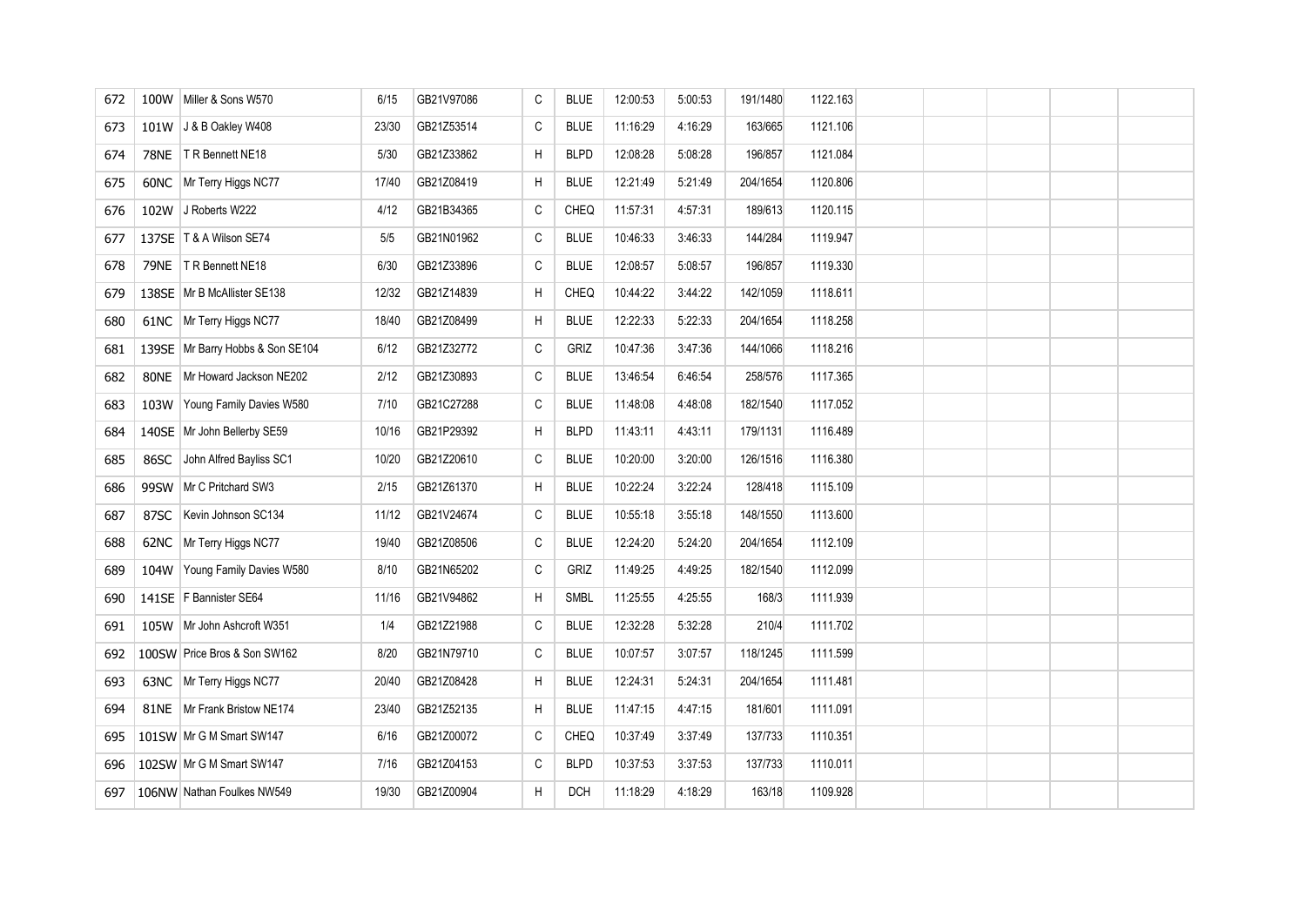| | | | | | | | | | | | | | | | |
|---|---|---|---|---|---|---|---|---|---|---|---|---|---|---|---|
| 672 | 100W | Miller & Sons W570 | 6/15 | GB21V97086 | C | BLUE | 12:00:53 | 5:00:53 | 191/1480 | 1122.163 | | | | | |
| 673 | 101W | J & B Oakley W408 | 23/30 | GB21Z53514 | C | BLUE | 11:16:29 | 4:16:29 | 163/665 | 1121.106 | | | | | |
| 674 | 78NE | T R Bennett NE18 | 5/30 | GB21Z33862 | H | BLPD | 12:08:28 | 5:08:28 | 196/857 | 1121.084 | | | | | |
| 675 | 60NC | Mr Terry Higgs NC77 | 17/40 | GB21Z08419 | H | BLUE | 12:21:49 | 5:21:49 | 204/1654 | 1120.806 | | | | | |
| 676 | 102W | J Roberts W222 | 4/12 | GB21B34365 | C | CHEQ | 11:57:31 | 4:57:31 | 189/613 | 1120.115 | | | | | |
| 677 | 137SE | T & A Wilson SE74 | 5/5 | GB21N01962 | C | BLUE | 10:46:33 | 3:46:33 | 144/284 | 1119.947 | | | | | |
| 678 | 79NE | T R Bennett NE18 | 6/30 | GB21Z33896 | C | BLUE | 12:08:57 | 5:08:57 | 196/857 | 1119.330 | | | | | |
| 679 | 138SE | Mr B McAllister SE138 | 12/32 | GB21Z14839 | H | CHEQ | 10:44:22 | 3:44:22 | 142/1059 | 1118.611 | | | | | |
| 680 | 61NC | Mr Terry Higgs NC77 | 18/40 | GB21Z08499 | H | BLUE | 12:22:33 | 5:22:33 | 204/1654 | 1118.258 | | | | | |
| 681 | 139SE | Mr Barry Hobbs & Son SE104 | 6/12 | GB21Z32772 | C | GRIZ | 10:47:36 | 3:47:36 | 144/1066 | 1118.216 | | | | | |
| 682 | 80NE | Mr Howard Jackson NE202 | 2/12 | GB21Z30893 | C | BLUE | 13:46:54 | 6:46:54 | 258/576 | 1117.365 | | | | | |
| 683 | 103W | Young Family Davies W580 | 7/10 | GB21C27288 | C | BLUE | 11:48:08 | 4:48:08 | 182/1540 | 1117.052 | | | | | |
| 684 | 140SE | Mr John Bellerby SE59 | 10/16 | GB21P29392 | H | BLPD | 11:43:11 | 4:43:11 | 179/1131 | 1116.489 | | | | | |
| 685 | 86SC | John Alfred Bayliss SC1 | 10/20 | GB21Z20610 | C | BLUE | 10:20:00 | 3:20:00 | 126/1516 | 1116.380 | | | | | |
| 686 | 99SW | Mr C Pritchard SW3 | 2/15 | GB21Z61370 | H | BLUE | 10:22:24 | 3:22:24 | 128/418 | 1115.109 | | | | | |
| 687 | 87SC | Kevin Johnson SC134 | 11/12 | GB21V24674 | C | BLUE | 10:55:18 | 3:55:18 | 148/1550 | 1113.600 | | | | | |
| 688 | 62NC | Mr Terry Higgs NC77 | 19/40 | GB21Z08506 | C | BLUE | 12:24:20 | 5:24:20 | 204/1654 | 1112.109 | | | | | |
| 689 | 104W | Young Family Davies W580 | 8/10 | GB21N65202 | C | GRIZ | 11:49:25 | 4:49:25 | 182/1540 | 1112.099 | | | | | |
| 690 | 141SE | F Bannister SE64 | 11/16 | GB21V94862 | H | SMBL | 11:25:55 | 4:25:55 | 168/3 | 1111.939 | | | | | |
| 691 | 105W | Mr John Ashcroft W351 | 1/4 | GB21Z21988 | C | BLUE | 12:32:28 | 5:32:28 | 210/4 | 1111.702 | | | | | |
| 692 | 100SW | Price Bros & Son SW162 | 8/20 | GB21N79710 | C | BLUE | 10:07:57 | 3:07:57 | 118/1245 | 1111.599 | | | | | |
| 693 | 63NC | Mr Terry Higgs NC77 | 20/40 | GB21Z08428 | H | BLUE | 12:24:31 | 5:24:31 | 204/1654 | 1111.481 | | | | | |
| 694 | 81NE | Mr Frank Bristow NE174 | 23/40 | GB21Z52135 | H | BLUE | 11:47:15 | 4:47:15 | 181/601 | 1111.091 | | | | | |
| 695 | 101SW | Mr G M Smart SW147 | 6/16 | GB21Z00072 | C | CHEQ | 10:37:49 | 3:37:49 | 137/733 | 1110.351 | | | | | |
| 696 | 102SW | Mr G M Smart SW147 | 7/16 | GB21Z04153 | C | BLPD | 10:37:53 | 3:37:53 | 137/733 | 1110.011 | | | | | |
| 697 | 106NW | Nathan Foulkes NW549 | 19/30 | GB21Z00904 | H | DCH | 11:18:29 | 4:18:29 | 163/18 | 1109.928 | | | | | |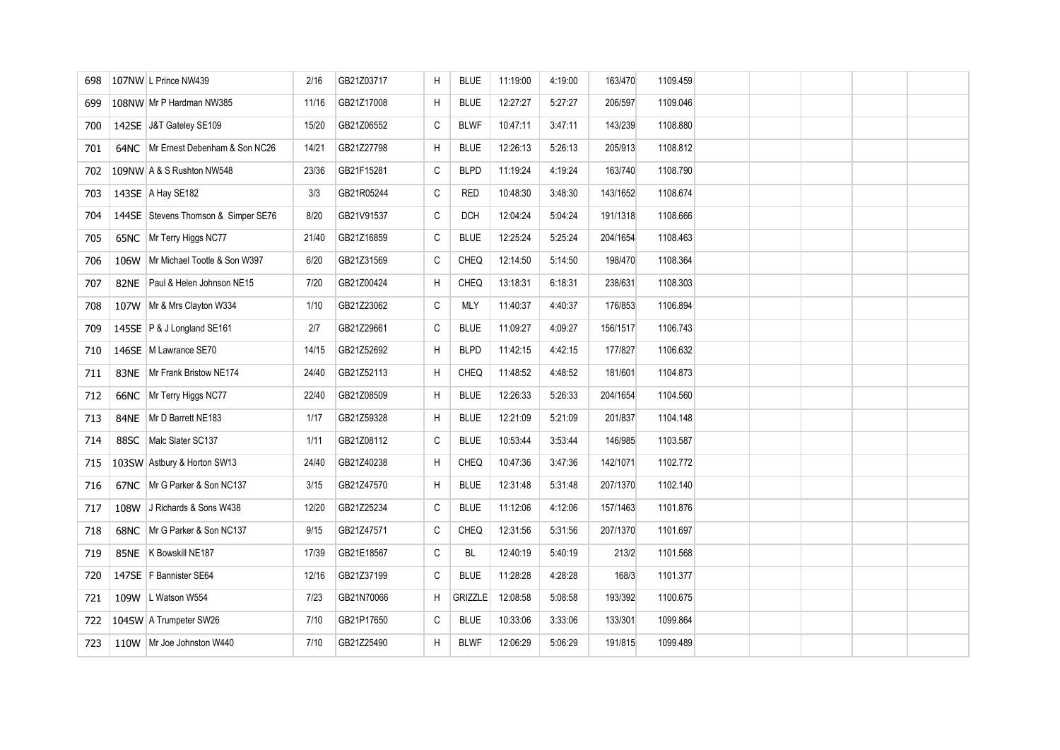| | | | | | | | | | | | | | | | |
|---|---|---|---|---|---|---|---|---|---|---|---|---|---|---|---|
| 698 | 107NW | L Prince NW439 | 2/16 | GB21Z03717 | H | BLUE | 11:19:00 | 4:19:00 | 163/470 | 1109.459 | | | | | |
| 699 | 108NW | Mr P Hardman NW385 | 11/16 | GB21Z17008 | H | BLUE | 12:27:27 | 5:27:27 | 206/597 | 1109.046 | | | | | |
| 700 | 142SE | J&T Gateley SE109 | 15/20 | GB21Z06552 | C | BLWF | 10:47:11 | 3:47:11 | 143/239 | 1108.880 | | | | | |
| 701 | 64NC | Mr Ernest Debenham & Son NC26 | 14/21 | GB21Z27798 | H | BLUE | 12:26:13 | 5:26:13 | 205/913 | 1108.812 | | | | | |
| 702 | 109NW | A & S Rushton NW548 | 23/36 | GB21F15281 | C | BLPD | 11:19:24 | 4:19:24 | 163/740 | 1108.790 | | | | | |
| 703 | 143SE | A Hay SE182 | 3/3 | GB21R05244 | C | RED | 10:48:30 | 3:48:30 | 143/1652 | 1108.674 | | | | | |
| 704 | 144SE | Stevens Thomson & Simper SE76 | 8/20 | GB21V91537 | C | DCH | 12:04:24 | 5:04:24 | 191/1318 | 1108.666 | | | | | |
| 705 | 65NC | Mr Terry Higgs NC77 | 21/40 | GB21Z16859 | C | BLUE | 12:25:24 | 5:25:24 | 204/1654 | 1108.463 | | | | | |
| 706 | 106W | Mr Michael Tootle & Son W397 | 6/20 | GB21Z31569 | C | CHEQ | 12:14:50 | 5:14:50 | 198/470 | 1108.364 | | | | | |
| 707 | 82NE | Paul & Helen Johnson NE15 | 7/20 | GB21Z00424 | H | CHEQ | 13:18:31 | 6:18:31 | 238/631 | 1108.303 | | | | | |
| 708 | 107W | Mr & Mrs Clayton W334 | 1/10 | GB21Z23062 | C | MLY | 11:40:37 | 4:40:37 | 176/853 | 1106.894 | | | | | |
| 709 | 145SE | P & J Longland SE161 | 2/7 | GB21Z29661 | C | BLUE | 11:09:27 | 4:09:27 | 156/1517 | 1106.743 | | | | | |
| 710 | 146SE | M Lawrance SE70 | 14/15 | GB21Z52692 | H | BLPD | 11:42:15 | 4:42:15 | 177/827 | 1106.632 | | | | | |
| 711 | 83NE | Mr Frank Bristow NE174 | 24/40 | GB21Z52113 | H | CHEQ | 11:48:52 | 4:48:52 | 181/601 | 1104.873 | | | | | |
| 712 | 66NC | Mr Terry Higgs NC77 | 22/40 | GB21Z08509 | H | BLUE | 12:26:33 | 5:26:33 | 204/1654 | 1104.560 | | | | | |
| 713 | 84NE | Mr D Barrett NE183 | 1/17 | GB21Z59328 | H | BLUE | 12:21:09 | 5:21:09 | 201/837 | 1104.148 | | | | | |
| 714 | 88SC | Malc Slater SC137 | 1/11 | GB21Z08112 | C | BLUE | 10:53:44 | 3:53:44 | 146/985 | 1103.587 | | | | | |
| 715 | 103SW | Astbury & Horton SW13 | 24/40 | GB21Z40238 | H | CHEQ | 10:47:36 | 3:47:36 | 142/1071 | 1102.772 | | | | | |
| 716 | 67NC | Mr G Parker & Son NC137 | 3/15 | GB21Z47570 | H | BLUE | 12:31:48 | 5:31:48 | 207/1370 | 1102.140 | | | | | |
| 717 | 108W | J Richards & Sons W438 | 12/20 | GB21Z25234 | C | BLUE | 11:12:06 | 4:12:06 | 157/1463 | 1101.876 | | | | | |
| 718 | 68NC | Mr G Parker & Son NC137 | 9/15 | GB21Z47571 | C | CHEQ | 12:31:56 | 5:31:56 | 207/1370 | 1101.697 | | | | | |
| 719 | 85NE | K Bowskill NE187 | 17/39 | GB21E18567 | C | BL | 12:40:19 | 5:40:19 | 213/2 | 1101.568 | | | | | |
| 720 | 147SE | F Bannister SE64 | 12/16 | GB21Z37199 | C | BLUE | 11:28:28 | 4:28:28 | 168/3 | 1101.377 | | | | | |
| 721 | 109W | L Watson W554 | 7/23 | GB21N70066 | H | GRIZZLE | 12:08:58 | 5:08:58 | 193/392 | 1100.675 | | | | | |
| 722 | 104SW | A Trumpeter SW26 | 7/10 | GB21P17650 | C | BLUE | 10:33:06 | 3:33:06 | 133/301 | 1099.864 | | | | | |
| 723 | 110W | Mr Joe Johnston W440 | 7/10 | GB21Z25490 | H | BLWF | 12:06:29 | 5:06:29 | 191/815 | 1099.489 | | | | | |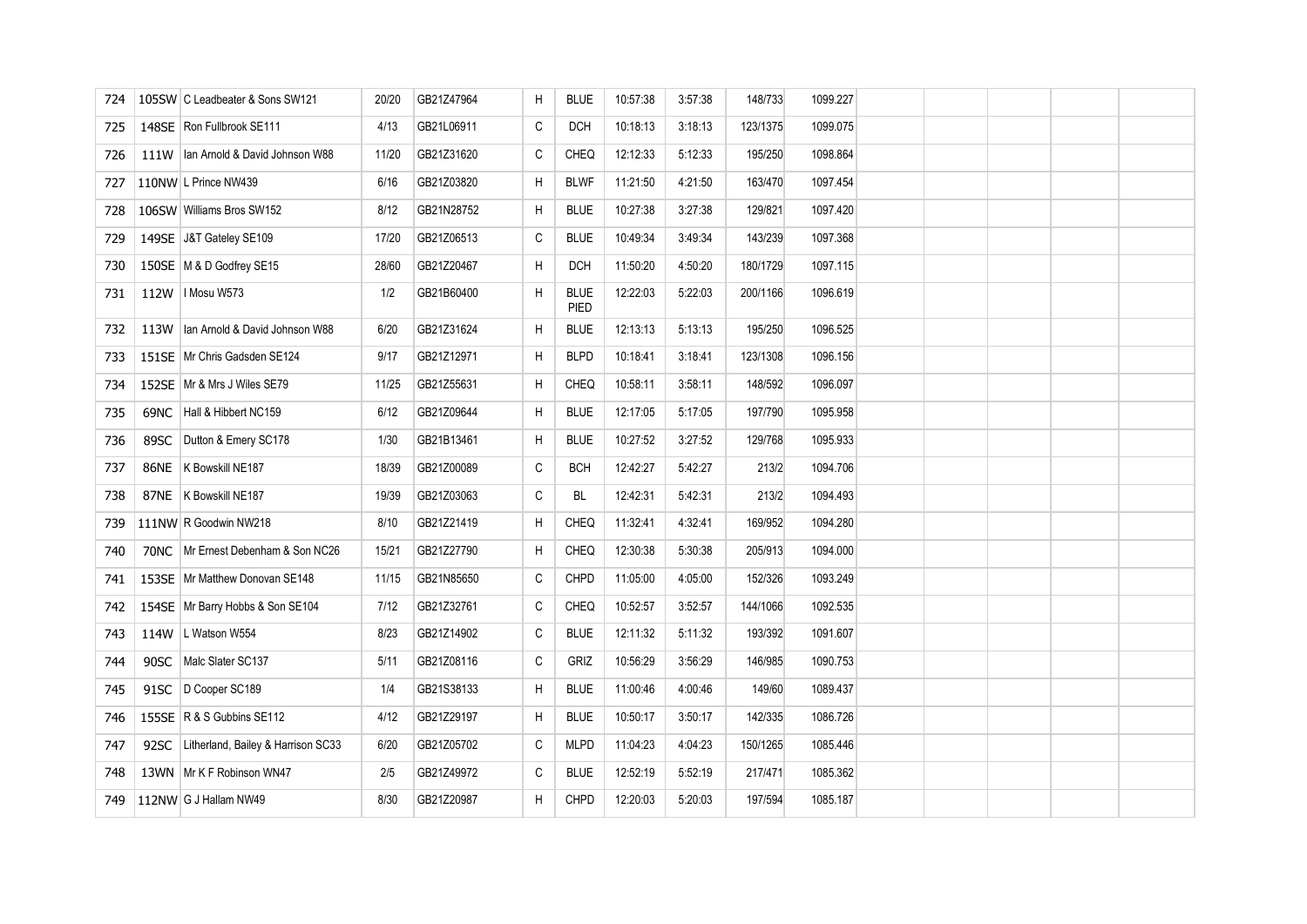| | | | | | | | | | | | | | | | | |
|---|---|---|---|---|---|---|---|---|---|---|---|---|---|---|---|---|
| 724 | 105SW | C Leadbeater & Sons SW121 | 20/20 | GB21Z47964 | H | BLUE | 10:57:38 | 3:57:38 | 148/733 | 1099.227 | | | | | | |
| 725 | 148SE | Ron Fullbrook SE111 | 4/13 | GB21L06911 | C | DCH | 10:18:13 | 3:18:13 | 123/1375 | 1099.075 | | | | | | |
| 726 | 111W | Ian Arnold & David Johnson W88 | 11/20 | GB21Z31620 | C | CHEQ | 12:12:33 | 5:12:33 | 195/250 | 1098.864 | | | | | | |
| 727 | 110NW | L Prince NW439 | 6/16 | GB21Z03820 | H | BLWF | 11:21:50 | 4:21:50 | 163/470 | 1097.454 | | | | | | |
| 728 | 106SW | Williams Bros SW152 | 8/12 | GB21N28752 | H | BLUE | 10:27:38 | 3:27:38 | 129/821 | 1097.420 | | | | | | |
| 729 | 149SE | J&T Gateley SE109 | 17/20 | GB21Z06513 | C | BLUE | 10:49:34 | 3:49:34 | 143/239 | 1097.368 | | | | | | |
| 730 | 150SE | M & D Godfrey SE15 | 28/60 | GB21Z20467 | H | DCH | 11:50:20 | 4:50:20 | 180/1729 | 1097.115 | | | | | | |
| 731 | 112W | I Mosu W573 | 1/2 | GB21B60400 | H | BLUE PIED | 12:22:03 | 5:22:03 | 200/1166 | 1096.619 | | | | | | |
| 732 | 113W | Ian Arnold & David Johnson W88 | 6/20 | GB21Z31624 | H | BLUE | 12:13:13 | 5:13:13 | 195/250 | 1096.525 | | | | | | |
| 733 | 151SE | Mr Chris Gadsden SE124 | 9/17 | GB21Z12971 | H | BLPD | 10:18:41 | 3:18:41 | 123/1308 | 1096.156 | | | | | | |
| 734 | 152SE | Mr & Mrs J Wiles SE79 | 11/25 | GB21Z55631 | H | CHEQ | 10:58:11 | 3:58:11 | 148/592 | 1096.097 | | | | | | |
| 735 | 69NC | Hall & Hibbert NC159 | 6/12 | GB21Z09644 | H | BLUE | 12:17:05 | 5:17:05 | 197/790 | 1095.958 | | | | | | |
| 736 | 89SC | Dutton & Emery SC178 | 1/30 | GB21B13461 | H | BLUE | 10:27:52 | 3:27:52 | 129/768 | 1095.933 | | | | | | |
| 737 | 86NE | K Bowskill NE187 | 18/39 | GB21Z00089 | C | BCH | 12:42:27 | 5:42:27 | 213/2 | 1094.706 | | | | | | |
| 738 | 87NE | K Bowskill NE187 | 19/39 | GB21Z03063 | C | BL | 12:42:31 | 5:42:31 | 213/2 | 1094.493 | | | | | | |
| 739 | 111NW | R Goodwin NW218 | 8/10 | GB21Z21419 | H | CHEQ | 11:32:41 | 4:32:41 | 169/952 | 1094.280 | | | | | | |
| 740 | 70NC | Mr Ernest Debenham & Son NC26 | 15/21 | GB21Z27790 | H | CHEQ | 12:30:38 | 5:30:38 | 205/913 | 1094.000 | | | | | | |
| 741 | 153SE | Mr Matthew Donovan SE148 | 11/15 | GB21N85650 | C | CHPD | 11:05:00 | 4:05:00 | 152/326 | 1093.249 | | | | | | |
| 742 | 154SE | Mr Barry Hobbs & Son SE104 | 7/12 | GB21Z32761 | C | CHEQ | 10:52:57 | 3:52:57 | 144/1066 | 1092.535 | | | | | | |
| 743 | 114W | L Watson W554 | 8/23 | GB21Z14902 | C | BLUE | 12:11:32 | 5:11:32 | 193/392 | 1091.607 | | | | | | |
| 744 | 90SC | Malc Slater SC137 | 5/11 | GB21Z08116 | C | GRIZ | 10:56:29 | 3:56:29 | 146/985 | 1090.753 | | | | | | |
| 745 | 91SC | D Cooper SC189 | 1/4 | GB21S38133 | H | BLUE | 11:00:46 | 4:00:46 | 149/60 | 1089.437 | | | | | | |
| 746 | 155SE | R & S Gubbins SE112 | 4/12 | GB21Z29197 | H | BLUE | 10:50:17 | 3:50:17 | 142/335 | 1086.726 | | | | | | |
| 747 | 92SC | Litherland, Bailey & Harrison SC33 | 6/20 | GB21Z05702 | C | MLPD | 11:04:23 | 4:04:23 | 150/1265 | 1085.446 | | | | | | |
| 748 | 13WN | Mr K F Robinson WN47 | 2/5 | GB21Z49972 | C | BLUE | 12:52:19 | 5:52:19 | 217/471 | 1085.362 | | | | | | |
| 749 | 112NW | G J Hallam NW49 | 8/30 | GB21Z20987 | H | CHPD | 12:20:03 | 5:20:03 | 197/594 | 1085.187 | | | | | | |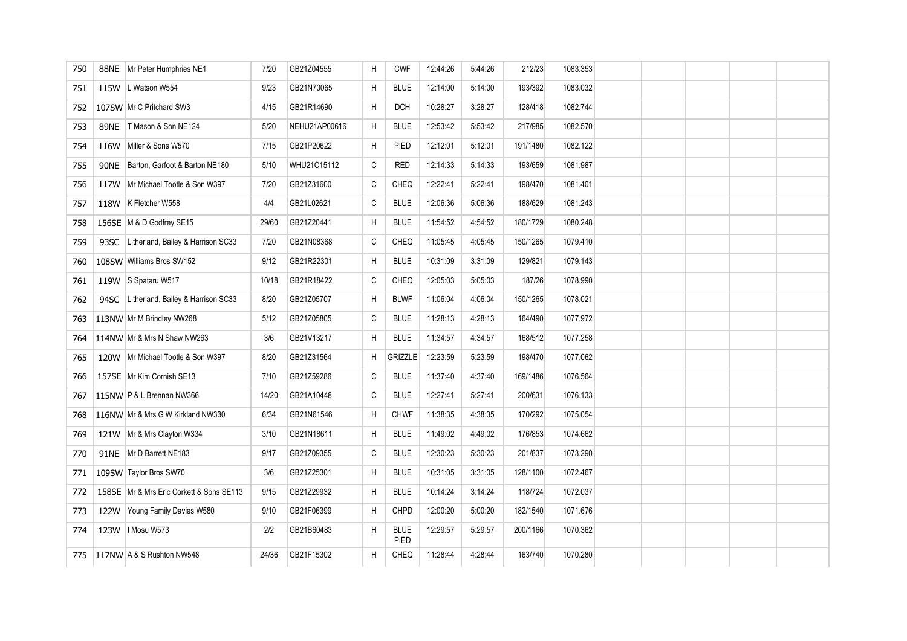| | | | | | | | | | | | | | | | | |
|---|---|---|---|---|---|---|---|---|---|---|---|---|---|---|---|---|
| 750 | 88NE | Mr Peter Humphries NE1 | 7/20 | GB21Z04555 | H | CWF | 12:44:26 | 5:44:26 | 212/23 | 1083.353 | | | | | | |
| 751 | 115W | L Watson W554 | 9/23 | GB21N70065 | H | BLUE | 12:14:00 | 5:14:00 | 193/392 | 1083.032 | | | | | | |
| 752 | 107SW | Mr C Pritchard SW3 | 4/15 | GB21R14690 | H | DCH | 10:28:27 | 3:28:27 | 128/418 | 1082.744 | | | | | | |
| 753 | 89NE | T Mason & Son NE124 | 5/20 | NEHU21AP00616 | H | BLUE | 12:53:42 | 5:53:42 | 217/985 | 1082.570 | | | | | | |
| 754 | 116W | Miller & Sons W570 | 7/15 | GB21P20622 | H | PIED | 12:12:01 | 5:12:01 | 191/1480 | 1082.122 | | | | | | |
| 755 | 90NE | Barton, Garfoot & Barton NE180 | 5/10 | WHU21C15112 | C | RED | 12:14:33 | 5:14:33 | 193/659 | 1081.987 | | | | | | |
| 756 | 117W | Mr Michael Tootle & Son W397 | 7/20 | GB21Z31600 | C | CHEQ | 12:22:41 | 5:22:41 | 198/470 | 1081.401 | | | | | | |
| 757 | 118W | K Fletcher W558 | 4/4 | GB21L02621 | C | BLUE | 12:06:36 | 5:06:36 | 188/629 | 1081.243 | | | | | | |
| 758 | 156SE | M & D Godfrey SE15 | 29/60 | GB21Z20441 | H | BLUE | 11:54:52 | 4:54:52 | 180/1729 | 1080.248 | | | | | | |
| 759 | 93SC | Litherland, Bailey & Harrison SC33 | 7/20 | GB21N08368 | C | CHEQ | 11:05:45 | 4:05:45 | 150/1265 | 1079.410 | | | | | | |
| 760 | 108SW | Williams Bros SW152 | 9/12 | GB21R22301 | H | BLUE | 10:31:09 | 3:31:09 | 129/821 | 1079.143 | | | | | | |
| 761 | 119W | S Spataru W517 | 10/18 | GB21R18422 | C | CHEQ | 12:05:03 | 5:05:03 | 187/26 | 1078.990 | | | | | | |
| 762 | 94SC | Litherland, Bailey & Harrison SC33 | 8/20 | GB21Z05707 | H | BLWF | 11:06:04 | 4:06:04 | 150/1265 | 1078.021 | | | | | | |
| 763 | 113NW | Mr M Brindley NW268 | 5/12 | GB21Z05805 | C | BLUE | 11:28:13 | 4:28:13 | 164/490 | 1077.972 | | | | | | |
| 764 | 114NW | Mr & Mrs N Shaw NW263 | 3/6 | GB21V13217 | H | BLUE | 11:34:57 | 4:34:57 | 168/512 | 1077.258 | | | | | | |
| 765 | 120W | Mr Michael Tootle & Son W397 | 8/20 | GB21Z31564 | H | GRIZZLE | 12:23:59 | 5:23:59 | 198/470 | 1077.062 | | | | | | |
| 766 | 157SE | Mr Kim Cornish SE13 | 7/10 | GB21Z59286 | C | BLUE | 11:37:40 | 4:37:40 | 169/1486 | 1076.564 | | | | | | |
| 767 | 115NW | P & L Brennan NW366 | 14/20 | GB21A10448 | C | BLUE | 12:27:41 | 5:27:41 | 200/631 | 1076.133 | | | | | | |
| 768 | 116NW | Mr & Mrs G W Kirkland NW330 | 6/34 | GB21N61546 | H | CHWF | 11:38:35 | 4:38:35 | 170/292 | 1075.054 | | | | | | |
| 769 | 121W | Mr & Mrs Clayton W334 | 3/10 | GB21N18611 | H | BLUE | 11:49:02 | 4:49:02 | 176/853 | 1074.662 | | | | | | |
| 770 | 91NE | Mr D Barrett NE183 | 9/17 | GB21Z09355 | C | BLUE | 12:30:23 | 5:30:23 | 201/837 | 1073.290 | | | | | | |
| 771 | 109SW | Taylor Bros SW70 | 3/6 | GB21Z25301 | H | BLUE | 10:31:05 | 3:31:05 | 128/1100 | 1072.467 | | | | | | |
| 772 | 158SE | Mr & Mrs Eric Corkett & Sons SE113 | 9/15 | GB21Z29932 | H | BLUE | 10:14:24 | 3:14:24 | 118/724 | 1072.037 | | | | | | |
| 773 | 122W | Young Family Davies W580 | 9/10 | GB21F06399 | H | CHPD | 12:00:20 | 5:00:20 | 182/1540 | 1071.676 | | | | | | |
| 774 | 123W | I Mosu W573 | 2/2 | GB21B60483 | H | BLUE PIED | 12:29:57 | 5:29:57 | 200/1166 | 1070.362 | | | | | | |
| 775 | 117NW | A & S Rushton NW548 | 24/36 | GB21F15302 | H | CHEQ | 11:28:44 | 4:28:44 | 163/740 | 1070.280 | | | | | | |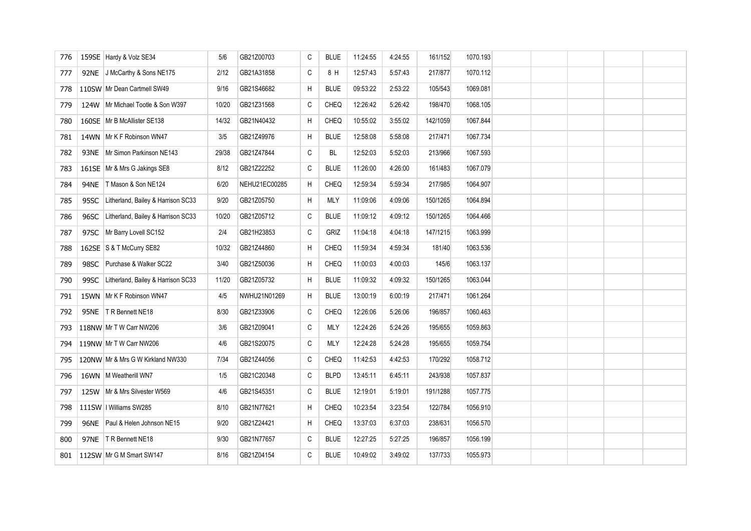| | | | | | | | | | | | | | | | |
|---|---|---|---|---|---|---|---|---|---|---|---|---|---|---|---|
| 776 | 159SE | Hardy & Volz SE34 | 5/6 | GB21Z00703 | C | BLUE | 11:24:55 | 4:24:55 | 161/152 | 1070.193 | | | | | |
| 777 | 92NE | J McCarthy & Sons NE175 | 2/12 | GB21A31858 | C | 8 H | 12:57:43 | 5:57:43 | 217/877 | 1070.112 | | | | | |
| 778 | 110SW | Mr Dean Cartmell SW49 | 9/16 | GB21S46682 | H | BLUE | 09:53:22 | 2:53:22 | 105/543 | 1069.081 | | | | | |
| 779 | 124W | Mr Michael Tootle & Son W397 | 10/20 | GB21Z31568 | C | CHEQ | 12:26:42 | 5:26:42 | 198/470 | 1068.105 | | | | | |
| 780 | 160SE | Mr B McAllister SE138 | 14/32 | GB21N40432 | H | CHEQ | 10:55:02 | 3:55:02 | 142/1059 | 1067.844 | | | | | |
| 781 | 14WN | Mr K F Robinson WN47 | 3/5 | GB21Z49976 | H | BLUE | 12:58:08 | 5:58:08 | 217/471 | 1067.734 | | | | | |
| 782 | 93NE | Mr Simon Parkinson NE143 | 29/38 | GB21Z47844 | C | BL | 12:52:03 | 5:52:03 | 213/966 | 1067.593 | | | | | |
| 783 | 161SE | Mr & Mrs G Jakings SE8 | 8/12 | GB21Z22252 | C | BLUE | 11:26:00 | 4:26:00 | 161/483 | 1067.079 | | | | | |
| 784 | 94NE | T Mason & Son NE124 | 6/20 | NEHU21EC00285 | H | CHEQ | 12:59:34 | 5:59:34 | 217/985 | 1064.907 | | | | | |
| 785 | 95SC | Litherland, Bailey & Harrison SC33 | 9/20 | GB21Z05750 | H | MLY | 11:09:06 | 4:09:06 | 150/1265 | 1064.894 | | | | | |
| 786 | 96SC | Litherland, Bailey & Harrison SC33 | 10/20 | GB21Z05712 | C | BLUE | 11:09:12 | 4:09:12 | 150/1265 | 1064.466 | | | | | |
| 787 | 97SC | Mr Barry Lovell SC152 | 2/4 | GB21H23853 | C | GRIZ | 11:04:18 | 4:04:18 | 147/1215 | 1063.999 | | | | | |
| 788 | 162SE | S & T McCurry SE82 | 10/32 | GB21Z44860 | H | CHEQ | 11:59:34 | 4:59:34 | 181/40 | 1063.536 | | | | | |
| 789 | 98SC | Purchase & Walker SC22 | 3/40 | GB21Z50036 | H | CHEQ | 11:00:03 | 4:00:03 | 145/6 | 1063.137 | | | | | |
| 790 | 99SC | Litherland, Bailey & Harrison SC33 | 11/20 | GB21Z05732 | H | BLUE | 11:09:32 | 4:09:32 | 150/1265 | 1063.044 | | | | | |
| 791 | 15WN | Mr K F Robinson WN47 | 4/5 | NWHU21N01269 | H | BLUE | 13:00:19 | 6:00:19 | 217/471 | 1061.264 | | | | | |
| 792 | 95NE | T R Bennett NE18 | 8/30 | GB21Z33906 | C | CHEQ | 12:26:06 | 5:26:06 | 196/857 | 1060.463 | | | | | |
| 793 | 118NW | Mr T W Carr NW206 | 3/6 | GB21Z09041 | C | MLY | 12:24:26 | 5:24:26 | 195/655 | 1059.863 | | | | | |
| 794 | 119NW | Mr T W Carr NW206 | 4/6 | GB21S20075 | C | MLY | 12:24:28 | 5:24:28 | 195/655 | 1059.754 | | | | | |
| 795 | 120NW | Mr & Mrs G W Kirkland NW330 | 7/34 | GB21Z44056 | C | CHEQ | 11:42:53 | 4:42:53 | 170/292 | 1058.712 | | | | | |
| 796 | 16WN | M Weatherill WN7 | 1/5 | GB21C20348 | C | BLPD | 13:45:11 | 6:45:11 | 243/938 | 1057.837 | | | | | |
| 797 | 125W | Mr & Mrs Silvester W569 | 4/6 | GB21S45351 | C | BLUE | 12:19:01 | 5:19:01 | 191/1288 | 1057.775 | | | | | |
| 798 | 111SW | I Williams SW285 | 8/10 | GB21N77621 | H | CHEQ | 10:23:54 | 3:23:54 | 122/784 | 1056.910 | | | | | |
| 799 | 96NE | Paul & Helen Johnson NE15 | 9/20 | GB21Z24421 | H | CHEQ | 13:37:03 | 6:37:03 | 238/631 | 1056.570 | | | | | |
| 800 | 97NE | T R Bennett NE18 | 9/30 | GB21N77657 | C | BLUE | 12:27:25 | 5:27:25 | 196/857 | 1056.199 | | | | | |
| 801 | 112SW | Mr G M Smart SW147 | 8/16 | GB21Z04154 | C | BLUE | 10:49:02 | 3:49:02 | 137/733 | 1055.973 | | | | | |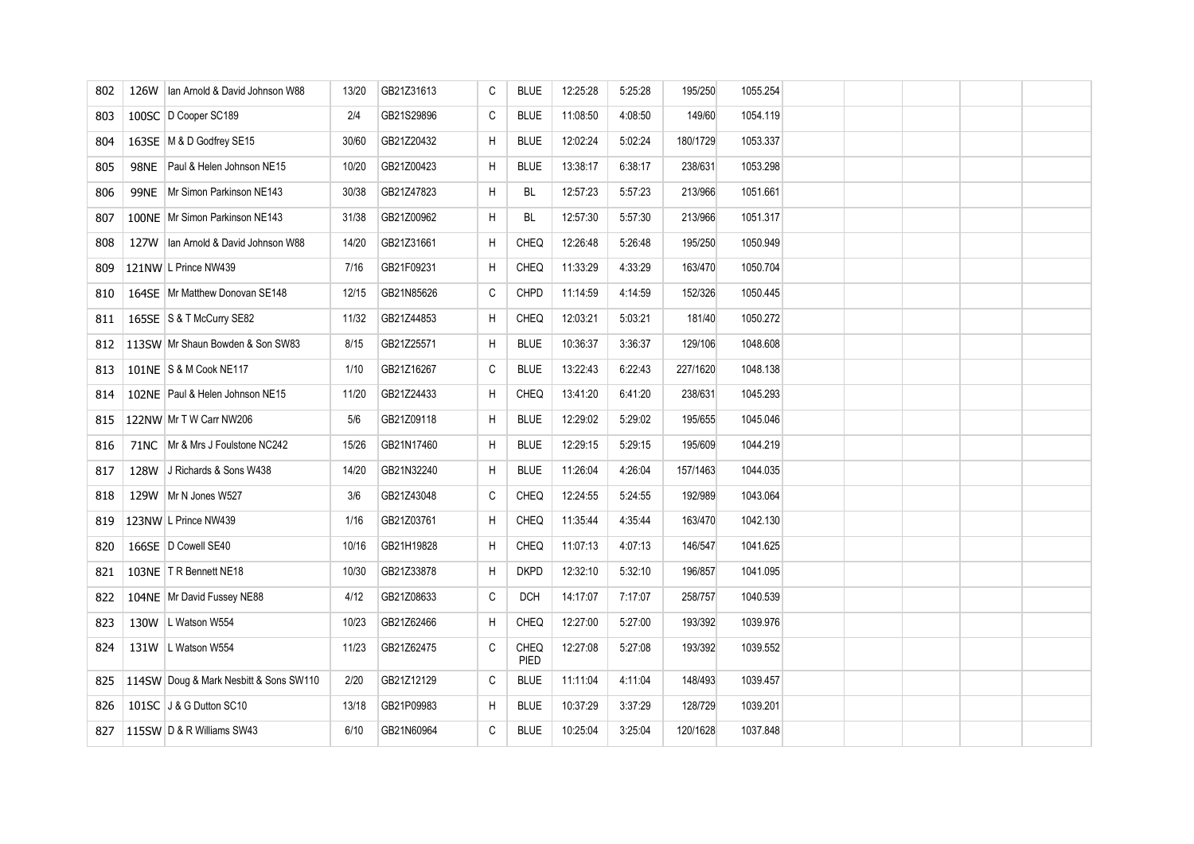| | | | | | | | | | | | | | | | | |
|---|---|---|---|---|---|---|---|---|---|---|---|---|---|---|---|---|
| 802 | 126W | Ian Arnold & David Johnson W88 | 13/20 | GB21Z31613 | C | BLUE | 12:25:28 | 5:25:28 | 195/250 | 1055.254 | | | | | | |
| 803 | 100SC | D Cooper SC189 | 2/4 | GB21S29896 | C | BLUE | 11:08:50 | 4:08:50 | 149/60 | 1054.119 | | | | | | |
| 804 | 163SE | M & D Godfrey SE15 | 30/60 | GB21Z20432 | H | BLUE | 12:02:24 | 5:02:24 | 180/1729 | 1053.337 | | | | | | |
| 805 | 98NE | Paul & Helen Johnson NE15 | 10/20 | GB21Z00423 | H | BLUE | 13:38:17 | 6:38:17 | 238/631 | 1053.298 | | | | | | |
| 806 | 99NE | Mr Simon Parkinson NE143 | 30/38 | GB21Z47823 | H | BL | 12:57:23 | 5:57:23 | 213/966 | 1051.661 | | | | | | |
| 807 | 100NE | Mr Simon Parkinson NE143 | 31/38 | GB21Z00962 | H | BL | 12:57:30 | 5:57:30 | 213/966 | 1051.317 | | | | | | |
| 808 | 127W | Ian Arnold & David Johnson W88 | 14/20 | GB21Z31661 | H | CHEQ | 12:26:48 | 5:26:48 | 195/250 | 1050.949 | | | | | | |
| 809 | 121NW | L Prince NW439 | 7/16 | GB21F09231 | H | CHEQ | 11:33:29 | 4:33:29 | 163/470 | 1050.704 | | | | | | |
| 810 | 164SE | Mr Matthew Donovan SE148 | 12/15 | GB21N85626 | C | CHPD | 11:14:59 | 4:14:59 | 152/326 | 1050.445 | | | | | | |
| 811 | 165SE | S & T McCurry SE82 | 11/32 | GB21Z44853 | H | CHEQ | 12:03:21 | 5:03:21 | 181/40 | 1050.272 | | | | | | |
| 812 | 113SW | Mr Shaun Bowden & Son SW83 | 8/15 | GB21Z25571 | H | BLUE | 10:36:37 | 3:36:37 | 129/106 | 1048.608 | | | | | | |
| 813 | 101NE | S & M Cook NE117 | 1/10 | GB21Z16267 | C | BLUE | 13:22:43 | 6:22:43 | 227/1620 | 1048.138 | | | | | | |
| 814 | 102NE | Paul & Helen Johnson NE15 | 11/20 | GB21Z24433 | H | CHEQ | 13:41:20 | 6:41:20 | 238/631 | 1045.293 | | | | | | |
| 815 | 122NW | Mr T W Carr NW206 | 5/6 | GB21Z09118 | H | BLUE | 12:29:02 | 5:29:02 | 195/655 | 1045.046 | | | | | | |
| 816 | 71NC | Mr & Mrs J Foulstone NC242 | 15/26 | GB21N17460 | H | BLUE | 12:29:15 | 5:29:15 | 195/609 | 1044.219 | | | | | | |
| 817 | 128W | J Richards & Sons W438 | 14/20 | GB21N32240 | H | BLUE | 11:26:04 | 4:26:04 | 157/1463 | 1044.035 | | | | | | |
| 818 | 129W | Mr N Jones W527 | 3/6 | GB21Z43048 | C | CHEQ | 12:24:55 | 5:24:55 | 192/989 | 1043.064 | | | | | | |
| 819 | 123NW | L Prince NW439 | 1/16 | GB21Z03761 | H | CHEQ | 11:35:44 | 4:35:44 | 163/470 | 1042.130 | | | | | | |
| 820 | 166SE | D Cowell SE40 | 10/16 | GB21H19828 | H | CHEQ | 11:07:13 | 4:07:13 | 146/547 | 1041.625 | | | | | | |
| 821 | 103NE | T R Bennett NE18 | 10/30 | GB21Z33878 | H | DKPD | 12:32:10 | 5:32:10 | 196/857 | 1041.095 | | | | | | |
| 822 | 104NE | Mr David Fussey NE88 | 4/12 | GB21Z08633 | C | DCH | 14:17:07 | 7:17:07 | 258/757 | 1040.539 | | | | | | |
| 823 | 130W | L Watson W554 | 10/23 | GB21Z62466 | H | CHEQ | 12:27:00 | 5:27:00 | 193/392 | 1039.976 | | | | | | |
| 824 | 131W | L Watson W554 | 11/23 | GB21Z62475 | C | CHEQ PIED | 12:27:08 | 5:27:08 | 193/392 | 1039.552 | | | | | | |
| 825 | 114SW | Doug & Mark Nesbitt & Sons SW110 | 2/20 | GB21Z12129 | C | BLUE | 11:11:04 | 4:11:04 | 148/493 | 1039.457 | | | | | | |
| 826 | 101SC | J & G Dutton SC10 | 13/18 | GB21P09983 | H | BLUE | 10:37:29 | 3:37:29 | 128/729 | 1039.201 | | | | | | |
| 827 | 115SW | D & R Williams SW43 | 6/10 | GB21N60964 | C | BLUE | 10:25:04 | 3:25:04 | 120/1628 | 1037.848 | | | | | | |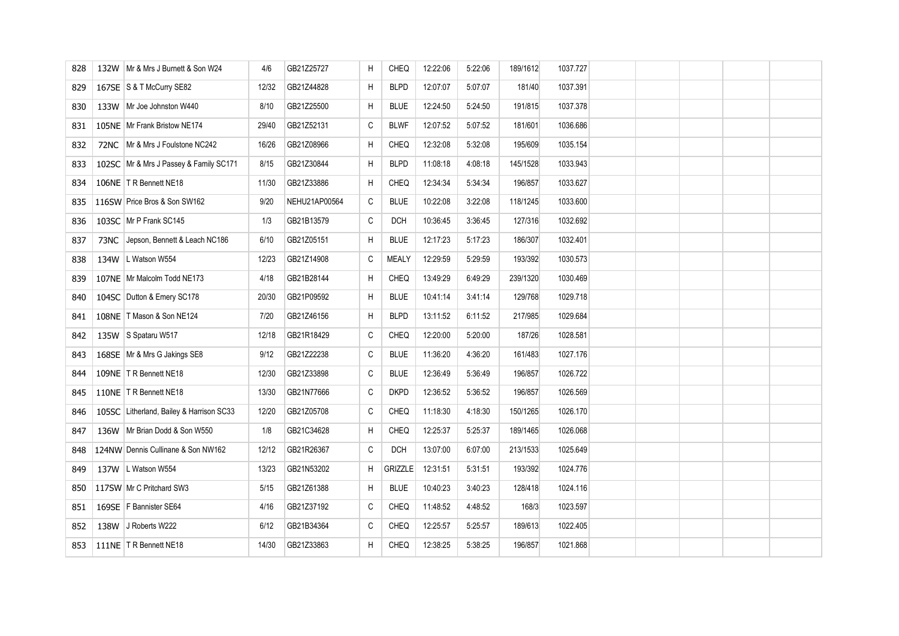| | | | | | | | | | | | | | | | |
|---|---|---|---|---|---|---|---|---|---|---|---|---|---|---|---|
| 828 | 132W | Mr & Mrs J Burnett & Son W24 | 4/6 | GB21Z25727 | H | CHEQ | 12:22:06 | 5:22:06 | 189/1612 | 1037.727 | | | | | |
| 829 | 167SE | S & T McCurry SE82 | 12/32 | GB21Z44828 | H | BLPD | 12:07:07 | 5:07:07 | 181/40 | 1037.391 | | | | | |
| 830 | 133W | Mr Joe Johnston W440 | 8/10 | GB21Z25500 | H | BLUE | 12:24:50 | 5:24:50 | 191/815 | 1037.378 | | | | | |
| 831 | 105NE | Mr Frank Bristow NE174 | 29/40 | GB21Z52131 | C | BLWF | 12:07:52 | 5:07:52 | 181/601 | 1036.686 | | | | | |
| 832 | 72NC | Mr & Mrs J Foulstone NC242 | 16/26 | GB21Z08966 | H | CHEQ | 12:32:08 | 5:32:08 | 195/609 | 1035.154 | | | | | |
| 833 | 102SC | Mr & Mrs J Passey & Family SC171 | 8/15 | GB21Z30844 | H | BLPD | 11:08:18 | 4:08:18 | 145/1528 | 1033.943 | | | | | |
| 834 | 106NE | T R Bennett NE18 | 11/30 | GB21Z33886 | H | CHEQ | 12:34:34 | 5:34:34 | 196/857 | 1033.627 | | | | | |
| 835 | 116SW | Price Bros & Son SW162 | 9/20 | NEHU21AP00564 | C | BLUE | 10:22:08 | 3:22:08 | 118/1245 | 1033.600 | | | | | |
| 836 | 103SC | Mr P Frank SC145 | 1/3 | GB21B13579 | C | DCH | 10:36:45 | 3:36:45 | 127/316 | 1032.692 | | | | | |
| 837 | 73NC | Jepson, Bennett & Leach NC186 | 6/10 | GB21Z05151 | H | BLUE | 12:17:23 | 5:17:23 | 186/307 | 1032.401 | | | | | |
| 838 | 134W | L Watson W554 | 12/23 | GB21Z14908 | C | MEALY | 12:29:59 | 5:29:59 | 193/392 | 1030.573 | | | | | |
| 839 | 107NE | Mr Malcolm Todd NE173 | 4/18 | GB21B28144 | H | CHEQ | 13:49:29 | 6:49:29 | 239/1320 | 1030.469 | | | | | |
| 840 | 104SC | Dutton & Emery SC178 | 20/30 | GB21P09592 | H | BLUE | 10:41:14 | 3:41:14 | 129/768 | 1029.718 | | | | | |
| 841 | 108NE | T Mason & Son NE124 | 7/20 | GB21Z46156 | H | BLPD | 13:11:52 | 6:11:52 | 217/985 | 1029.684 | | | | | |
| 842 | 135W | S Spataru W517 | 12/18 | GB21R18429 | C | CHEQ | 12:20:00 | 5:20:00 | 187/26 | 1028.581 | | | | | |
| 843 | 168SE | Mr & Mrs G Jakings SE8 | 9/12 | GB21Z22238 | C | BLUE | 11:36:20 | 4:36:20 | 161/483 | 1027.176 | | | | | |
| 844 | 109NE | T R Bennett NE18 | 12/30 | GB21Z33898 | C | BLUE | 12:36:49 | 5:36:49 | 196/857 | 1026.722 | | | | | |
| 845 | 110NE | T R Bennett NE18 | 13/30 | GB21N77666 | C | DKPD | 12:36:52 | 5:36:52 | 196/857 | 1026.569 | | | | | |
| 846 | 105SC | Litherland, Bailey & Harrison SC33 | 12/20 | GB21Z05708 | C | CHEQ | 11:18:30 | 4:18:30 | 150/1265 | 1026.170 | | | | | |
| 847 | 136W | Mr Brian Dodd & Son W550 | 1/8 | GB21C34628 | H | CHEQ | 12:25:37 | 5:25:37 | 189/1465 | 1026.068 | | | | | |
| 848 | 124NW | Dennis Cullinane & Son NW162 | 12/12 | GB21R26367 | C | DCH | 13:07:00 | 6:07:00 | 213/1533 | 1025.649 | | | | | |
| 849 | 137W | L Watson W554 | 13/23 | GB21N53202 | H | GRIZZLE | 12:31:51 | 5:31:51 | 193/392 | 1024.776 | | | | | |
| 850 | 117SW | Mr C Pritchard SW3 | 5/15 | GB21Z61388 | H | BLUE | 10:40:23 | 3:40:23 | 128/418 | 1024.116 | | | | | |
| 851 | 169SE | F Bannister SE64 | 4/16 | GB21Z37192 | C | CHEQ | 11:48:52 | 4:48:52 | 168/3 | 1023.597 | | | | | |
| 852 | 138W | J Roberts W222 | 6/12 | GB21B34364 | C | CHEQ | 12:25:57 | 5:25:57 | 189/613 | 1022.405 | | | | | |
| 853 | 111NE | T R Bennett NE18 | 14/30 | GB21Z33863 | H | CHEQ | 12:38:25 | 5:38:25 | 196/857 | 1021.868 | | | | | |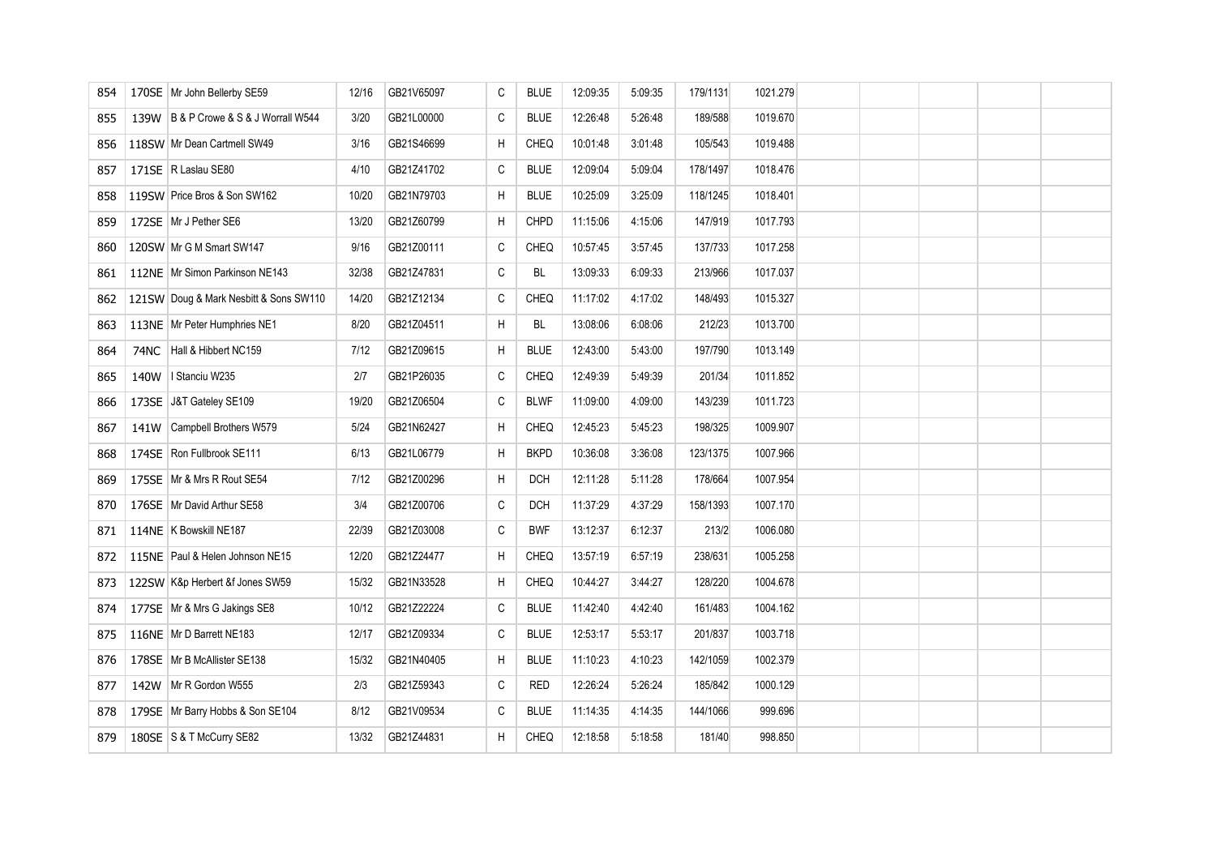| | | | | | | | | | | | | | | |
|---|---|---|---|---|---|---|---|---|---|---|---|---|---|---|
| 854 | 170SE | Mr John Bellerby SE59 | 12/16 | GB21V65097 | C | BLUE | 12:09:35 | 5:09:35 | 179/1131 | 1021.279 | | | | |
| 855 | 139W | B & P Crowe & S & J Worrall W544 | 3/20 | GB21L00000 | C | BLUE | 12:26:48 | 5:26:48 | 189/588 | 1019.670 | | | | |
| 856 | 118SW | Mr Dean Cartmell SW49 | 3/16 | GB21S46699 | H | CHEQ | 10:01:48 | 3:01:48 | 105/543 | 1019.488 | | | | |
| 857 | 171SE | R Laslau SE80 | 4/10 | GB21Z41702 | C | BLUE | 12:09:04 | 5:09:04 | 178/1497 | 1018.476 | | | | |
| 858 | 119SW | Price Bros & Son SW162 | 10/20 | GB21N79703 | H | BLUE | 10:25:09 | 3:25:09 | 118/1245 | 1018.401 | | | | |
| 859 | 172SE | Mr J Pether SE6 | 13/20 | GB21Z60799 | H | CHPD | 11:15:06 | 4:15:06 | 147/919 | 1017.793 | | | | |
| 860 | 120SW | Mr G M Smart SW147 | 9/16 | GB21Z00111 | C | CHEQ | 10:57:45 | 3:57:45 | 137/733 | 1017.258 | | | | |
| 861 | 112NE | Mr Simon Parkinson NE143 | 32/38 | GB21Z47831 | C | BL | 13:09:33 | 6:09:33 | 213/966 | 1017.037 | | | | |
| 862 | 121SW | Doug & Mark Nesbitt & Sons SW110 | 14/20 | GB21Z12134 | C | CHEQ | 11:17:02 | 4:17:02 | 148/493 | 1015.327 | | | | |
| 863 | 113NE | Mr Peter Humphries NE1 | 8/20 | GB21Z04511 | H | BL | 13:08:06 | 6:08:06 | 212/23 | 1013.700 | | | | |
| 864 | 74NC | Hall & Hibbert NC159 | 7/12 | GB21Z09615 | H | BLUE | 12:43:00 | 5:43:00 | 197/790 | 1013.149 | | | | |
| 865 | 140W | I Stanciu W235 | 2/7 | GB21P26035 | C | CHEQ | 12:49:39 | 5:49:39 | 201/34 | 1011.852 | | | | |
| 866 | 173SE | J&T Gateley SE109 | 19/20 | GB21Z06504 | C | BLWF | 11:09:00 | 4:09:00 | 143/239 | 1011.723 | | | | |
| 867 | 141W | Campbell Brothers W579 | 5/24 | GB21N62427 | H | CHEQ | 12:45:23 | 5:45:23 | 198/325 | 1009.907 | | | | |
| 868 | 174SE | Ron Fullbrook SE111 | 6/13 | GB21L06779 | H | BKPD | 10:36:08 | 3:36:08 | 123/1375 | 1007.966 | | | | |
| 869 | 175SE | Mr & Mrs R Rout SE54 | 7/12 | GB21Z00296 | H | DCH | 12:11:28 | 5:11:28 | 178/664 | 1007.954 | | | | |
| 870 | 176SE | Mr David Arthur SE58 | 3/4 | GB21Z00706 | C | DCH | 11:37:29 | 4:37:29 | 158/1393 | 1007.170 | | | | |
| 871 | 114NE | K Bowskill NE187 | 22/39 | GB21Z03008 | C | BWF | 13:12:37 | 6:12:37 | 213/2 | 1006.080 | | | | |
| 872 | 115NE | Paul & Helen Johnson NE15 | 12/20 | GB21Z24477 | H | CHEQ | 13:57:19 | 6:57:19 | 238/631 | 1005.258 | | | | |
| 873 | 122SW | K&p Herbert &f Jones SW59 | 15/32 | GB21N33528 | H | CHEQ | 10:44:27 | 3:44:27 | 128/220 | 1004.678 | | | | |
| 874 | 177SE | Mr & Mrs G Jakings SE8 | 10/12 | GB21Z22224 | C | BLUE | 11:42:40 | 4:42:40 | 161/483 | 1004.162 | | | | |
| 875 | 116NE | Mr D Barrett NE183 | 12/17 | GB21Z09334 | C | BLUE | 12:53:17 | 5:53:17 | 201/837 | 1003.718 | | | | |
| 876 | 178SE | Mr B McAllister SE138 | 15/32 | GB21N40405 | H | BLUE | 11:10:23 | 4:10:23 | 142/1059 | 1002.379 | | | | |
| 877 | 142W | Mr R Gordon W555 | 2/3 | GB21Z59343 | C | RED | 12:26:24 | 5:26:24 | 185/842 | 1000.129 | | | | |
| 878 | 179SE | Mr Barry Hobbs & Son SE104 | 8/12 | GB21V09534 | C | BLUE | 11:14:35 | 4:14:35 | 144/1066 | 999.696 | | | | |
| 879 | 180SE | S & T McCurry SE82 | 13/32 | GB21Z44831 | H | CHEQ | 12:18:58 | 5:18:58 | 181/40 | 998.850 | | | | |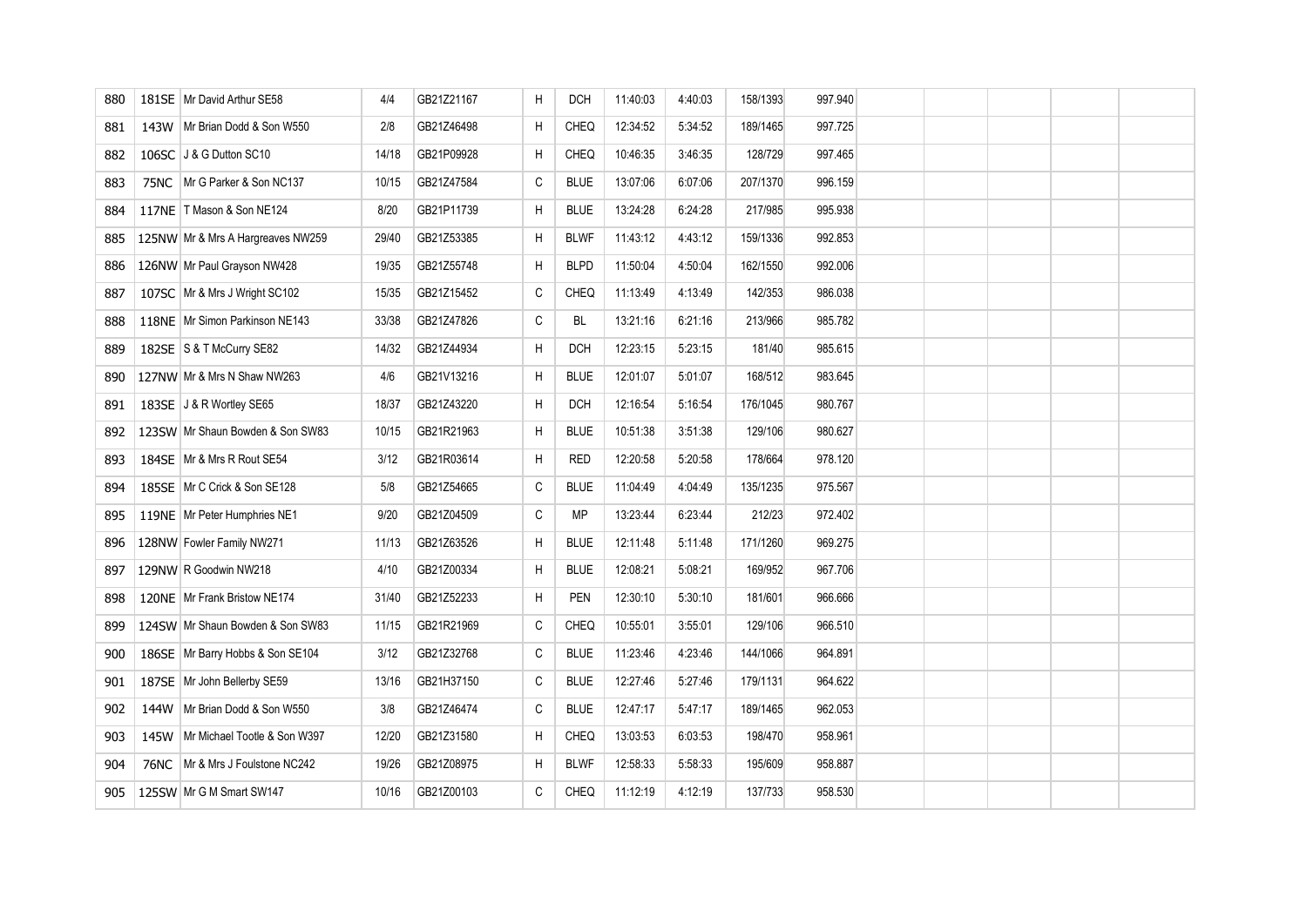| | | | | | | | | | | | | | | | |
|---|---|---|---|---|---|---|---|---|---|---|---|---|---|---|---|
| 880 | 181SE | Mr David Arthur SE58 | 4/4 | GB21Z21167 | H | DCH | 11:40:03 | 4:40:03 | 158/1393 | 997.940 | | | | | |
| 881 | 143W | Mr Brian Dodd & Son W550 | 2/8 | GB21Z46498 | H | CHEQ | 12:34:52 | 5:34:52 | 189/1465 | 997.725 | | | | | |
| 882 | 106SC | J & G Dutton SC10 | 14/18 | GB21P09928 | H | CHEQ | 10:46:35 | 3:46:35 | 128/729 | 997.465 | | | | | |
| 883 | 75NC | Mr G Parker & Son NC137 | 10/15 | GB21Z47584 | C | BLUE | 13:07:06 | 6:07:06 | 207/1370 | 996.159 | | | | | |
| 884 | 117NE | T Mason & Son NE124 | 8/20 | GB21P11739 | H | BLUE | 13:24:28 | 6:24:28 | 217/985 | 995.938 | | | | | |
| 885 | 125NW | Mr & Mrs A Hargreaves NW259 | 29/40 | GB21Z53385 | H | BLWF | 11:43:12 | 4:43:12 | 159/1336 | 992.853 | | | | | |
| 886 | 126NW | Mr Paul Grayson NW428 | 19/35 | GB21Z55748 | H | BLPD | 11:50:04 | 4:50:04 | 162/1550 | 992.006 | | | | | |
| 887 | 107SC | Mr & Mrs J Wright SC102 | 15/35 | GB21Z15452 | C | CHEQ | 11:13:49 | 4:13:49 | 142/353 | 986.038 | | | | | |
| 888 | 118NE | Mr Simon Parkinson NE143 | 33/38 | GB21Z47826 | C | BL | 13:21:16 | 6:21:16 | 213/966 | 985.782 | | | | | |
| 889 | 182SE | S & T McCurry SE82 | 14/32 | GB21Z44934 | H | DCH | 12:23:15 | 5:23:15 | 181/40 | 985.615 | | | | | |
| 890 | 127NW | Mr & Mrs N Shaw NW263 | 4/6 | GB21V13216 | H | BLUE | 12:01:07 | 5:01:07 | 168/512 | 983.645 | | | | | |
| 891 | 183SE | J & R Wortley SE65 | 18/37 | GB21Z43220 | H | DCH | 12:16:54 | 5:16:54 | 176/1045 | 980.767 | | | | | |
| 892 | 123SW | Mr Shaun Bowden & Son SW83 | 10/15 | GB21R21963 | H | BLUE | 10:51:38 | 3:51:38 | 129/106 | 980.627 | | | | | |
| 893 | 184SE | Mr & Mrs R Rout SE54 | 3/12 | GB21R03614 | H | RED | 12:20:58 | 5:20:58 | 178/664 | 978.120 | | | | | |
| 894 | 185SE | Mr C Crick & Son SE128 | 5/8 | GB21Z54665 | C | BLUE | 11:04:49 | 4:04:49 | 135/1235 | 975.567 | | | | | |
| 895 | 119NE | Mr Peter Humphries NE1 | 9/20 | GB21Z04509 | C | MP | 13:23:44 | 6:23:44 | 212/23 | 972.402 | | | | | |
| 896 | 128NW | Fowler Family NW271 | 11/13 | GB21Z63526 | H | BLUE | 12:11:48 | 5:11:48 | 171/1260 | 969.275 | | | | | |
| 897 | 129NW | R Goodwin NW218 | 4/10 | GB21Z00334 | H | BLUE | 12:08:21 | 5:08:21 | 169/952 | 967.706 | | | | | |
| 898 | 120NE | Mr Frank Bristow NE174 | 31/40 | GB21Z52233 | H | PEN | 12:30:10 | 5:30:10 | 181/601 | 966.666 | | | | | |
| 899 | 124SW | Mr Shaun Bowden & Son SW83 | 11/15 | GB21R21969 | C | CHEQ | 10:55:01 | 3:55:01 | 129/106 | 966.510 | | | | | |
| 900 | 186SE | Mr Barry Hobbs & Son SE104 | 3/12 | GB21Z32768 | C | BLUE | 11:23:46 | 4:23:46 | 144/1066 | 964.891 | | | | | |
| 901 | 187SE | Mr John Bellerby SE59 | 13/16 | GB21H37150 | C | BLUE | 12:27:46 | 5:27:46 | 179/1131 | 964.622 | | | | | |
| 902 | 144W | Mr Brian Dodd & Son W550 | 3/8 | GB21Z46474 | C | BLUE | 12:47:17 | 5:47:17 | 189/1465 | 962.053 | | | | | |
| 903 | 145W | Mr Michael Tootle & Son W397 | 12/20 | GB21Z31580 | H | CHEQ | 13:03:53 | 6:03:53 | 198/470 | 958.961 | | | | | |
| 904 | 76NC | Mr & Mrs J Foulstone NC242 | 19/26 | GB21Z08975 | H | BLWF | 12:58:33 | 5:58:33 | 195/609 | 958.887 | | | | | |
| 905 | 125SW | Mr G M Smart SW147 | 10/16 | GB21Z00103 | C | CHEQ | 11:12:19 | 4:12:19 | 137/733 | 958.530 | | | | | |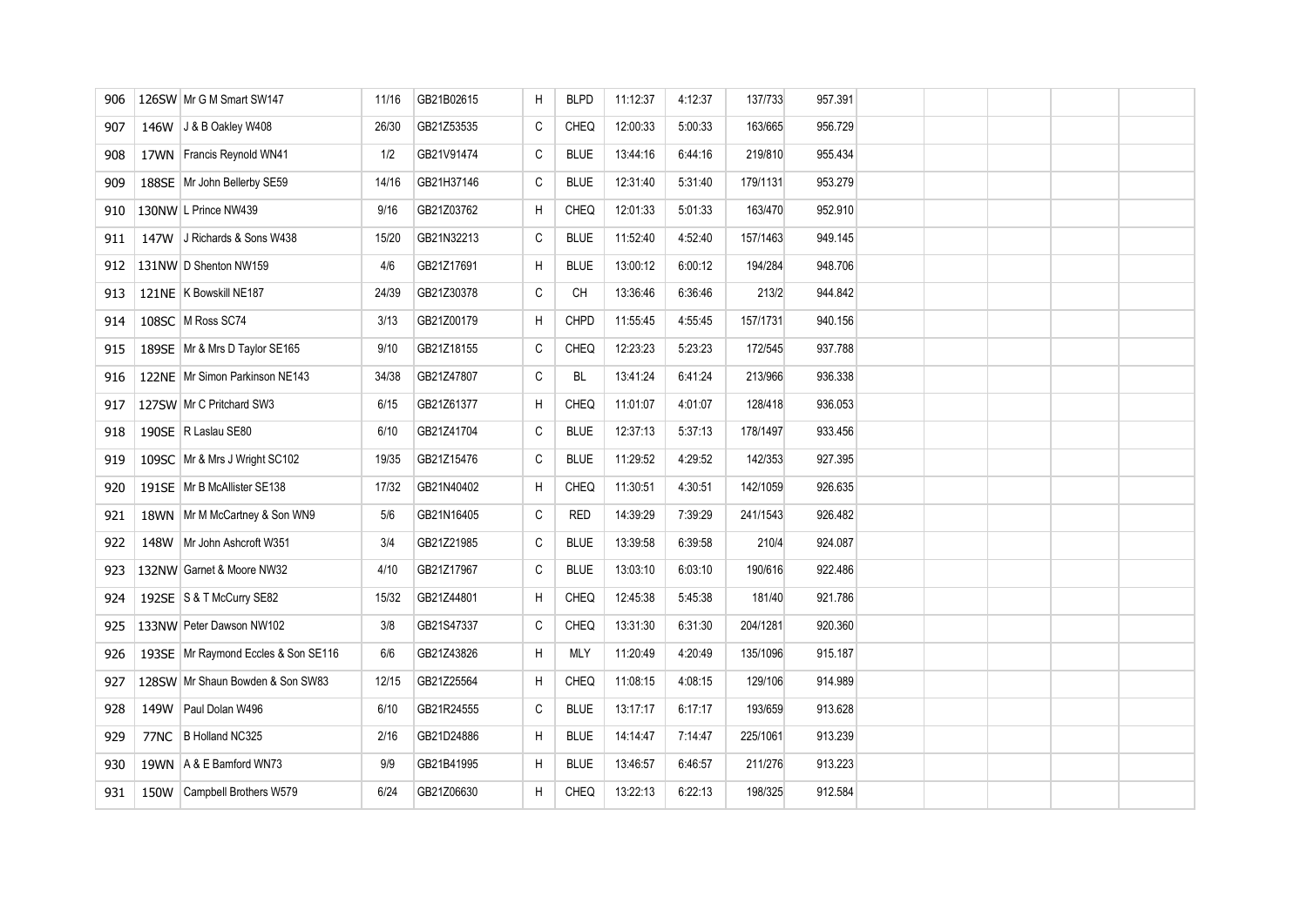| | | | | | | | | | | | | | | | |
|---|---|---|---|---|---|---|---|---|---|---|---|---|---|---|---|
| 906 | 126SW | Mr G M Smart SW147 | 11/16 | GB21B02615 | H | BLPD | 11:12:37 | 4:12:37 | 137/733 | 957.391 | | | | | |
| 907 | 146W | J & B Oakley W408 | 26/30 | GB21Z53535 | C | CHEQ | 12:00:33 | 5:00:33 | 163/665 | 956.729 | | | | | |
| 908 | 17WN | Francis Reynold WN41 | 1/2 | GB21V91474 | C | BLUE | 13:44:16 | 6:44:16 | 219/810 | 955.434 | | | | | |
| 909 | 188SE | Mr John Bellerby SE59 | 14/16 | GB21H37146 | C | BLUE | 12:31:40 | 5:31:40 | 179/1131 | 953.279 | | | | | |
| 910 | 130NW | L Prince NW439 | 9/16 | GB21Z03762 | H | CHEQ | 12:01:33 | 5:01:33 | 163/470 | 952.910 | | | | | |
| 911 | 147W | J Richards & Sons W438 | 15/20 | GB21N32213 | C | BLUE | 11:52:40 | 4:52:40 | 157/1463 | 949.145 | | | | | |
| 912 | 131NW | D Shenton NW159 | 4/6 | GB21Z17691 | H | BLUE | 13:00:12 | 6:00:12 | 194/284 | 948.706 | | | | | |
| 913 | 121NE | K Bowskill NE187 | 24/39 | GB21Z30378 | C | CH | 13:36:46 | 6:36:46 | 213/2 | 944.842 | | | | | |
| 914 | 108SC | M Ross SC74 | 3/13 | GB21Z00179 | H | CHPD | 11:55:45 | 4:55:45 | 157/1731 | 940.156 | | | | | |
| 915 | 189SE | Mr & Mrs D Taylor SE165 | 9/10 | GB21Z18155 | C | CHEQ | 12:23:23 | 5:23:23 | 172/545 | 937.788 | | | | | |
| 916 | 122NE | Mr Simon Parkinson NE143 | 34/38 | GB21Z47807 | C | BL | 13:41:24 | 6:41:24 | 213/966 | 936.338 | | | | | |
| 917 | 127SW | Mr C Pritchard SW3 | 6/15 | GB21Z61377 | H | CHEQ | 11:01:07 | 4:01:07 | 128/418 | 936.053 | | | | | |
| 918 | 190SE | R Laslau SE80 | 6/10 | GB21Z41704 | C | BLUE | 12:37:13 | 5:37:13 | 178/1497 | 933.456 | | | | | |
| 919 | 109SC | Mr & Mrs J Wright SC102 | 19/35 | GB21Z15476 | C | BLUE | 11:29:52 | 4:29:52 | 142/353 | 927.395 | | | | | |
| 920 | 191SE | Mr B McAllister SE138 | 17/32 | GB21N40402 | H | CHEQ | 11:30:51 | 4:30:51 | 142/1059 | 926.635 | | | | | |
| 921 | 18WN | Mr M McCartney & Son WN9 | 5/6 | GB21N16405 | C | RED | 14:39:29 | 7:39:29 | 241/1543 | 926.482 | | | | | |
| 922 | 148W | Mr John Ashcroft W351 | 3/4 | GB21Z21985 | C | BLUE | 13:39:58 | 6:39:58 | 210/4 | 924.087 | | | | | |
| 923 | 132NW | Garnet & Moore NW32 | 4/10 | GB21Z17967 | C | BLUE | 13:03:10 | 6:03:10 | 190/616 | 922.486 | | | | | |
| 924 | 192SE | S & T McCurry SE82 | 15/32 | GB21Z44801 | H | CHEQ | 12:45:38 | 5:45:38 | 181/40 | 921.786 | | | | | |
| 925 | 133NW | Peter Dawson NW102 | 3/8 | GB21S47337 | C | CHEQ | 13:31:30 | 6:31:30 | 204/1281 | 920.360 | | | | | |
| 926 | 193SE | Mr Raymond Eccles & Son SE116 | 6/6 | GB21Z43826 | H | MLY | 11:20:49 | 4:20:49 | 135/1096 | 915.187 | | | | | |
| 927 | 128SW | Mr Shaun Bowden & Son SW83 | 12/15 | GB21Z25564 | H | CHEQ | 11:08:15 | 4:08:15 | 129/106 | 914.989 | | | | | |
| 928 | 149W | Paul Dolan W496 | 6/10 | GB21R24555 | C | BLUE | 13:17:17 | 6:17:17 | 193/659 | 913.628 | | | | | |
| 929 | 77NC | B Holland NC325 | 2/16 | GB21D24886 | H | BLUE | 14:14:47 | 7:14:47 | 225/1061 | 913.239 | | | | | |
| 930 | 19WN | A & E Bamford WN73 | 9/9 | GB21B41995 | H | BLUE | 13:46:57 | 6:46:57 | 211/276 | 913.223 | | | | | |
| 931 | 150W | Campbell Brothers W579 | 6/24 | GB21Z06630 | H | CHEQ | 13:22:13 | 6:22:13 | 198/325 | 912.584 | | | | | |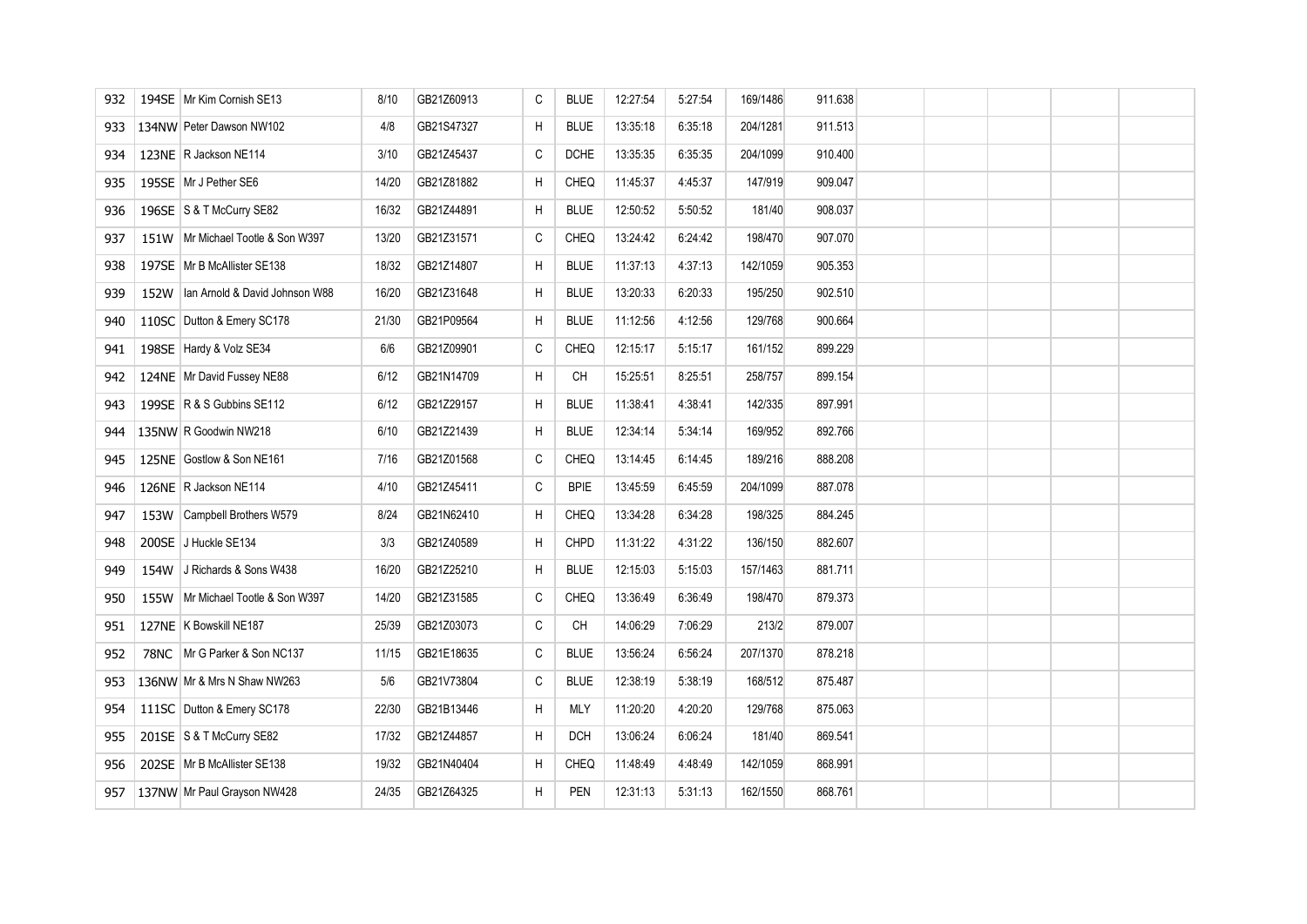| | | | | | | | | | | | | | | | |
|---|---|---|---|---|---|---|---|---|---|---|---|---|---|---|---|
| 932 | 194SE | Mr Kim Cornish SE13 | 8/10 | GB21Z60913 | C | BLUE | 12:27:54 | 5:27:54 | 169/1486 | 911.638 | | | | | |
| 933 | 134NW | Peter Dawson NW102 | 4/8 | GB21S47327 | H | BLUE | 13:35:18 | 6:35:18 | 204/1281 | 911.513 | | | | | |
| 934 | 123NE | R Jackson NE114 | 3/10 | GB21Z45437 | C | DCHE | 13:35:35 | 6:35:35 | 204/1099 | 910.400 | | | | | |
| 935 | 195SE | Mr J Pether SE6 | 14/20 | GB21Z81882 | H | CHEQ | 11:45:37 | 4:45:37 | 147/919 | 909.047 | | | | | |
| 936 | 196SE | S & T McCurry SE82 | 16/32 | GB21Z44891 | H | BLUE | 12:50:52 | 5:50:52 | 181/40 | 908.037 | | | | | |
| 937 | 151W | Mr Michael Tootle & Son W397 | 13/20 | GB21Z31571 | C | CHEQ | 13:24:42 | 6:24:42 | 198/470 | 907.070 | | | | | |
| 938 | 197SE | Mr B McAllister SE138 | 18/32 | GB21Z14807 | H | BLUE | 11:37:13 | 4:37:13 | 142/1059 | 905.353 | | | | | |
| 939 | 152W | Ian Arnold & David Johnson W88 | 16/20 | GB21Z31648 | H | BLUE | 13:20:33 | 6:20:33 | 195/250 | 902.510 | | | | | |
| 940 | 110SC | Dutton & Emery SC178 | 21/30 | GB21P09564 | H | BLUE | 11:12:56 | 4:12:56 | 129/768 | 900.664 | | | | | |
| 941 | 198SE | Hardy & Volz SE34 | 6/6 | GB21Z09901 | C | CHEQ | 12:15:17 | 5:15:17 | 161/152 | 899.229 | | | | | |
| 942 | 124NE | Mr David Fussey NE88 | 6/12 | GB21N14709 | H | CH | 15:25:51 | 8:25:51 | 258/757 | 899.154 | | | | | |
| 943 | 199SE | R & S Gubbins SE112 | 6/12 | GB21Z29157 | H | BLUE | 11:38:41 | 4:38:41 | 142/335 | 897.991 | | | | | |
| 944 | 135NW | R Goodwin NW218 | 6/10 | GB21Z21439 | H | BLUE | 12:34:14 | 5:34:14 | 169/952 | 892.766 | | | | | |
| 945 | 125NE | Gostlow & Son NE161 | 7/16 | GB21Z01568 | C | CHEQ | 13:14:45 | 6:14:45 | 189/216 | 888.208 | | | | | |
| 946 | 126NE | R Jackson NE114 | 4/10 | GB21Z45411 | C | BPIE | 13:45:59 | 6:45:59 | 204/1099 | 887.078 | | | | | |
| 947 | 153W | Campbell Brothers W579 | 8/24 | GB21N62410 | H | CHEQ | 13:34:28 | 6:34:28 | 198/325 | 884.245 | | | | | |
| 948 | 200SE | J Huckle SE134 | 3/3 | GB21Z40589 | H | CHPD | 11:31:22 | 4:31:22 | 136/150 | 882.607 | | | | | |
| 949 | 154W | J Richards & Sons W438 | 16/20 | GB21Z25210 | H | BLUE | 12:15:03 | 5:15:03 | 157/1463 | 881.711 | | | | | |
| 950 | 155W | Mr Michael Tootle & Son W397 | 14/20 | GB21Z31585 | C | CHEQ | 13:36:49 | 6:36:49 | 198/470 | 879.373 | | | | | |
| 951 | 127NE | K Bowskill NE187 | 25/39 | GB21Z03073 | C | CH | 14:06:29 | 7:06:29 | 213/2 | 879.007 | | | | | |
| 952 | 78NC | Mr G Parker & Son NC137 | 11/15 | GB21E18635 | C | BLUE | 13:56:24 | 6:56:24 | 207/1370 | 878.218 | | | | | |
| 953 | 136NW | Mr & Mrs N Shaw NW263 | 5/6 | GB21V73804 | C | BLUE | 12:38:19 | 5:38:19 | 168/512 | 875.487 | | | | | |
| 954 | 111SC | Dutton & Emery SC178 | 22/30 | GB21B13446 | H | MLY | 11:20:20 | 4:20:20 | 129/768 | 875.063 | | | | | |
| 955 | 201SE | S & T McCurry SE82 | 17/32 | GB21Z44857 | H | DCH | 13:06:24 | 6:06:24 | 181/40 | 869.541 | | | | | |
| 956 | 202SE | Mr B McAllister SE138 | 19/32 | GB21N40404 | H | CHEQ | 11:48:49 | 4:48:49 | 142/1059 | 868.991 | | | | | |
| 957 | 137NW | Mr Paul Grayson NW428 | 24/35 | GB21Z64325 | H | PEN | 12:31:13 | 5:31:13 | 162/1550 | 868.761 | | | | | |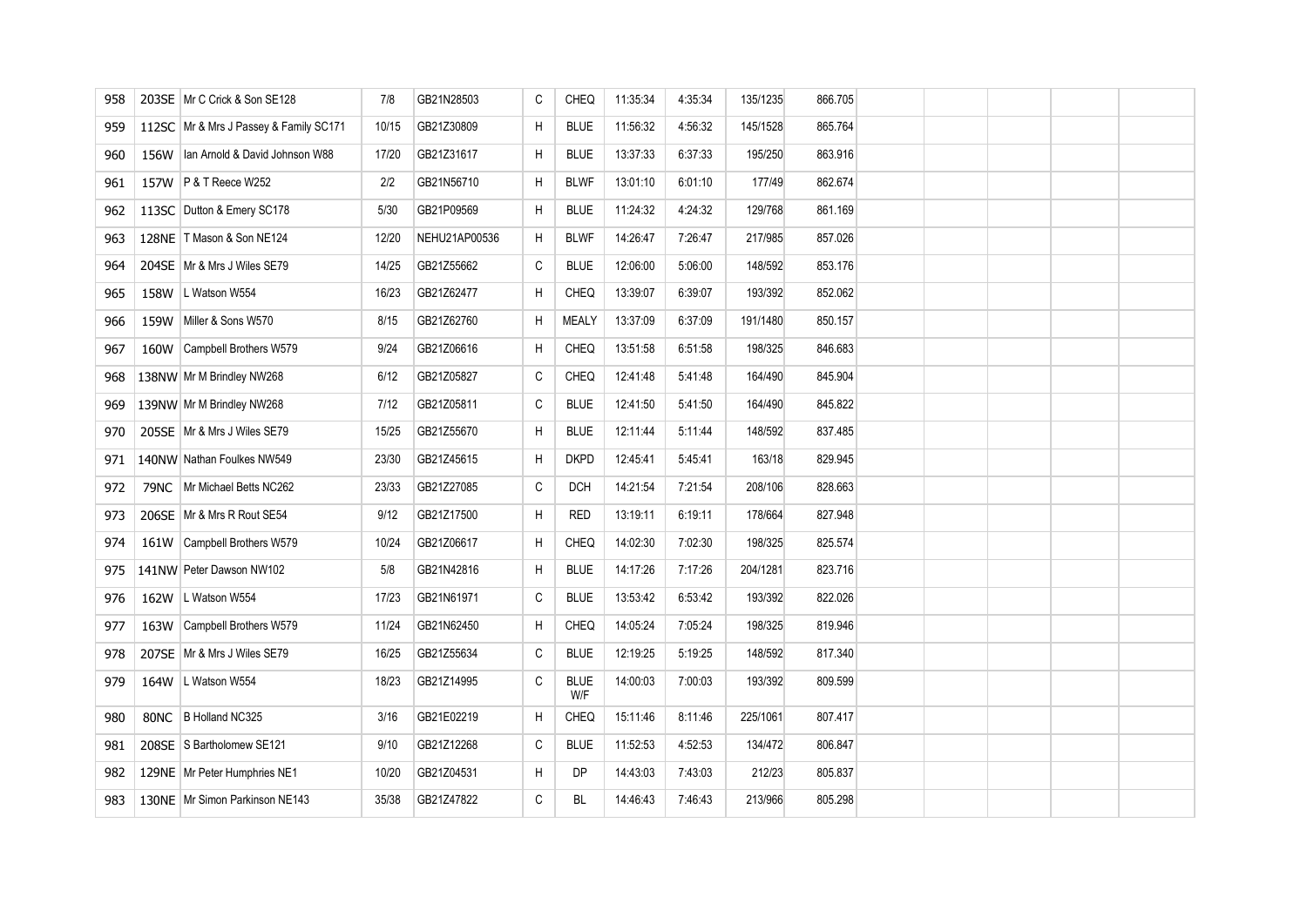| | | | | | | | | | | | | | | | |
|---|---|---|---|---|---|---|---|---|---|---|---|---|---|---|---|
| 958 | 203SE | Mr C Crick & Son SE128 | 7/8 | GB21N28503 | C | CHEQ | 11:35:34 | 4:35:34 | 135/1235 | 866.705 | | | | | |
| 959 | 112SC | Mr & Mrs J Passey & Family SC171 | 10/15 | GB21Z30809 | H | BLUE | 11:56:32 | 4:56:32 | 145/1528 | 865.764 | | | | | |
| 960 | 156W | Ian Arnold & David Johnson W88 | 17/20 | GB21Z31617 | H | BLUE | 13:37:33 | 6:37:33 | 195/250 | 863.916 | | | | | |
| 961 | 157W | P & T Reece W252 | 2/2 | GB21N56710 | H | BLWF | 13:01:10 | 6:01:10 | 177/49 | 862.674 | | | | | |
| 962 | 113SC | Dutton & Emery SC178 | 5/30 | GB21P09569 | H | BLUE | 11:24:32 | 4:24:32 | 129/768 | 861.169 | | | | | |
| 963 | 128NE | T Mason & Son NE124 | 12/20 | NEHU21AP00536 | H | BLWF | 14:26:47 | 7:26:47 | 217/985 | 857.026 | | | | | |
| 964 | 204SE | Mr & Mrs J Wiles SE79 | 14/25 | GB21Z55662 | C | BLUE | 12:06:00 | 5:06:00 | 148/592 | 853.176 | | | | | |
| 965 | 158W | L Watson W554 | 16/23 | GB21Z62477 | H | CHEQ | 13:39:07 | 6:39:07 | 193/392 | 852.062 | | | | | |
| 966 | 159W | Miller & Sons W570 | 8/15 | GB21Z62760 | H | MEALY | 13:37:09 | 6:37:09 | 191/1480 | 850.157 | | | | | |
| 967 | 160W | Campbell Brothers W579 | 9/24 | GB21Z06616 | H | CHEQ | 13:51:58 | 6:51:58 | 198/325 | 846.683 | | | | | |
| 968 | 138NW | Mr M Brindley NW268 | 6/12 | GB21Z05827 | C | CHEQ | 12:41:48 | 5:41:48 | 164/490 | 845.904 | | | | | |
| 969 | 139NW | Mr M Brindley NW268 | 7/12 | GB21Z05811 | C | BLUE | 12:41:50 | 5:41:50 | 164/490 | 845.822 | | | | | |
| 970 | 205SE | Mr & Mrs J Wiles SE79 | 15/25 | GB21Z55670 | H | BLUE | 12:11:44 | 5:11:44 | 148/592 | 837.485 | | | | | |
| 971 | 140NW | Nathan Foulkes NW549 | 23/30 | GB21Z45615 | H | DKPD | 12:45:41 | 5:45:41 | 163/18 | 829.945 | | | | | |
| 972 | 79NC | Mr Michael Betts NC262 | 23/33 | GB21Z27085 | C | DCH | 14:21:54 | 7:21:54 | 208/106 | 828.663 | | | | | |
| 973 | 206SE | Mr & Mrs R Rout SE54 | 9/12 | GB21Z17500 | H | RED | 13:19:11 | 6:19:11 | 178/664 | 827.948 | | | | | |
| 974 | 161W | Campbell Brothers W579 | 10/24 | GB21Z06617 | H | CHEQ | 14:02:30 | 7:02:30 | 198/325 | 825.574 | | | | | |
| 975 | 141NW | Peter Dawson NW102 | 5/8 | GB21N42816 | H | BLUE | 14:17:26 | 7:17:26 | 204/1281 | 823.716 | | | | | |
| 976 | 162W | L Watson W554 | 17/23 | GB21N61971 | C | BLUE | 13:53:42 | 6:53:42 | 193/392 | 822.026 | | | | | |
| 977 | 163W | Campbell Brothers W579 | 11/24 | GB21N62450 | H | CHEQ | 14:05:24 | 7:05:24 | 198/325 | 819.946 | | | | | |
| 978 | 207SE | Mr & Mrs J Wiles SE79 | 16/25 | GB21Z55634 | C | BLUE | 12:19:25 | 5:19:25 | 148/592 | 817.340 | | | | | |
| 979 | 164W | L Watson W554 | 18/23 | GB21Z14995 | C | BLUE W/F | 14:00:03 | 7:00:03 | 193/392 | 809.599 | | | | | |
| 980 | 80NC | B Holland NC325 | 3/16 | GB21E02219 | H | CHEQ | 15:11:46 | 8:11:46 | 225/1061 | 807.417 | | | | | |
| 981 | 208SE | S Bartholomew SE121 | 9/10 | GB21Z12268 | C | BLUE | 11:52:53 | 4:52:53 | 134/472 | 806.847 | | | | | |
| 982 | 129NE | Mr Peter Humphries NE1 | 10/20 | GB21Z04531 | H | DP | 14:43:03 | 7:43:03 | 212/23 | 805.837 | | | | | |
| 983 | 130NE | Mr Simon Parkinson NE143 | 35/38 | GB21Z47822 | C | BL | 14:46:43 | 7:46:43 | 213/966 | 805.298 | | | | | |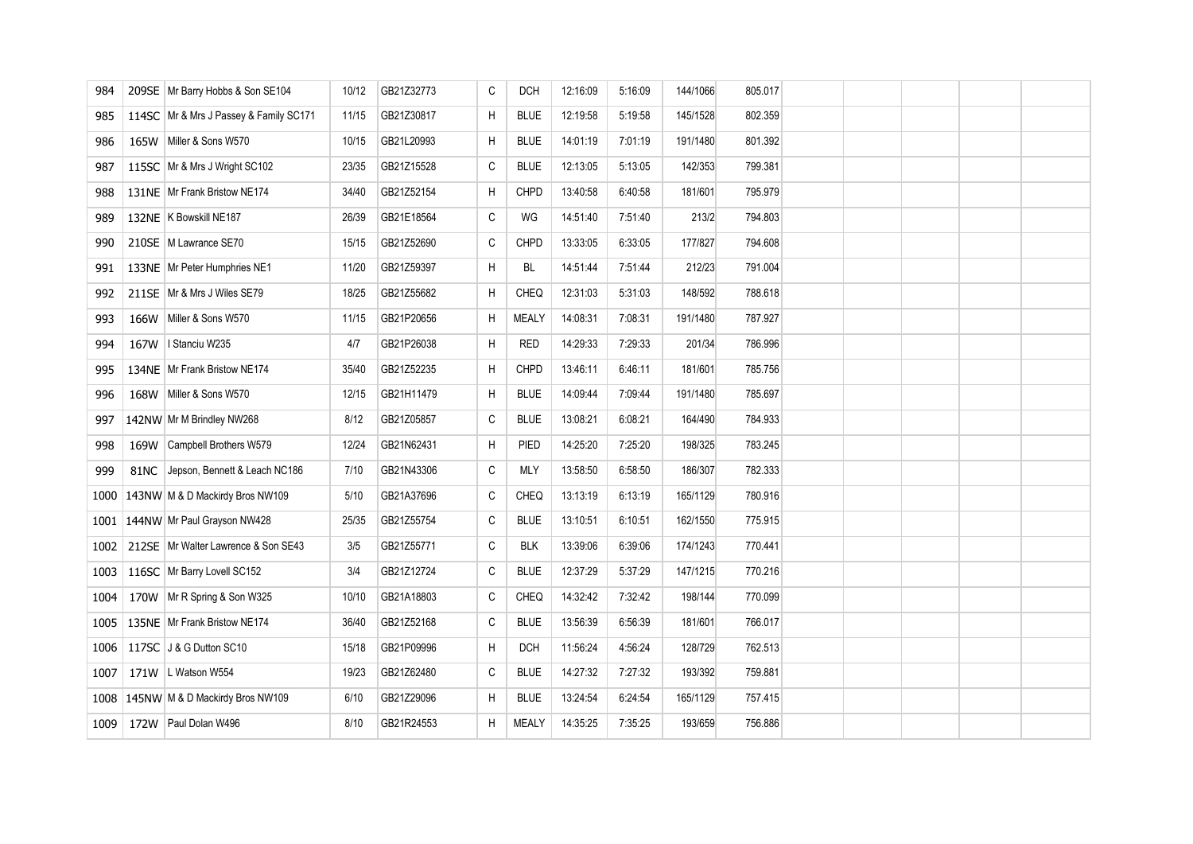| | | | | | | | | | | | | | | |
|---|---|---|---|---|---|---|---|---|---|---|---|---|---|---|
| 984 | 209SE | Mr Barry Hobbs & Son SE104 | 10/12 | GB21Z32773 | C | DCH | 12:16:09 | 5:16:09 | 144/1066 | 805.017 | | | | |
| 985 | 114SC | Mr & Mrs J Passey & Family SC171 | 11/15 | GB21Z30817 | H | BLUE | 12:19:58 | 5:19:58 | 145/1528 | 802.359 | | | | |
| 986 | 165W | Miller & Sons W570 | 10/15 | GB21L20993 | H | BLUE | 14:01:19 | 7:01:19 | 191/1480 | 801.392 | | | | |
| 987 | 115SC | Mr & Mrs J Wright SC102 | 23/35 | GB21Z15528 | C | BLUE | 12:13:05 | 5:13:05 | 142/353 | 799.381 | | | | |
| 988 | 131NE | Mr Frank Bristow NE174 | 34/40 | GB21Z52154 | H | CHPD | 13:40:58 | 6:40:58 | 181/601 | 795.979 | | | | |
| 989 | 132NE | K Bowskill NE187 | 26/39 | GB21E18564 | C | WG | 14:51:40 | 7:51:40 | 213/2 | 794.803 | | | | |
| 990 | 210SE | M Lawrance SE70 | 15/15 | GB21Z52690 | C | CHPD | 13:33:05 | 6:33:05 | 177/827 | 794.608 | | | | |
| 991 | 133NE | Mr Peter Humphries NE1 | 11/20 | GB21Z59397 | H | BL | 14:51:44 | 7:51:44 | 212/23 | 791.004 | | | | |
| 992 | 211SE | Mr & Mrs J Wiles SE79 | 18/25 | GB21Z55682 | H | CHEQ | 12:31:03 | 5:31:03 | 148/592 | 788.618 | | | | |
| 993 | 166W | Miller & Sons W570 | 11/15 | GB21P20656 | H | MEALY | 14:08:31 | 7:08:31 | 191/1480 | 787.927 | | | | |
| 994 | 167W | I Stanciu W235 | 4/7 | GB21P26038 | H | RED | 14:29:33 | 7:29:33 | 201/34 | 786.996 | | | | |
| 995 | 134NE | Mr Frank Bristow NE174 | 35/40 | GB21Z52235 | H | CHPD | 13:46:11 | 6:46:11 | 181/601 | 785.756 | | | | |
| 996 | 168W | Miller & Sons W570 | 12/15 | GB21H11479 | H | BLUE | 14:09:44 | 7:09:44 | 191/1480 | 785.697 | | | | |
| 997 | 142NW | Mr M Brindley NW268 | 8/12 | GB21Z05857 | C | BLUE | 13:08:21 | 6:08:21 | 164/490 | 784.933 | | | | |
| 998 | 169W | Campbell Brothers W579 | 12/24 | GB21N62431 | H | PIED | 14:25:20 | 7:25:20 | 198/325 | 783.245 | | | | |
| 999 | 81NC | Jepson, Bennett & Leach NC186 | 7/10 | GB21N43306 | C | MLY | 13:58:50 | 6:58:50 | 186/307 | 782.333 | | | | |
| 1000 | 143NW | M & D Mackirdy Bros NW109 | 5/10 | GB21A37696 | C | CHEQ | 13:13:19 | 6:13:19 | 165/1129 | 780.916 | | | | |
| 1001 | 144NW | Mr Paul Grayson NW428 | 25/35 | GB21Z55754 | C | BLUE | 13:10:51 | 6:10:51 | 162/1550 | 775.915 | | | | |
| 1002 | 212SE | Mr Walter Lawrence & Son SE43 | 3/5 | GB21Z55771 | C | BLK | 13:39:06 | 6:39:06 | 174/1243 | 770.441 | | | | |
| 1003 | 116SC | Mr Barry Lovell SC152 | 3/4 | GB21Z12724 | C | BLUE | 12:37:29 | 5:37:29 | 147/1215 | 770.216 | | | | |
| 1004 | 170W | Mr R Spring & Son W325 | 10/10 | GB21A18803 | C | CHEQ | 14:32:42 | 7:32:42 | 198/144 | 770.099 | | | | |
| 1005 | 135NE | Mr Frank Bristow NE174 | 36/40 | GB21Z52168 | C | BLUE | 13:56:39 | 6:56:39 | 181/601 | 766.017 | | | | |
| 1006 | 117SC | J & G Dutton SC10 | 15/18 | GB21P09996 | H | DCH | 11:56:24 | 4:56:24 | 128/729 | 762.513 | | | | |
| 1007 | 171W | L Watson W554 | 19/23 | GB21Z62480 | C | BLUE | 14:27:32 | 7:27:32 | 193/392 | 759.881 | | | | |
| 1008 | 145NW | M & D Mackirdy Bros NW109 | 6/10 | GB21Z29096 | H | BLUE | 13:24:54 | 6:24:54 | 165/1129 | 757.415 | | | | |
| 1009 | 172W | Paul Dolan W496 | 8/10 | GB21R24553 | H | MEALY | 14:35:25 | 7:35:25 | 193/659 | 756.886 | | | | |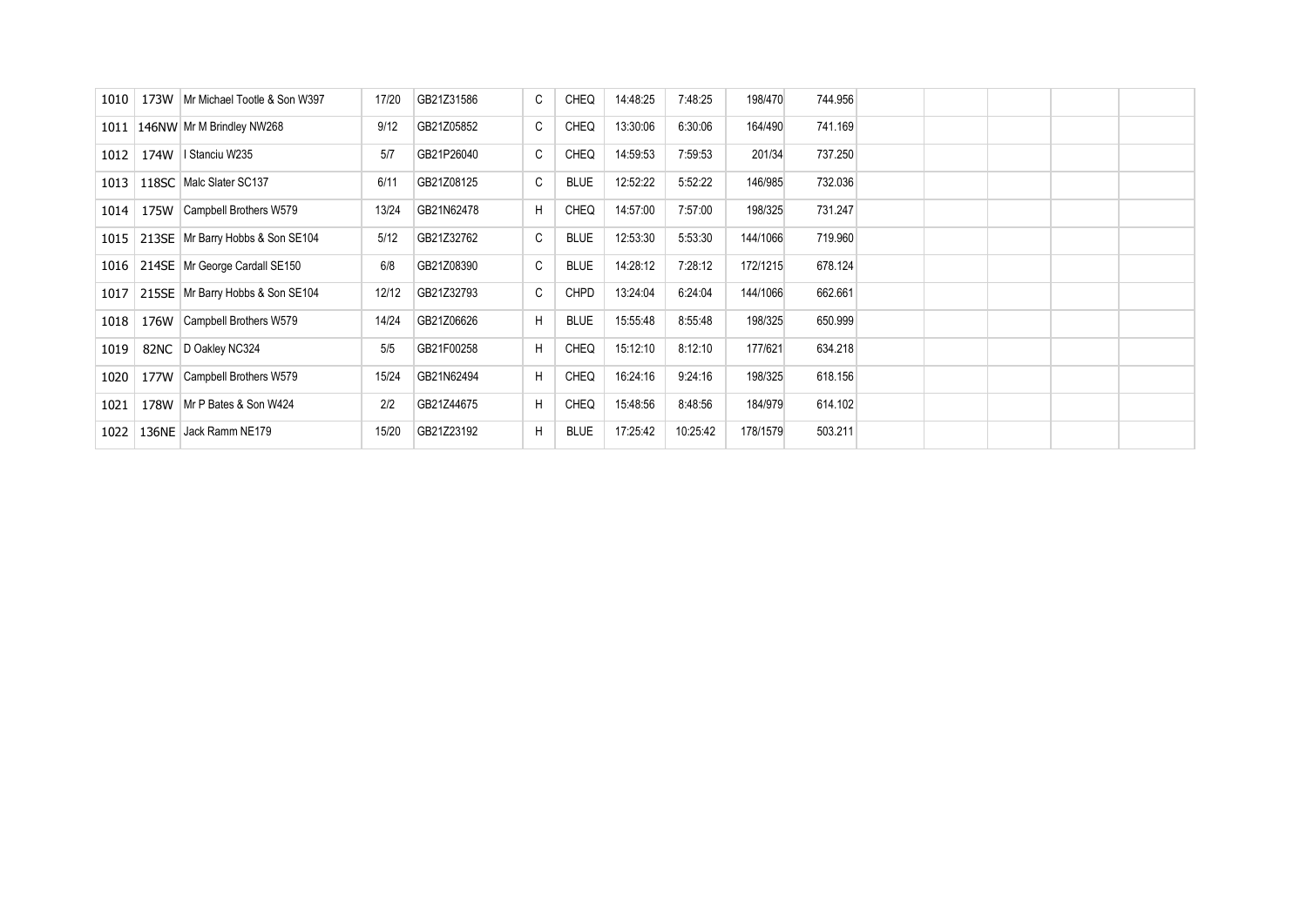| | | | | | | | | | | | | | | | |
|---|---|---|---|---|---|---|---|---|---|---|---|---|---|---|---|
| 1010 | 173W | Mr Michael Tootle & Son W397 | 17/20 | GB21Z31586 | C | CHEQ | 14:48:25 | 7:48:25 | 198/470 | 744.956 | | | | | |
| 1011 | 146NW | Mr M Brindley NW268 | 9/12 | GB21Z05852 | C | CHEQ | 13:30:06 | 6:30:06 | 164/490 | 741.169 | | | | | |
| 1012 | 174W | I Stanciu W235 | 5/7 | GB21P26040 | C | CHEQ | 14:59:53 | 7:59:53 | 201/34 | 737.250 | | | | | |
| 1013 | 118SC | Malc Slater SC137 | 6/11 | GB21Z08125 | C | BLUE | 12:52:22 | 5:52:22 | 146/985 | 732.036 | | | | | |
| 1014 | 175W | Campbell Brothers W579 | 13/24 | GB21N62478 | H | CHEQ | 14:57:00 | 7:57:00 | 198/325 | 731.247 | | | | | |
| 1015 | 213SE | Mr Barry Hobbs & Son SE104 | 5/12 | GB21Z32762 | C | BLUE | 12:53:30 | 5:53:30 | 144/1066 | 719.960 | | | | | |
| 1016 | 214SE | Mr George Cardall SE150 | 6/8 | GB21Z08390 | C | BLUE | 14:28:12 | 7:28:12 | 172/1215 | 678.124 | | | | | |
| 1017 | 215SE | Mr Barry Hobbs & Son SE104 | 12/12 | GB21Z32793 | C | CHPD | 13:24:04 | 6:24:04 | 144/1066 | 662.661 | | | | | |
| 1018 | 176W | Campbell Brothers W579 | 14/24 | GB21Z06626 | H | BLUE | 15:55:48 | 8:55:48 | 198/325 | 650.999 | | | | | |
| 1019 | 82NC | D Oakley NC324 | 5/5 | GB21F00258 | H | CHEQ | 15:12:10 | 8:12:10 | 177/621 | 634.218 | | | | | |
| 1020 | 177W | Campbell Brothers W579 | 15/24 | GB21N62494 | H | CHEQ | 16:24:16 | 9:24:16 | 198/325 | 618.156 | | | | | |
| 1021 | 178W | Mr P Bates & Son W424 | 2/2 | GB21Z44675 | H | CHEQ | 15:48:56 | 8:48:56 | 184/979 | 614.102 | | | | | |
| 1022 | 136NE | Jack Ramm NE179 | 15/20 | GB21Z23192 | H | BLUE | 17:25:42 | 10:25:42 | 178/1579 | 503.211 | | | | | |